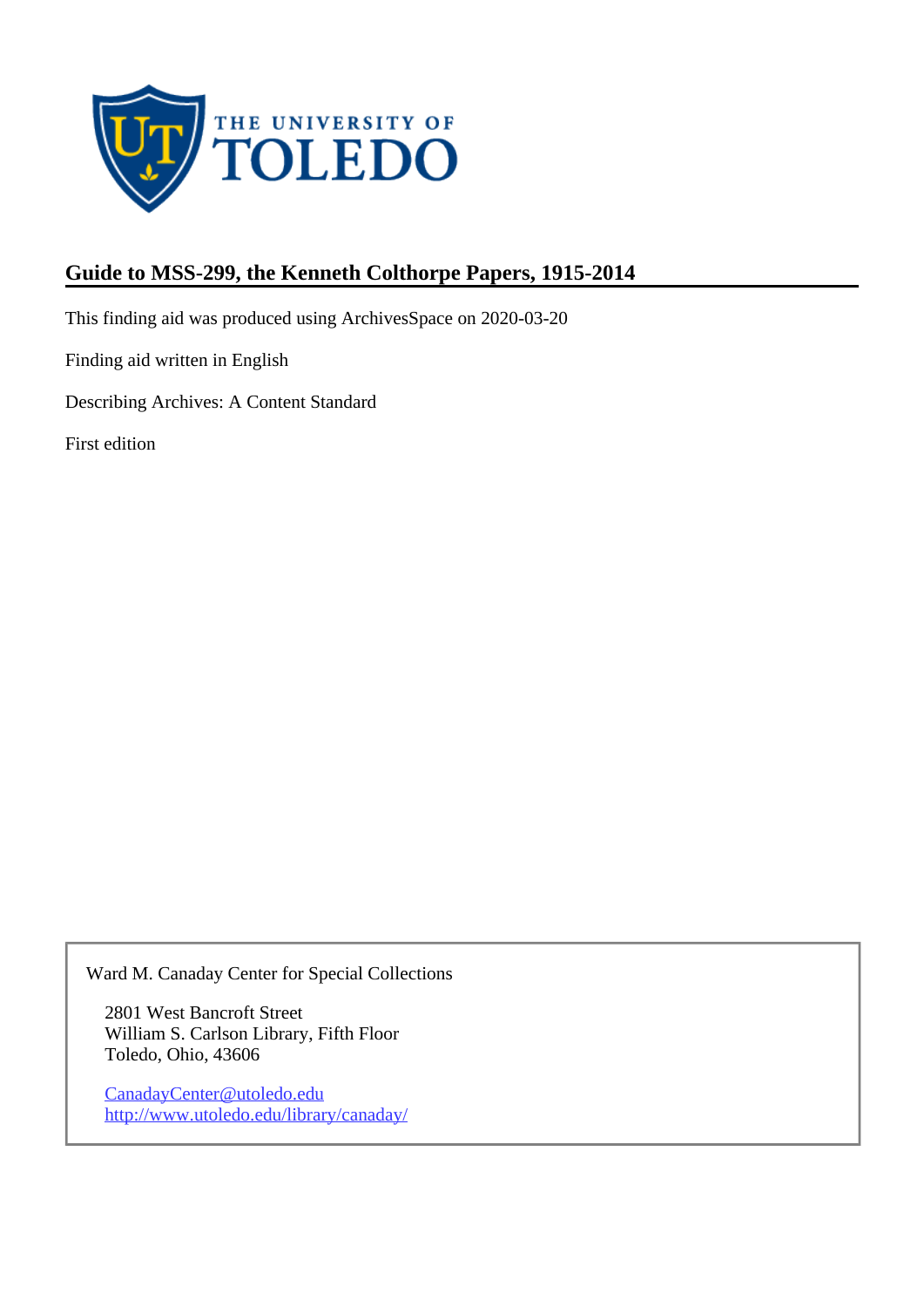THE UNIVERSITY OF TOLEDO

# Guide to MSS-299, the Kenneth Colthorpe Papers, 1915-2014

This finding aid was produced using ArchivesSpace on 2020-03-20

Finding aid written in English

Describing Archives: A Content Standard

First edition

Ward M. Canaday Center for Special Collections

2801 West Bancroft Street
William S. Carlson Library, Fifth Floor
Toledo, Ohio, 43606

CanadayCenter@utoledo.edu
http://www.utoledo.edu/library/canaday/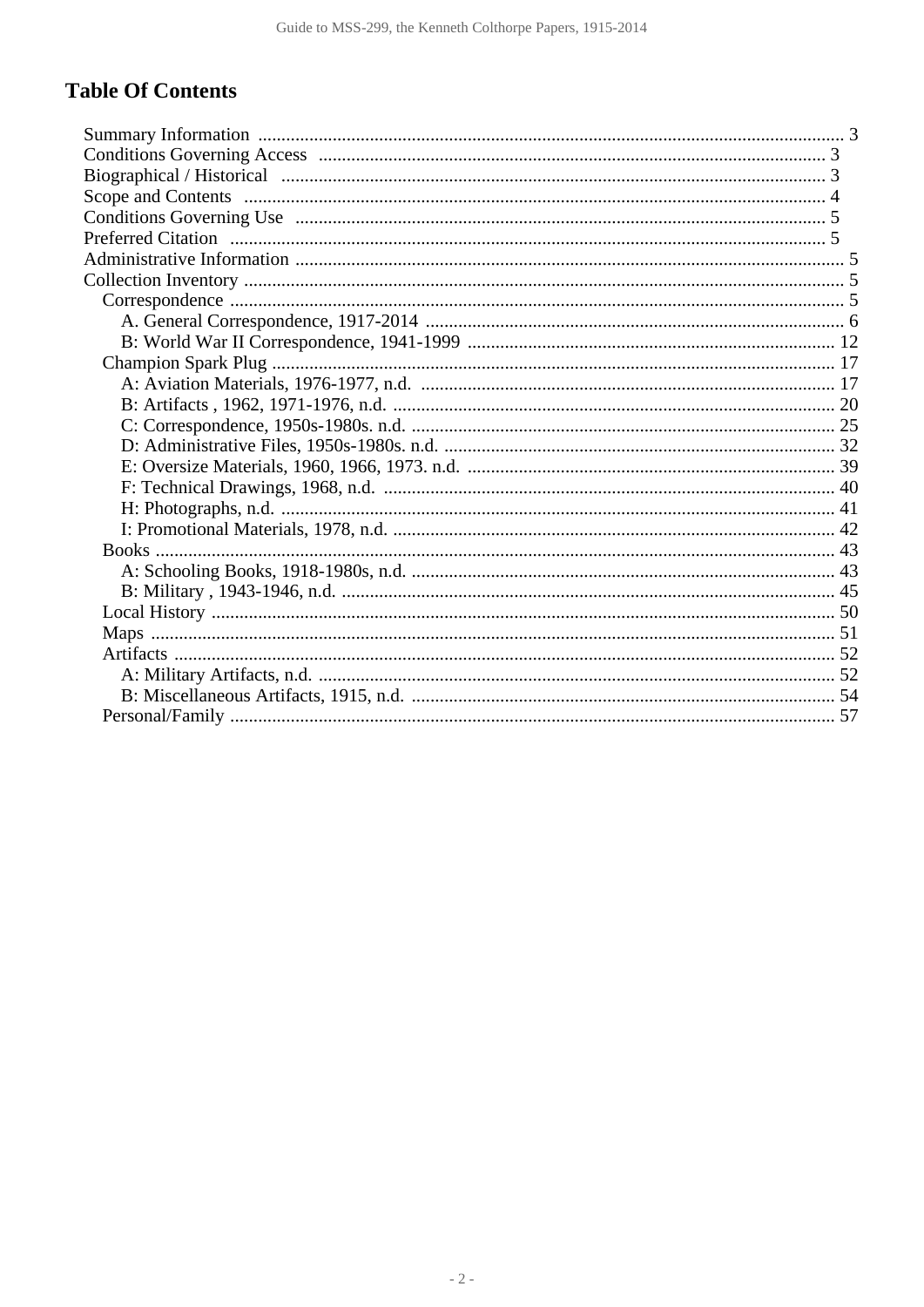# Table Of Contents

- Summary Information ... 3
- Conditions Governing Access ... 3
- Biographical / Historical ... 3
- Scope and Contents ... 4
- Conditions Governing Use ... 5
- Preferred Citation ... 5
- Administrative Information ... 5
- Collection Inventory ... 5
  - Correspondence ... 5
    - A. General Correspondence, 1917-2014 ... 6
    - B: World War II Correspondence, 1941-1999 ... 12
  - Champion Spark Plug ... 17
    - A: Aviation Materials, 1976-1977, n.d. ... 17
    - B: Artifacts , 1962, 1971-1976, n.d. ... 20
    - C: Correspondence, 1950s-1980s. n.d. ... 25
    - D: Administrative Files, 1950s-1980s. n.d. ... 32
    - E: Oversize Materials, 1960, 1966, 1973. n.d. ... 39
    - F: Technical Drawings, 1968, n.d. ... 40
    - H: Photographs, n.d. ... 41
    - I: Promotional Materials, 1978, n.d. ... 42
  - Books ... 43
    - A: Schooling Books, 1918-1980s, n.d. ... 43
    - B: Military , 1943-1946, n.d. ... 45
  - Local History ... 50
  - Maps ... 51
  - Artifacts ... 52
    - A: Military Artifacts, n.d. ... 52
    - B: Miscellaneous Artifacts, 1915, n.d. ... 54
  - Personal/Family ... 57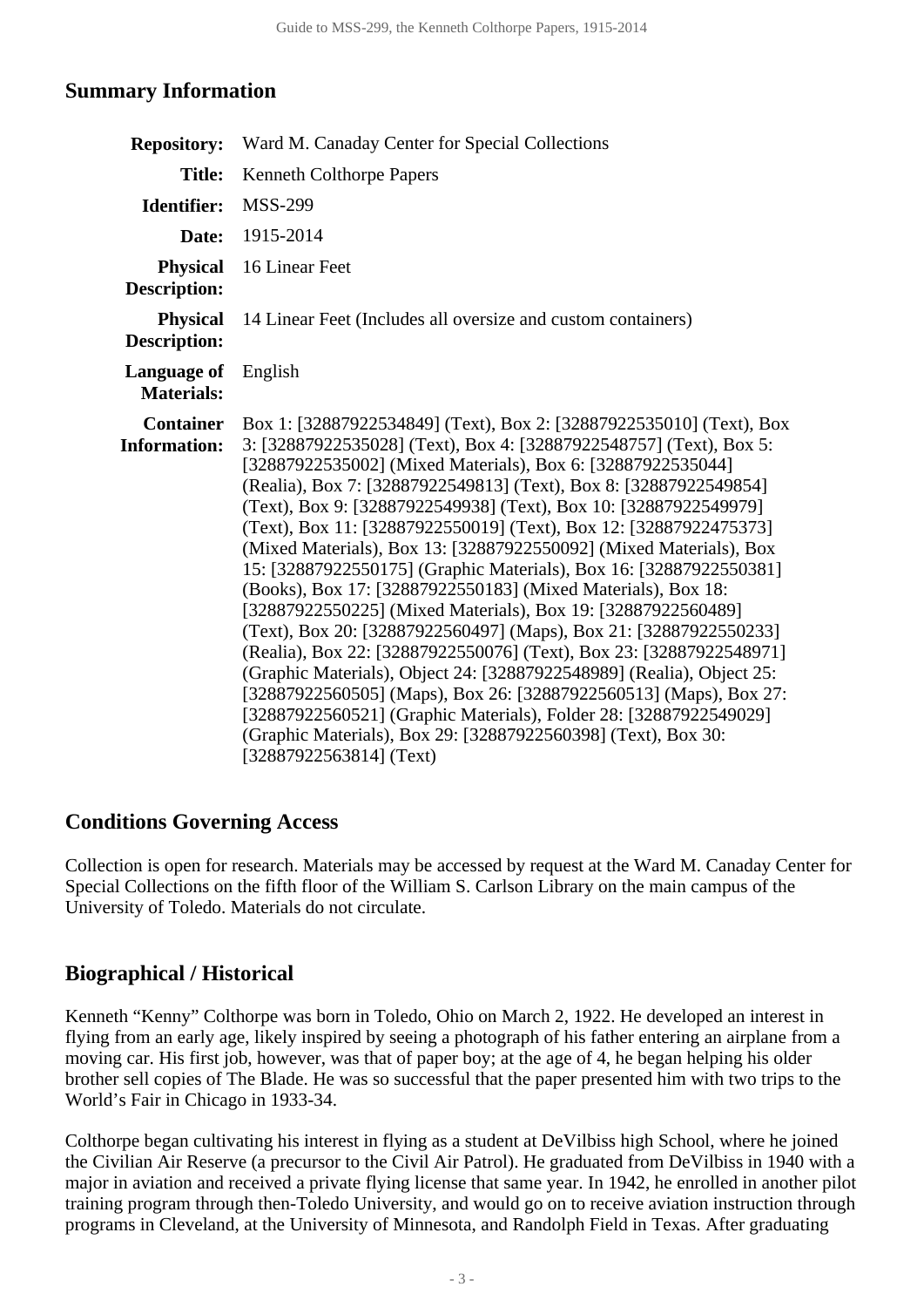## Summary Information

| | |
|---|---|
| **Repository:** | Ward M. Canaday Center for Special Collections |
| **Title:** | Kenneth Colthorpe Papers |
| **Identifier:** | MSS-299 |
| **Date:** | 1915-2014 |
| **Physical Description:** | 16 Linear Feet |
| **Physical Description:** | 14 Linear Feet (Includes all oversize and custom containers) |
| **Language of Materials:** | English |
| **Container Information:** | Box 1: [32887922534849] (Text), Box 2: [32887922535010] (Text), Box 3: [32887922535028] (Text), Box 4: [32887922548757] (Text), Box 5: [32887922535002] (Mixed Materials), Box 6: [32887922535044] (Realia), Box 7: [32887922549813] (Text), Box 8: [32887922549854] (Text), Box 9: [32887922549938] (Text), Box 10: [32887922549979] (Text), Box 11: [32887922550019] (Text), Box 12: [32887922475373] (Mixed Materials), Box 13: [32887922550092] (Mixed Materials), Box 15: [32887922550175] (Graphic Materials), Box 16: [32887922550381] (Books), Box 17: [32887922550183] (Mixed Materials), Box 18: [32887922550225] (Mixed Materials), Box 19: [32887922560489] (Text), Box 20: [32887922560497] (Maps), Box 21: [32887922550233] (Realia), Box 22: [32887922550076] (Text), Box 23: [32887922548971] (Graphic Materials), Object 24: [32887922548989] (Realia), Object 25: [32887922560505] (Maps), Box 26: [32887922560513] (Maps), Box 27: [32887922560521] (Graphic Materials), Folder 28: [32887922549029] (Graphic Materials), Box 29: [32887922560398] (Text), Box 30: [32887922563814] (Text) |

## Conditions Governing Access

Collection is open for research. Materials may be accessed by request at the Ward M. Canaday Center for Special Collections on the fifth floor of the William S. Carlson Library on the main campus of the University of Toledo. Materials do not circulate.

## Biographical / Historical

Kenneth “Kenny” Colthorpe was born in Toledo, Ohio on March 2, 1922. He developed an interest in flying from an early age, likely inspired by seeing a photograph of his father entering an airplane from a moving car. His first job, however, was that of paper boy; at the age of 4, he began helping his older brother sell copies of The Blade. He was so successful that the paper presented him with two trips to the World’s Fair in Chicago in 1933-34.

Colthorpe began cultivating his interest in flying as a student at DeVilbiss high School, where he joined the Civilian Air Reserve (a precursor to the Civil Air Patrol). He graduated from DeVilbiss in 1940 with a major in aviation and received a private flying license that same year. In 1942, he enrolled in another pilot training program through then-Toledo University, and would go on to receive aviation instruction through programs in Cleveland, at the University of Minnesota, and Randolph Field in Texas. After graduating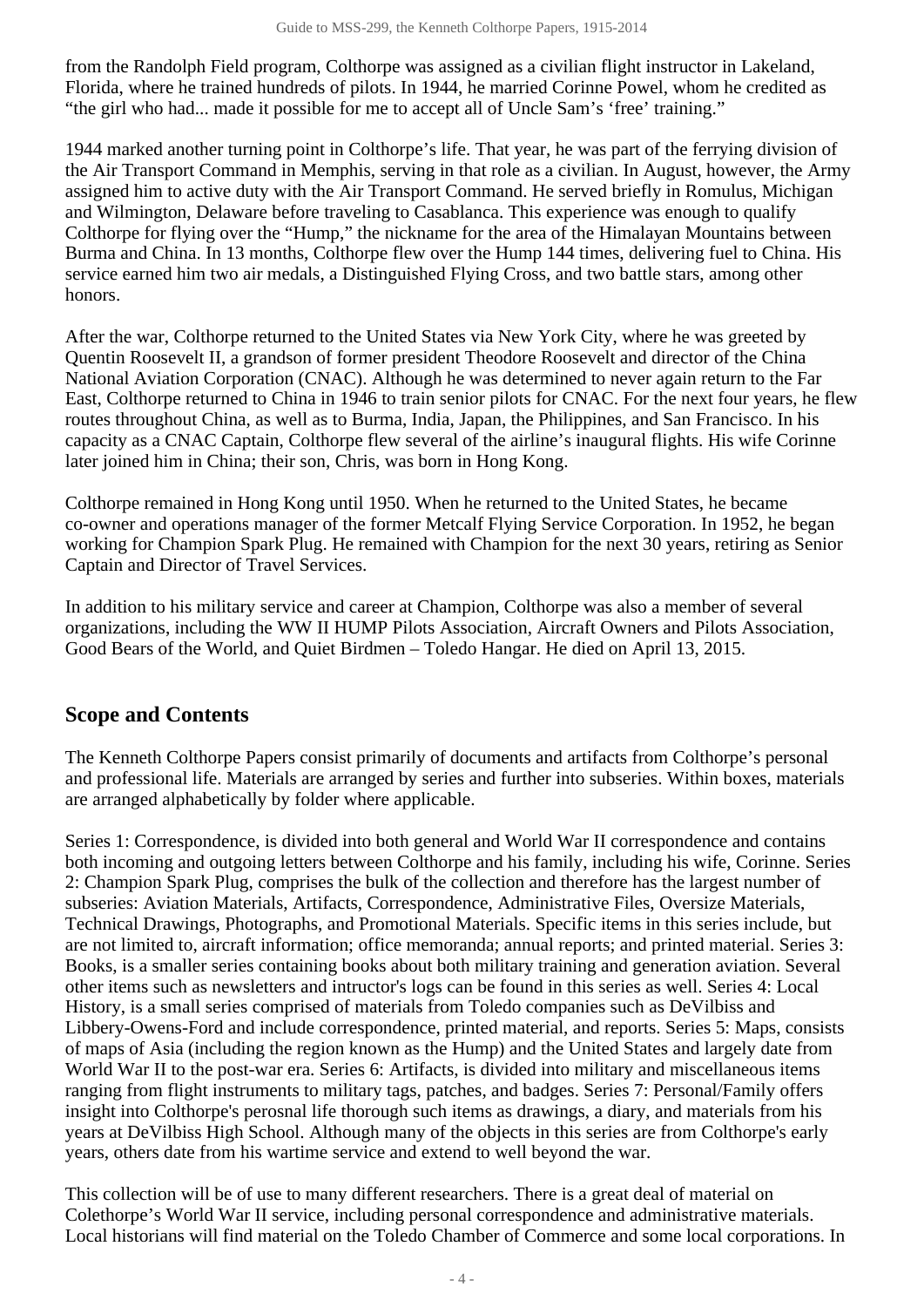from the Randolph Field program, Colthorpe was assigned as a civilian flight instructor in Lakeland, Florida, where he trained hundreds of pilots. In 1944, he married Corinne Powel, whom he credited as "the girl who had... made it possible for me to accept all of Uncle Sam's 'free' training."

1944 marked another turning point in Colthorpe's life. That year, he was part of the ferrying division of the Air Transport Command in Memphis, serving in that role as a civilian. In August, however, the Army assigned him to active duty with the Air Transport Command. He served briefly in Romulus, Michigan and Wilmington, Delaware before traveling to Casablanca. This experience was enough to qualify Colthorpe for flying over the "Hump," the nickname for the area of the Himalayan Mountains between Burma and China. In 13 months, Colthorpe flew over the Hump 144 times, delivering fuel to China. His service earned him two air medals, a Distinguished Flying Cross, and two battle stars, among other honors.

After the war, Colthorpe returned to the United States via New York City, where he was greeted by Quentin Roosevelt II, a grandson of former president Theodore Roosevelt and director of the China National Aviation Corporation (CNAC). Although he was determined to never again return to the Far East, Colthorpe returned to China in 1946 to train senior pilots for CNAC. For the next four years, he flew routes throughout China, as well as to Burma, India, Japan, the Philippines, and San Francisco. In his capacity as a CNAC Captain, Colthorpe flew several of the airline's inaugural flights. His wife Corinne later joined him in China; their son, Chris, was born in Hong Kong.

Colthorpe remained in Hong Kong until 1950. When he returned to the United States, he became co-owner and operations manager of the former Metcalf Flying Service Corporation. In 1952, he began working for Champion Spark Plug. He remained with Champion for the next 30 years, retiring as Senior Captain and Director of Travel Services.

In addition to his military service and career at Champion, Colthorpe was also a member of several organizations, including the WW II HUMP Pilots Association, Aircraft Owners and Pilots Association, Good Bears of the World, and Quiet Birdmen – Toledo Hangar. He died on April 13, 2015.

## Scope and Contents

The Kenneth Colthorpe Papers consist primarily of documents and artifacts from Colthorpe's personal and professional life. Materials are arranged by series and further into subseries. Within boxes, materials are arranged alphabetically by folder where applicable.

Series 1: Correspondence, is divided into both general and World War II correspondence and contains both incoming and outgoing letters between Colthorpe and his family, including his wife, Corinne. Series 2: Champion Spark Plug, comprises the bulk of the collection and therefore has the largest number of subseries: Aviation Materials, Artifacts, Correspondence, Administrative Files, Oversize Materials, Technical Drawings, Photographs, and Promotional Materials. Specific items in this series include, but are not limited to, aircraft information; office memoranda; annual reports; and printed material. Series 3: Books, is a smaller series containing books about both military training and generation aviation. Several other items such as newsletters and intructor's logs can be found in this series as well. Series 4: Local History, is a small series comprised of materials from Toledo companies such as DeVilbiss and Libbery-Owens-Ford and include correspondence, printed material, and reports. Series 5: Maps, consists of maps of Asia (including the region known as the Hump) and the United States and largely date from World War II to the post-war era. Series 6: Artifacts, is divided into military and miscellaneous items ranging from flight instruments to military tags, patches, and badges. Series 7: Personal/Family offers insight into Colthorpe's perosnal life thorough such items as drawings, a diary, and materials from his years at DeVilbiss High School. Although many of the objects in this series are from Colthorpe's early years, others date from his wartime service and extend to well beyond the war.

This collection will be of use to many different researchers. There is a great deal of material on Colethorpe's World War II service, including personal correspondence and administrative materials. Local historians will find material on the Toledo Chamber of Commerce and some local corporations. In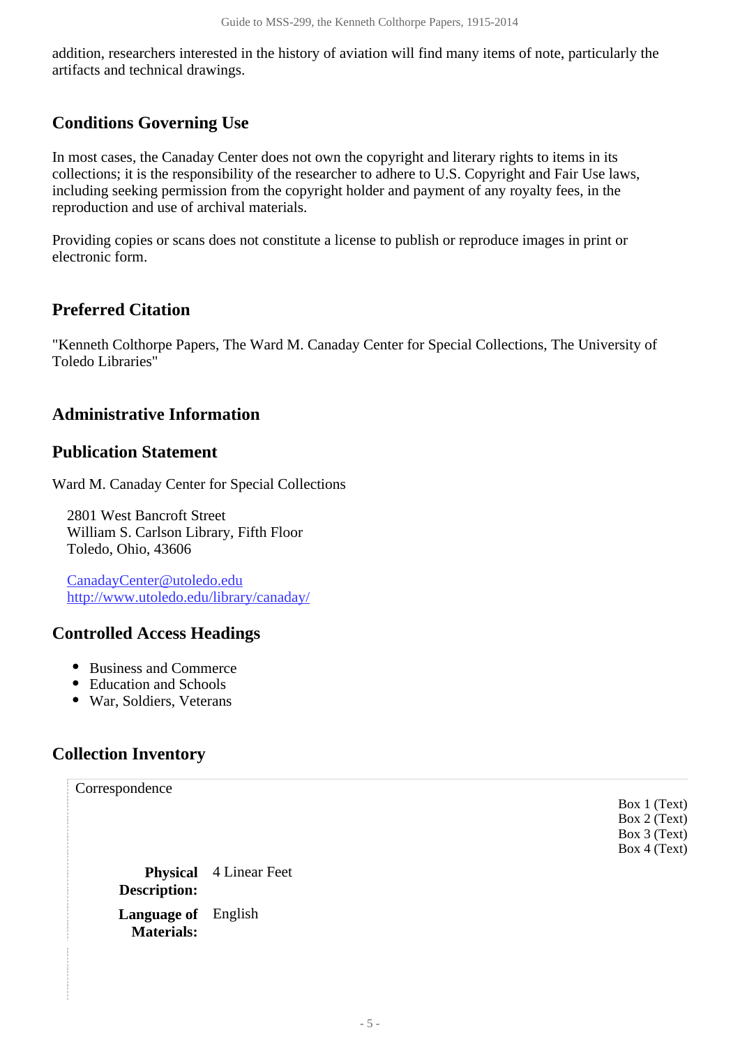addition, researchers interested in the history of aviation will find many items of note, particularly the artifacts and technical drawings.

## Conditions Governing Use

In most cases, the Canaday Center does not own the copyright and literary rights to items in its collections; it is the responsibility of the researcher to adhere to U.S. Copyright and Fair Use laws, including seeking permission from the copyright holder and payment of any royalty fees, in the reproduction and use of archival materials.

Providing copies or scans does not constitute a license to publish or reproduce images in print or electronic form.

## Preferred Citation

"Kenneth Colthorpe Papers, The Ward M. Canaday Center for Special Collections, The University of Toledo Libraries"

## Administrative Information

## Publication Statement

Ward M. Canaday Center for Special Collections

2801 West Bancroft Street
William S. Carlson Library, Fifth Floor
Toledo, Ohio, 43606

CanadayCenter@utoledo.edu
http://www.utoledo.edu/library/canaday/

## Controlled Access Headings

- Business and Commerce
- Education and Schools
- War, Soldiers, Veterans

## Collection Inventory

Correspondence

Box 1 (Text)
Box 2 (Text)
Box 3 (Text)
Box 4 (Text)

**Physical Description:** 4 Linear Feet

**Language of Materials:** English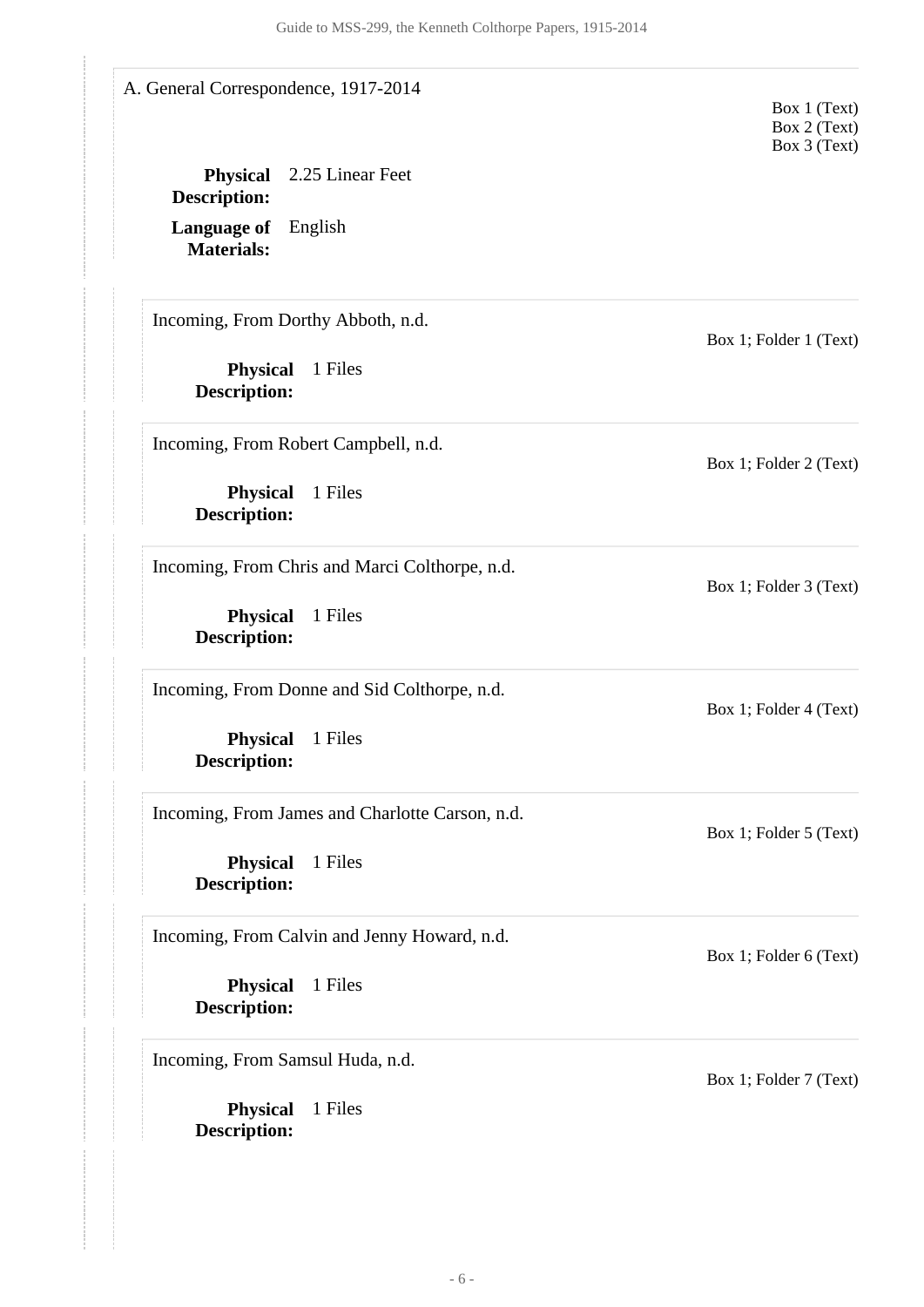A. General Correspondence, 1917-2014

Box 1 (Text)
Box 2 (Text)
Box 3 (Text)

**Physical Description:** 2.25 Linear Feet

**Language of Materials:** English

Incoming, From Dorthy Abboth, n.d.

Box 1; Folder 1 (Text)

**Physical Description:** 1 Files

Incoming, From Robert Campbell, n.d.

Box 1; Folder 2 (Text)

**Physical Description:** 1 Files

Incoming, From Chris and Marci Colthorpe, n.d.

Box 1; Folder 3 (Text)

**Physical Description:** 1 Files

Incoming, From Donne and Sid Colthorpe, n.d.

Box 1; Folder 4 (Text)

**Physical Description:** 1 Files

Incoming, From James and Charlotte Carson, n.d.

Box 1; Folder 5 (Text)

**Physical Description:** 1 Files

Incoming, From Calvin and Jenny Howard, n.d.

Box 1; Folder 6 (Text)

**Physical Description:** 1 Files

Incoming, From Samsul Huda, n.d.

Box 1; Folder 7 (Text)

**Physical Description:** 1 Files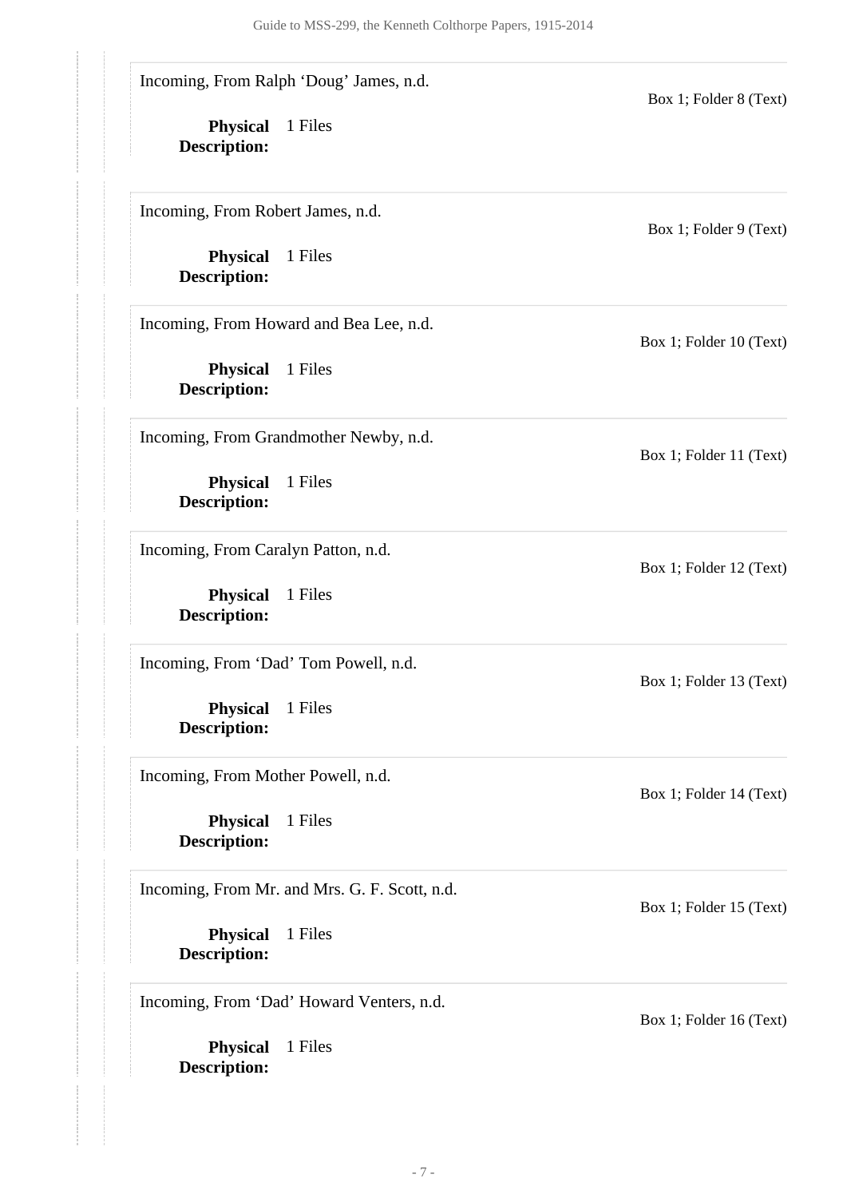Incoming, From Ralph 'Doug' James, n.d.

Box 1; Folder 8 (Text)

**Physical Description:** 1 Files

Incoming, From Robert James, n.d.

Box 1; Folder 9 (Text)

**Physical Description:** 1 Files

Incoming, From Howard and Bea Lee, n.d.

Box 1; Folder 10 (Text)

**Physical Description:** 1 Files

Incoming, From Grandmother Newby, n.d.

Box 1; Folder 11 (Text)

**Physical Description:** 1 Files

Incoming, From Caralyn Patton, n.d.

Box 1; Folder 12 (Text)

**Physical Description:** 1 Files

Incoming, From 'Dad' Tom Powell, n.d.

Box 1; Folder 13 (Text)

**Physical Description:** 1 Files

Incoming, From Mother Powell, n.d.

Box 1; Folder 14 (Text)

**Physical Description:** 1 Files

Incoming, From Mr. and Mrs. G. F. Scott, n.d.

Box 1; Folder 15 (Text)

**Physical Description:** 1 Files

Incoming, From 'Dad' Howard Venters, n.d.

Box 1; Folder 16 (Text)

**Physical Description:** 1 Files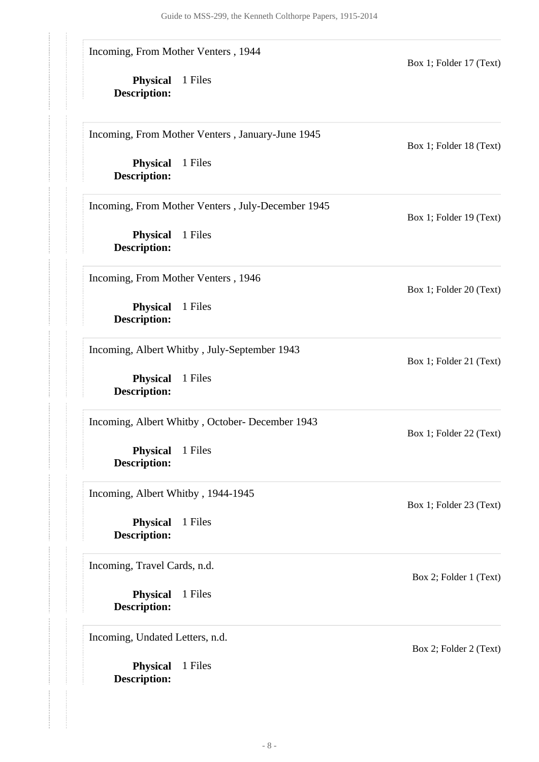Incoming, From Mother Venters , 1944

Box 1; Folder 17 (Text)

**Physical Description:** 1 Files

Incoming, From Mother Venters , January-June 1945

Box 1; Folder 18 (Text)

**Physical Description:** 1 Files

Incoming, From Mother Venters , July-December 1945

Box 1; Folder 19 (Text)

**Physical Description:** 1 Files

Incoming, From Mother Venters , 1946

Box 1; Folder 20 (Text)

**Physical Description:** 1 Files

Incoming, Albert Whitby , July-September 1943

Box 1; Folder 21 (Text)

**Physical Description:** 1 Files

Incoming, Albert Whitby , October- December 1943

Box 1; Folder 22 (Text)

**Physical Description:** 1 Files

Incoming, Albert Whitby , 1944-1945

Box 1; Folder 23 (Text)

**Physical Description:** 1 Files

Incoming, Travel Cards, n.d.

Box 2; Folder 1 (Text)

**Physical Description:** 1 Files

Incoming, Undated Letters, n.d.

Box 2; Folder 2 (Text)

**Physical Description:** 1 Files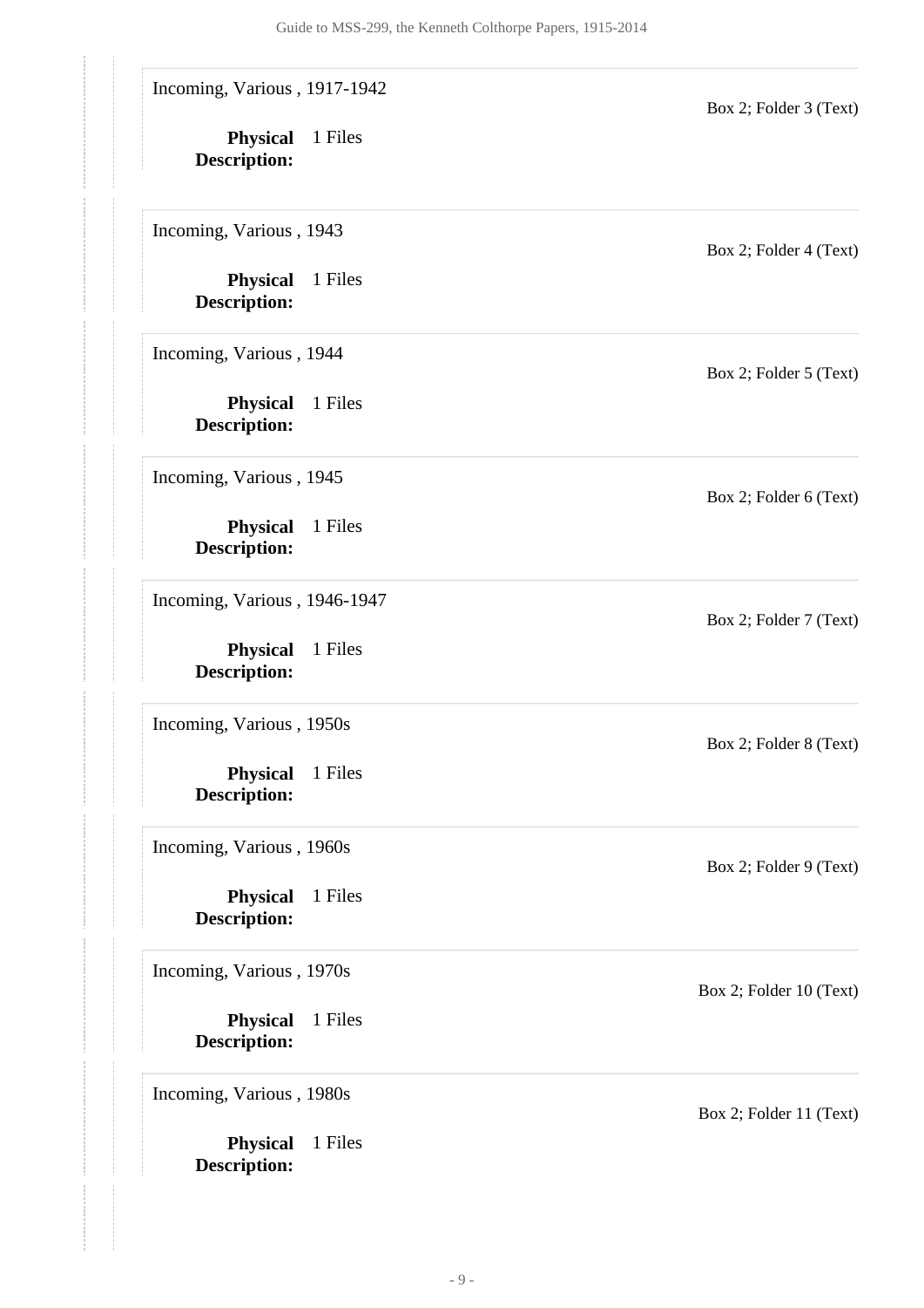Incoming, Various , 1917-1942

Box 2; Folder 3 (Text)

**Physical Description:** 1 Files

Incoming, Various , 1943

Box 2; Folder 4 (Text)

**Physical Description:** 1 Files

Incoming, Various , 1944

Box 2; Folder 5 (Text)

**Physical Description:** 1 Files

Incoming, Various , 1945

Box 2; Folder 6 (Text)

**Physical Description:** 1 Files

Incoming, Various , 1946-1947

Box 2; Folder 7 (Text)

**Physical Description:** 1 Files

Incoming, Various , 1950s

Box 2; Folder 8 (Text)

**Physical Description:** 1 Files

Incoming, Various , 1960s

Box 2; Folder 9 (Text)

**Physical Description:** 1 Files

Incoming, Various , 1970s

Box 2; Folder 10 (Text)

**Physical Description:** 1 Files

Incoming, Various , 1980s

Box 2; Folder 11 (Text)

**Physical Description:** 1 Files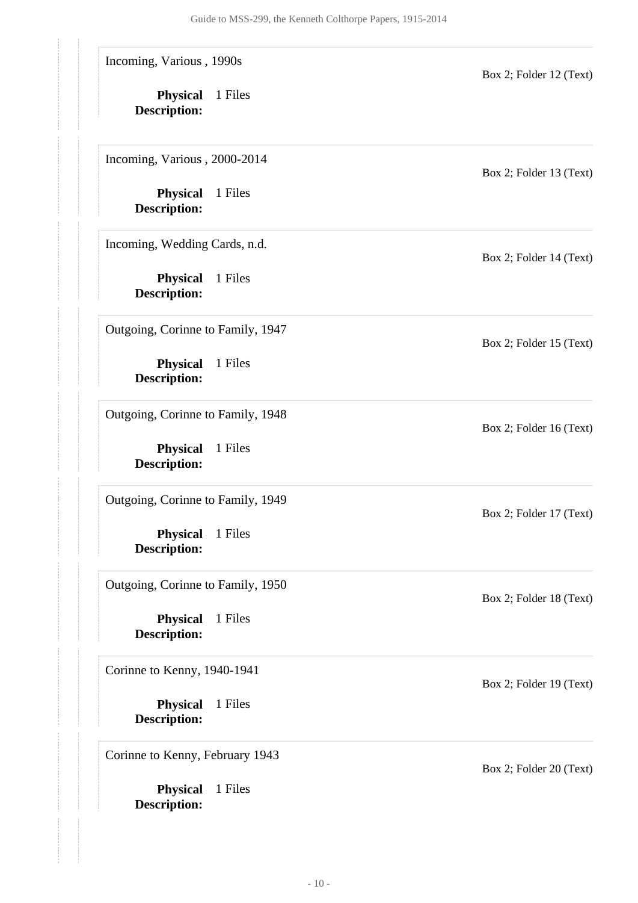Incoming, Various , 1990s

Box 2; Folder 12 (Text)

**Physical Description:** 1 Files

Incoming, Various , 2000-2014

Box 2; Folder 13 (Text)

**Physical Description:** 1 Files

Incoming, Wedding Cards, n.d.

Box 2; Folder 14 (Text)

**Physical Description:** 1 Files

Outgoing, Corinne to Family, 1947

Box 2; Folder 15 (Text)

**Physical Description:** 1 Files

Outgoing, Corinne to Family, 1948

Box 2; Folder 16 (Text)

**Physical Description:** 1 Files

Outgoing, Corinne to Family, 1949

Box 2; Folder 17 (Text)

**Physical Description:** 1 Files

Outgoing, Corinne to Family, 1950

Box 2; Folder 18 (Text)

**Physical Description:** 1 Files

Corinne to Kenny, 1940-1941

Box 2; Folder 19 (Text)

**Physical Description:** 1 Files

Corinne to Kenny, February 1943

Box 2; Folder 20 (Text)

**Physical Description:** 1 Files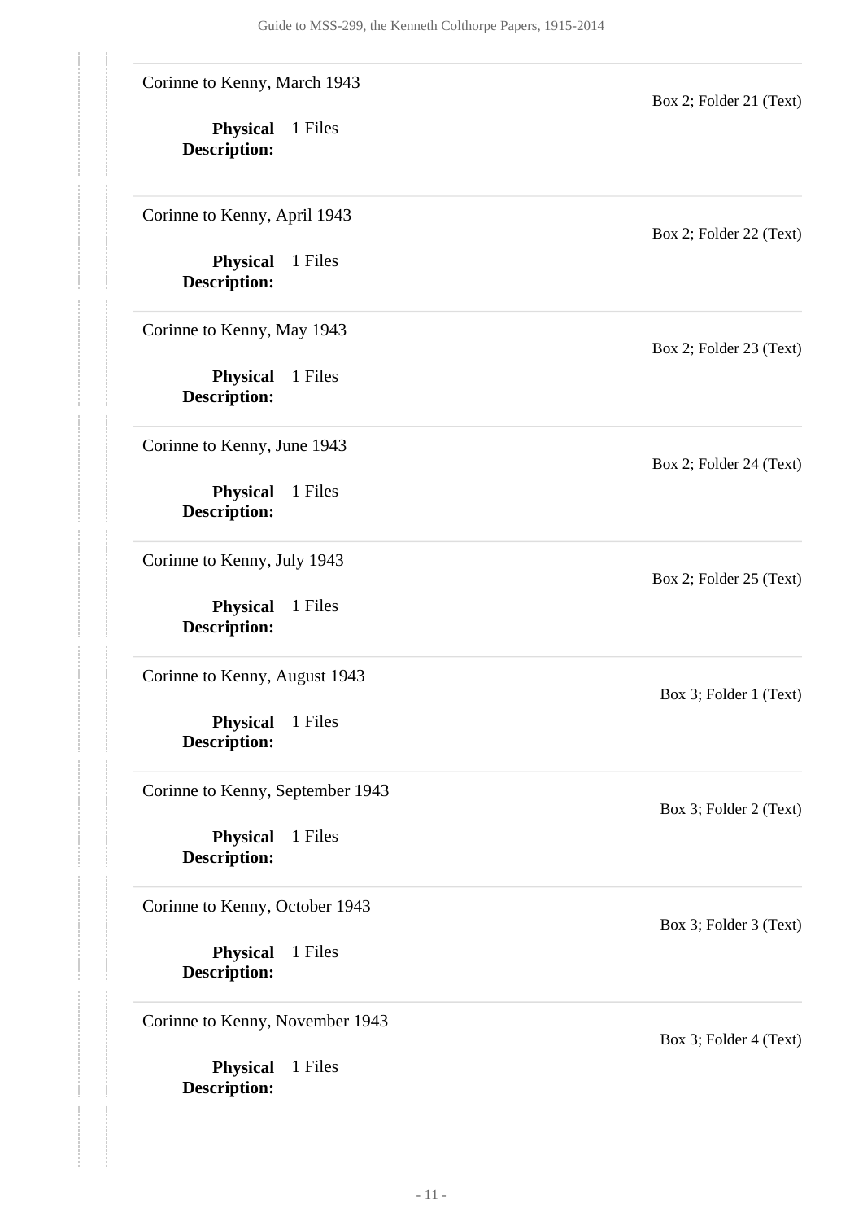Corinne to Kenny, March 1943

Box 2; Folder 21 (Text)

**Physical Description:** 1 Files

Corinne to Kenny, April 1943

Box 2; Folder 22 (Text)

**Physical Description:** 1 Files

Corinne to Kenny, May 1943

Box 2; Folder 23 (Text)

**Physical Description:** 1 Files

Corinne to Kenny, June 1943

Box 2; Folder 24 (Text)

**Physical Description:** 1 Files

Corinne to Kenny, July 1943

Box 2; Folder 25 (Text)

**Physical Description:** 1 Files

Corinne to Kenny, August 1943

Box 3; Folder 1 (Text)

**Physical Description:** 1 Files

Corinne to Kenny, September 1943

Box 3; Folder 2 (Text)

**Physical Description:** 1 Files

Corinne to Kenny, October 1943

Box 3; Folder 3 (Text)

**Physical Description:** 1 Files

Corinne to Kenny, November 1943

Box 3; Folder 4 (Text)

**Physical Description:** 1 Files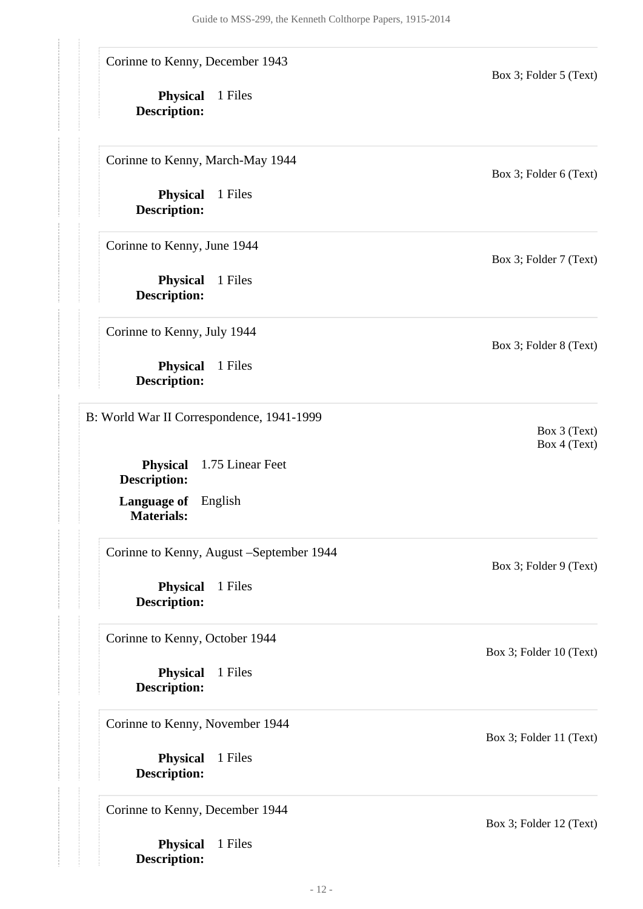Corinne to Kenny, December 1943

Box 3; Folder 5 (Text)

**Physical Description:** 1 Files

Corinne to Kenny, March-May 1944

Box 3; Folder 6 (Text)

**Physical Description:** 1 Files

Corinne to Kenny, June 1944

Box 3; Folder 7 (Text)

**Physical Description:** 1 Files

Corinne to Kenny, July 1944

Box 3; Folder 8 (Text)

**Physical Description:** 1 Files

B: World War II Correspondence, 1941-1999

Box 3 (Text)
Box 4 (Text)

**Physical Description:** 1.75 Linear Feet

**Language of Materials:** English

Corinne to Kenny, August –September 1944

Box 3; Folder 9 (Text)

**Physical Description:** 1 Files

Corinne to Kenny, October 1944

Box 3; Folder 10 (Text)

**Physical Description:** 1 Files

Corinne to Kenny, November 1944

Box 3; Folder 11 (Text)

**Physical Description:** 1 Files

Corinne to Kenny, December 1944

Box 3; Folder 12 (Text)

**Physical Description:** 1 Files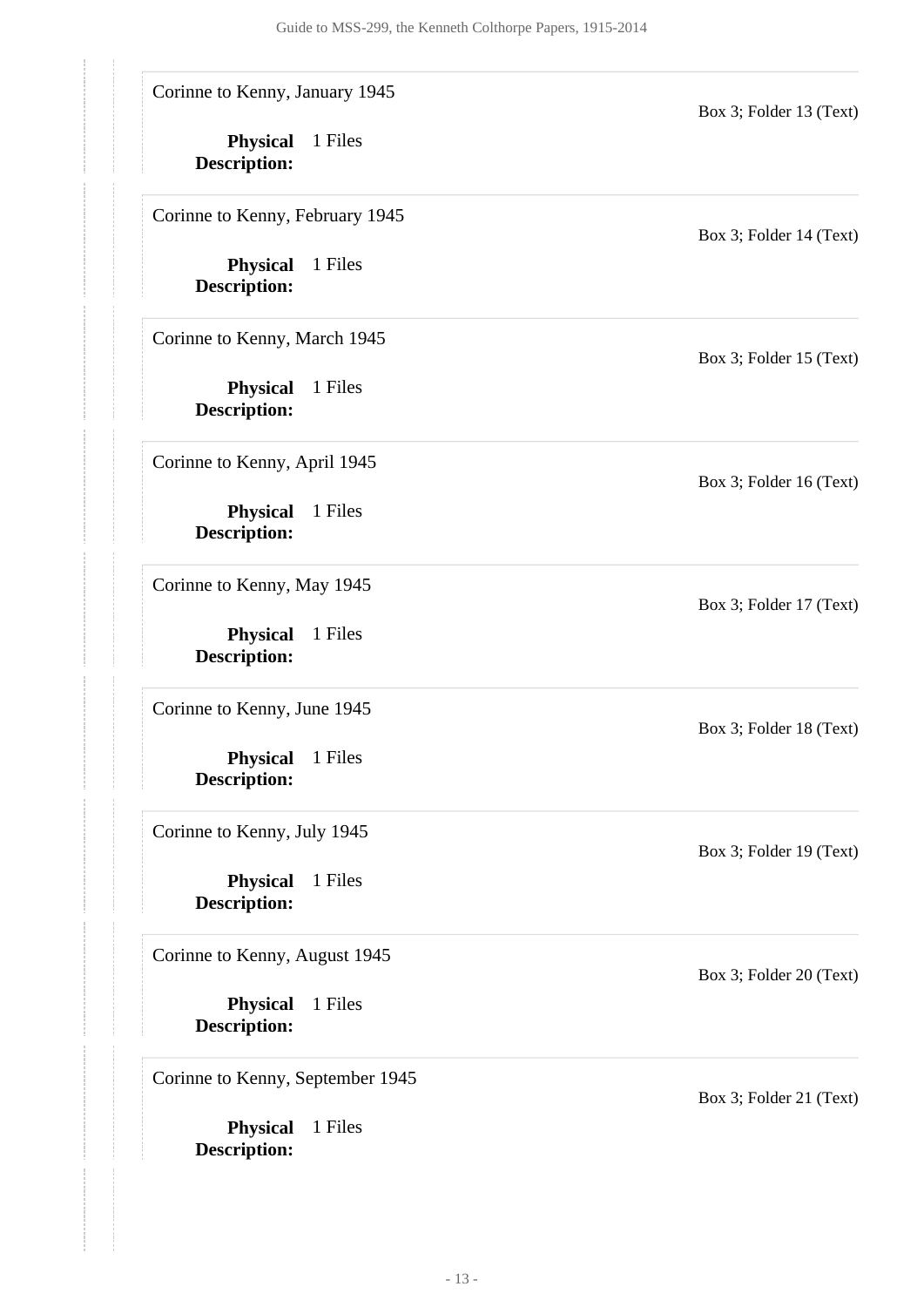Corinne to Kenny, January 1945

Box 3; Folder 13 (Text)

**Physical Description:** 1 Files

Corinne to Kenny, February 1945

Box 3; Folder 14 (Text)

**Physical Description:** 1 Files

Corinne to Kenny, March 1945

Box 3; Folder 15 (Text)

**Physical Description:** 1 Files

Corinne to Kenny, April 1945

Box 3; Folder 16 (Text)

**Physical Description:** 1 Files

Corinne to Kenny, May 1945

Box 3; Folder 17 (Text)

**Physical Description:** 1 Files

Corinne to Kenny, June 1945

Box 3; Folder 18 (Text)

**Physical Description:** 1 Files

Corinne to Kenny, July 1945

Box 3; Folder 19 (Text)

**Physical Description:** 1 Files

Corinne to Kenny, August 1945

Box 3; Folder 20 (Text)

**Physical Description:** 1 Files

Corinne to Kenny, September 1945

Box 3; Folder 21 (Text)

**Physical Description:** 1 Files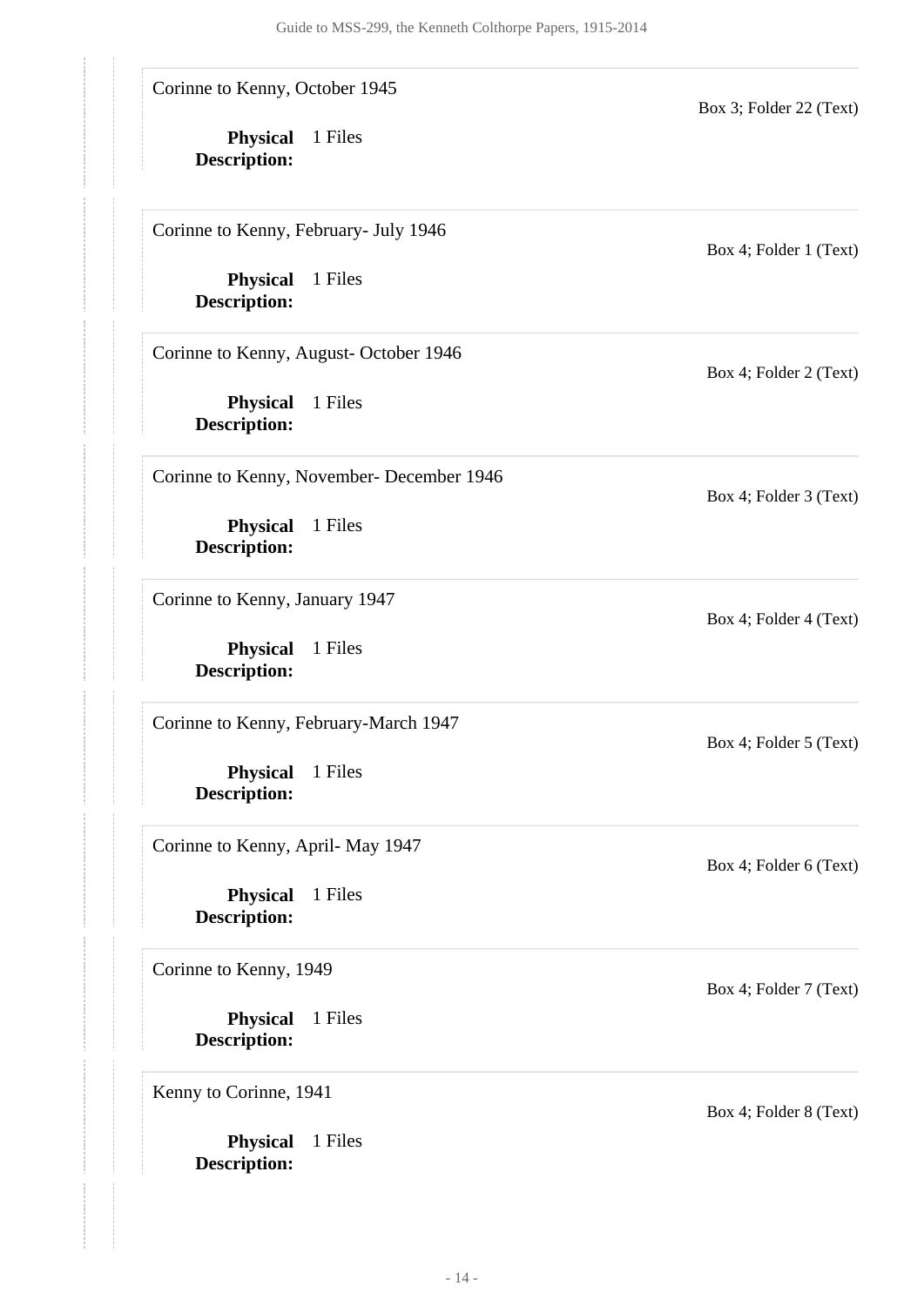Corinne to Kenny, October 1945

Box 3; Folder 22 (Text)

**Physical Description:** 1 Files

Corinne to Kenny, February- July 1946

Box 4; Folder 1 (Text)

**Physical Description:** 1 Files

Corinne to Kenny, August- October 1946

Box 4; Folder 2 (Text)

**Physical Description:** 1 Files

Corinne to Kenny, November- December 1946

Box 4; Folder 3 (Text)

**Physical Description:** 1 Files

Corinne to Kenny, January 1947

Box 4; Folder 4 (Text)

**Physical Description:** 1 Files

Corinne to Kenny, February-March 1947

Box 4; Folder 5 (Text)

**Physical Description:** 1 Files

Corinne to Kenny, April- May 1947

Box 4; Folder 6 (Text)

**Physical Description:** 1 Files

Corinne to Kenny, 1949

Box 4; Folder 7 (Text)

**Physical Description:** 1 Files

Kenny to Corinne, 1941

Box 4; Folder 8 (Text)

**Physical Description:** 1 Files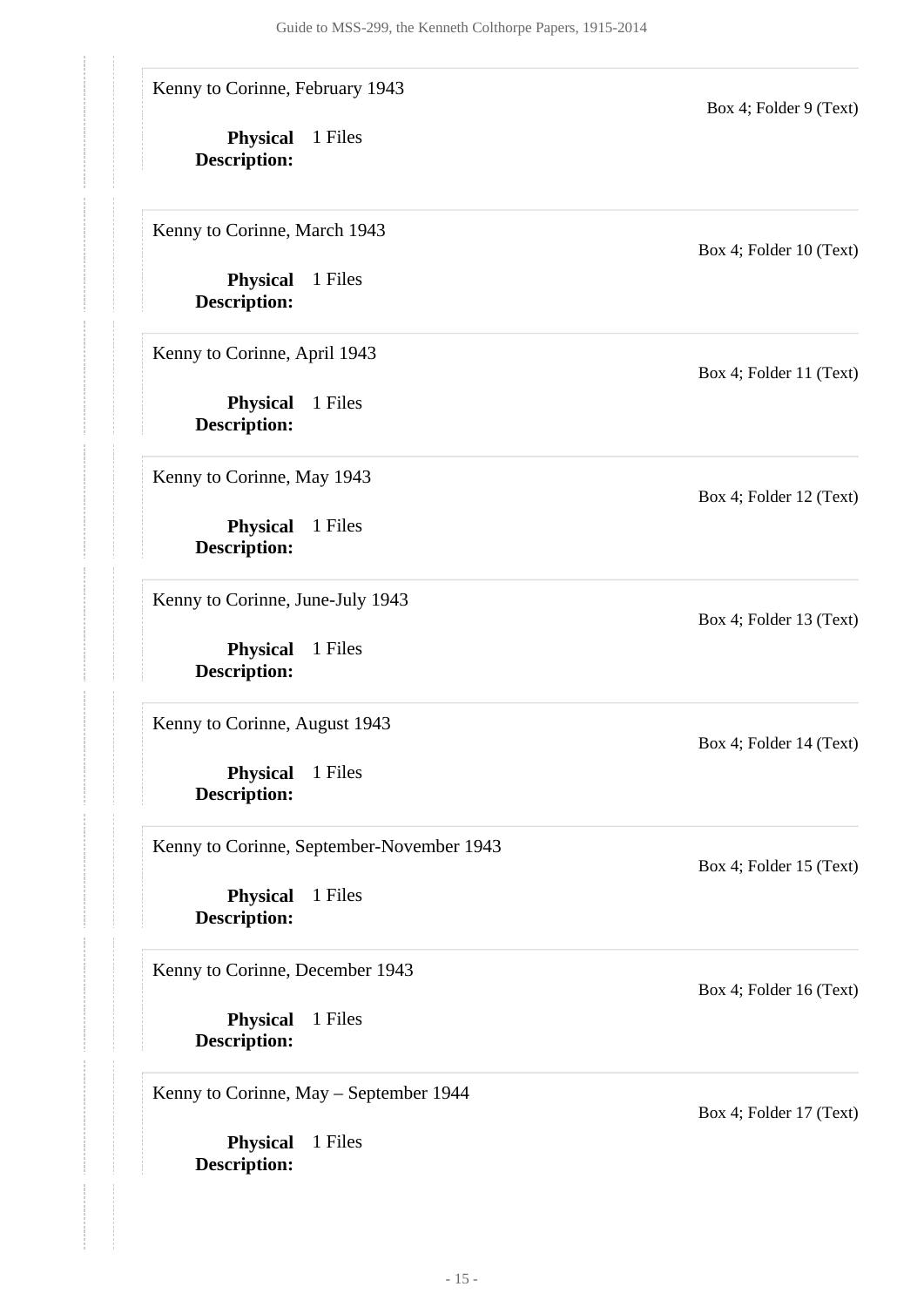Kenny to Corinne, February 1943

Box 4; Folder 9 (Text)

**Physical Description:** 1 Files

Kenny to Corinne, March 1943

Box 4; Folder 10 (Text)

**Physical Description:** 1 Files

Kenny to Corinne, April 1943

Box 4; Folder 11 (Text)

**Physical Description:** 1 Files

Kenny to Corinne, May 1943

Box 4; Folder 12 (Text)

**Physical Description:** 1 Files

Kenny to Corinne, June-July 1943

Box 4; Folder 13 (Text)

**Physical Description:** 1 Files

Kenny to Corinne, August 1943

Box 4; Folder 14 (Text)

**Physical Description:** 1 Files

Kenny to Corinne, September-November 1943

Box 4; Folder 15 (Text)

**Physical Description:** 1 Files

Kenny to Corinne, December 1943

Box 4; Folder 16 (Text)

**Physical Description:** 1 Files

Kenny to Corinne, May – September 1944

Box 4; Folder 17 (Text)

**Physical Description:** 1 Files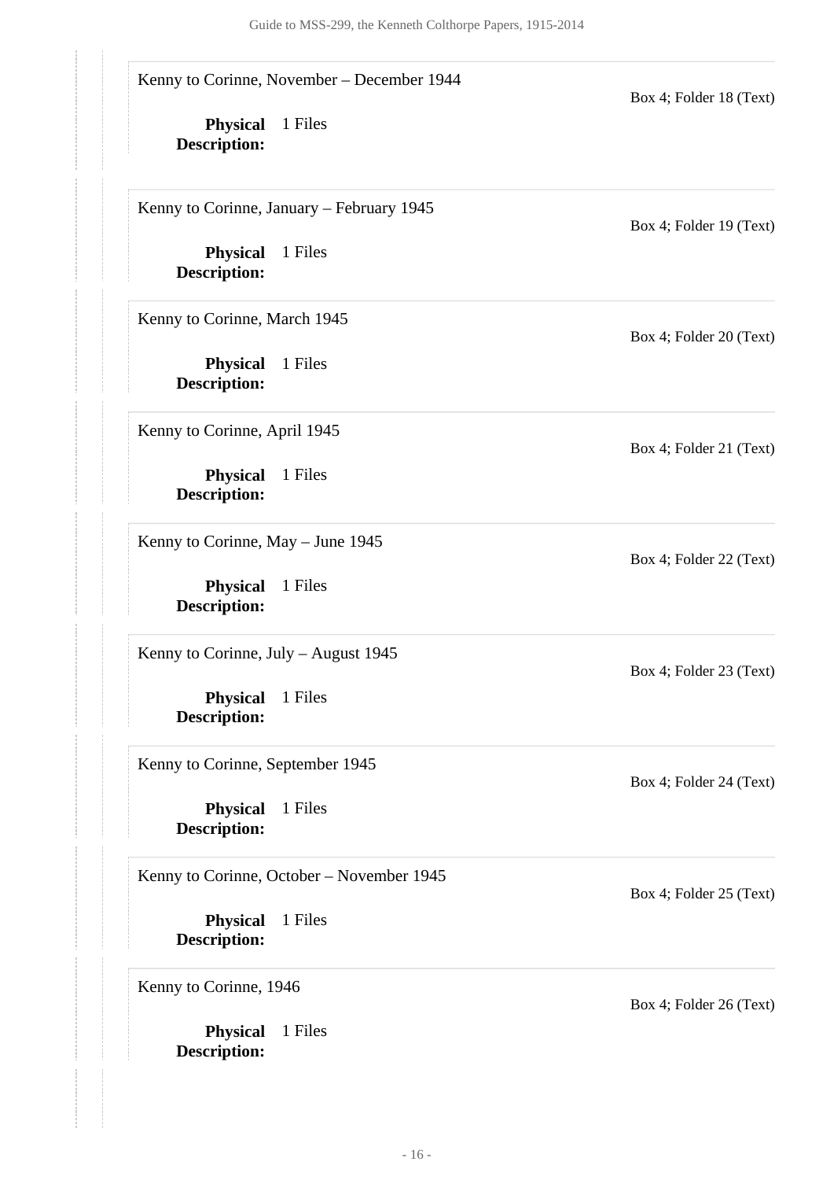Kenny to Corinne, November – December 1944

Box 4; Folder 18 (Text)

**Physical Description:** 1 Files

Kenny to Corinne, January – February 1945

Box 4; Folder 19 (Text)

**Physical Description:** 1 Files

Kenny to Corinne, March 1945

Box 4; Folder 20 (Text)

**Physical Description:** 1 Files

Kenny to Corinne, April 1945

Box 4; Folder 21 (Text)

**Physical Description:** 1 Files

Kenny to Corinne, May – June 1945

Box 4; Folder 22 (Text)

**Physical Description:** 1 Files

Kenny to Corinne, July – August 1945

Box 4; Folder 23 (Text)

**Physical Description:** 1 Files

Kenny to Corinne, September 1945

Box 4; Folder 24 (Text)

**Physical Description:** 1 Files

Kenny to Corinne, October – November 1945

Box 4; Folder 25 (Text)

**Physical Description:** 1 Files

Kenny to Corinne, 1946

Box 4; Folder 26 (Text)

**Physical Description:** 1 Files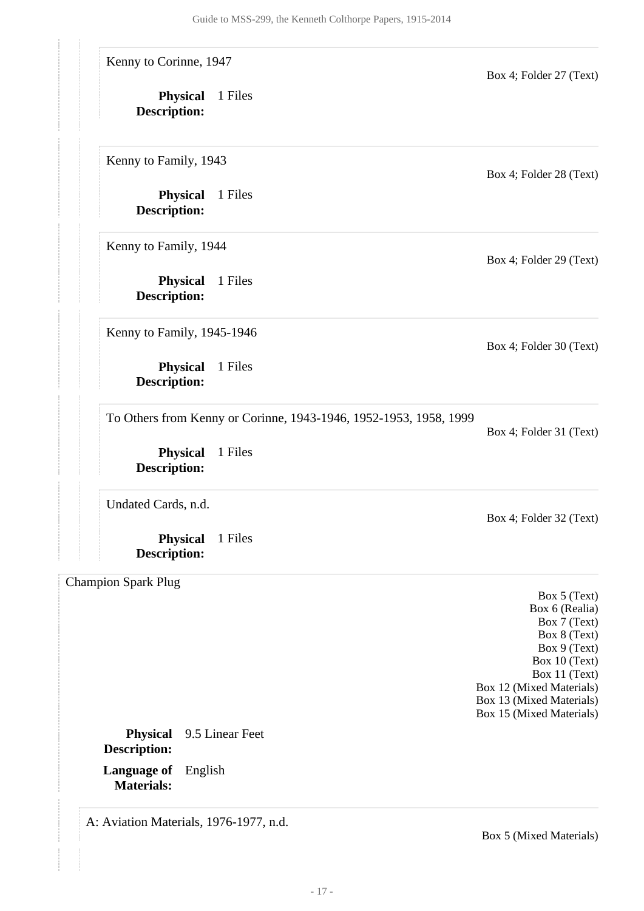Kenny to Corinne, 1947

Box 4; Folder 27 (Text)

**Physical Description:** 1 Files

Kenny to Family, 1943

Box 4; Folder 28 (Text)

**Physical Description:** 1 Files

Kenny to Family, 1944

Box 4; Folder 29 (Text)

**Physical Description:** 1 Files

Kenny to Family, 1945-1946

Box 4; Folder 30 (Text)

**Physical Description:** 1 Files

To Others from Kenny or Corinne, 1943-1946, 1952-1953, 1958, 1999

Box 4; Folder 31 (Text)

**Physical Description:** 1 Files

Undated Cards, n.d.

Box 4; Folder 32 (Text)

**Physical Description:** 1 Files

Champion Spark Plug

Box 5 (Text)
Box 6 (Realia)
Box 7 (Text)
Box 8 (Text)
Box 9 (Text)
Box 10 (Text)
Box 11 (Text)
Box 12 (Mixed Materials)
Box 13 (Mixed Materials)
Box 15 (Mixed Materials)

**Physical Description:** 9.5 Linear Feet

**Language of Materials:** English

A: Aviation Materials, 1976-1977, n.d.

Box 5 (Mixed Materials)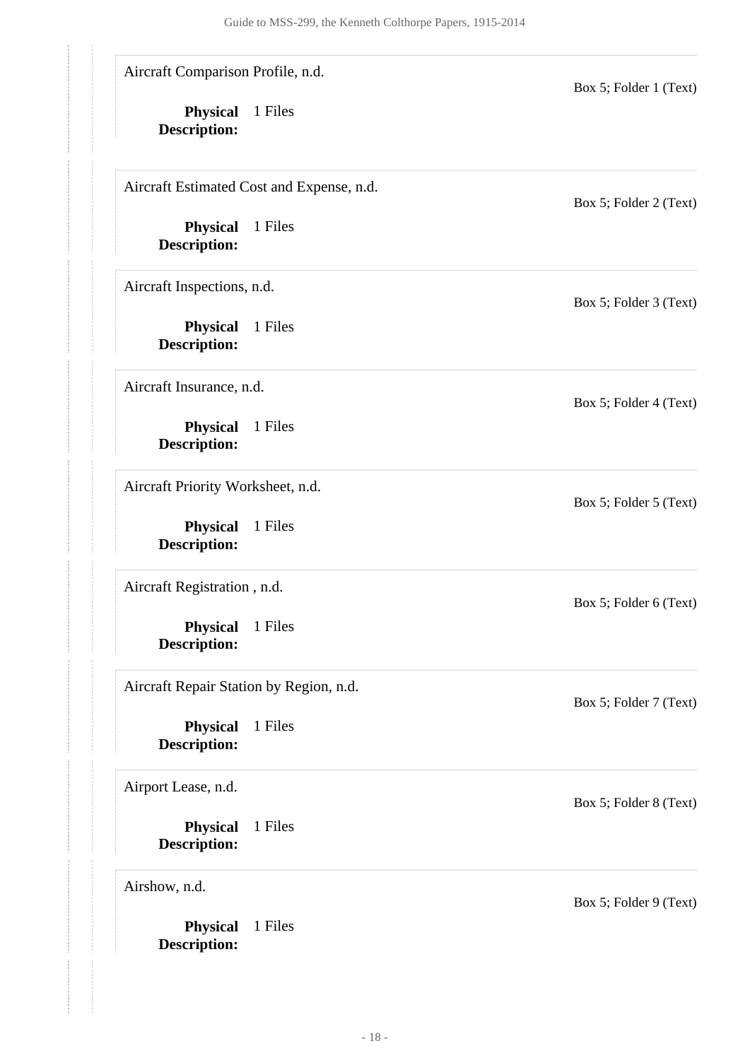Aircraft Comparison Profile, n.d.

Box 5; Folder 1 (Text)

**Physical Description:** 1 Files

Aircraft Estimated Cost and Expense, n.d.

Box 5; Folder 2 (Text)

**Physical Description:** 1 Files

Aircraft Inspections, n.d.

Box 5; Folder 3 (Text)

**Physical Description:** 1 Files

Aircraft Insurance, n.d.

Box 5; Folder 4 (Text)

**Physical Description:** 1 Files

Aircraft Priority Worksheet, n.d.

Box 5; Folder 5 (Text)

**Physical Description:** 1 Files

Aircraft Registration , n.d.

Box 5; Folder 6 (Text)

**Physical Description:** 1 Files

Aircraft Repair Station by Region, n.d.

Box 5; Folder 7 (Text)

**Physical Description:** 1 Files

Airport Lease, n.d.

Box 5; Folder 8 (Text)

**Physical Description:** 1 Files

Airshow, n.d.

Box 5; Folder 9 (Text)

**Physical Description:** 1 Files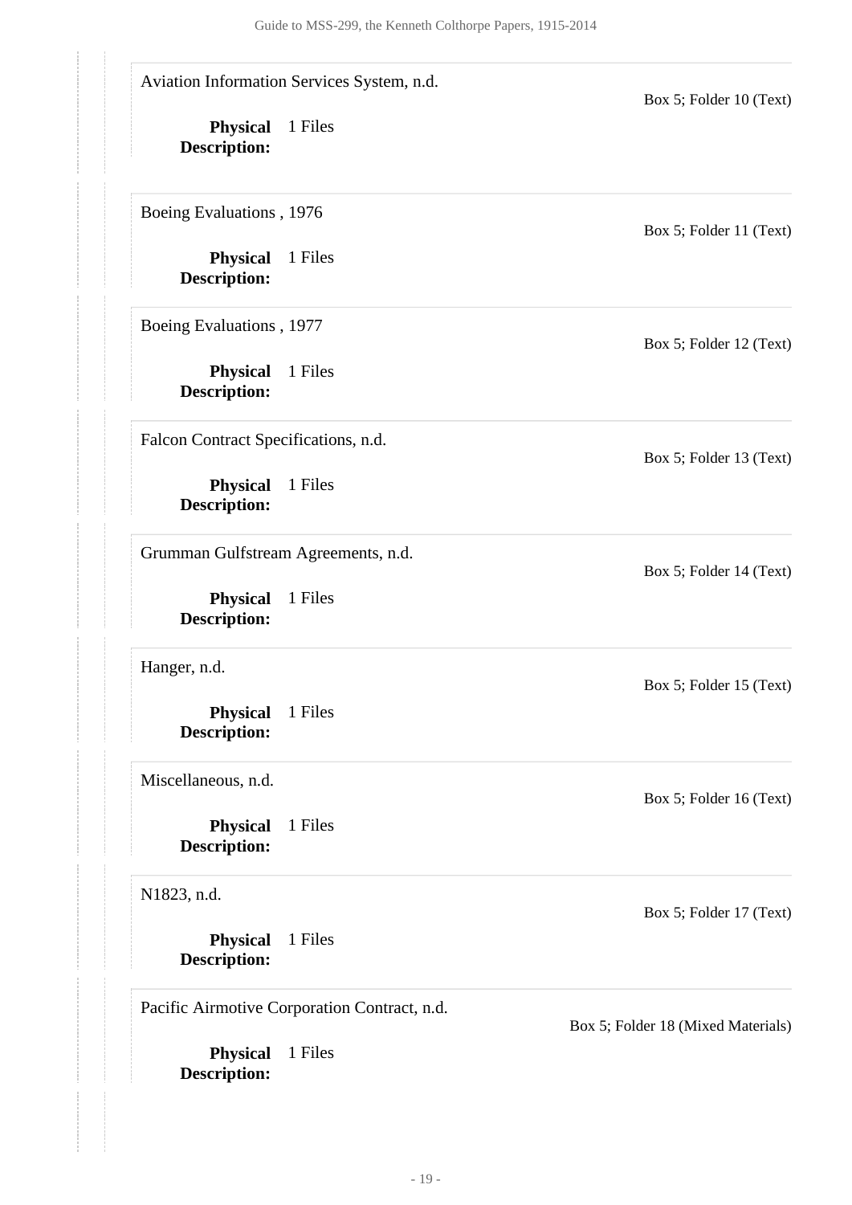Aviation Information Services System, n.d.

Box 5; Folder 10 (Text)

**Physical Description:** 1 Files

Boeing Evaluations , 1976

Box 5; Folder 11 (Text)

**Physical Description:** 1 Files

Boeing Evaluations , 1977

Box 5; Folder 12 (Text)

**Physical Description:** 1 Files

Falcon Contract Specifications, n.d.

Box 5; Folder 13 (Text)

**Physical Description:** 1 Files

Grumman Gulfstream Agreements, n.d.

Box 5; Folder 14 (Text)

**Physical Description:** 1 Files

Hanger, n.d.

Box 5; Folder 15 (Text)

**Physical Description:** 1 Files

Miscellaneous, n.d.

Box 5; Folder 16 (Text)

**Physical Description:** 1 Files

N1823, n.d.

Box 5; Folder 17 (Text)

**Physical Description:** 1 Files

Pacific Airmotive Corporation Contract, n.d.

Box 5; Folder 18 (Mixed Materials)

**Physical Description:** 1 Files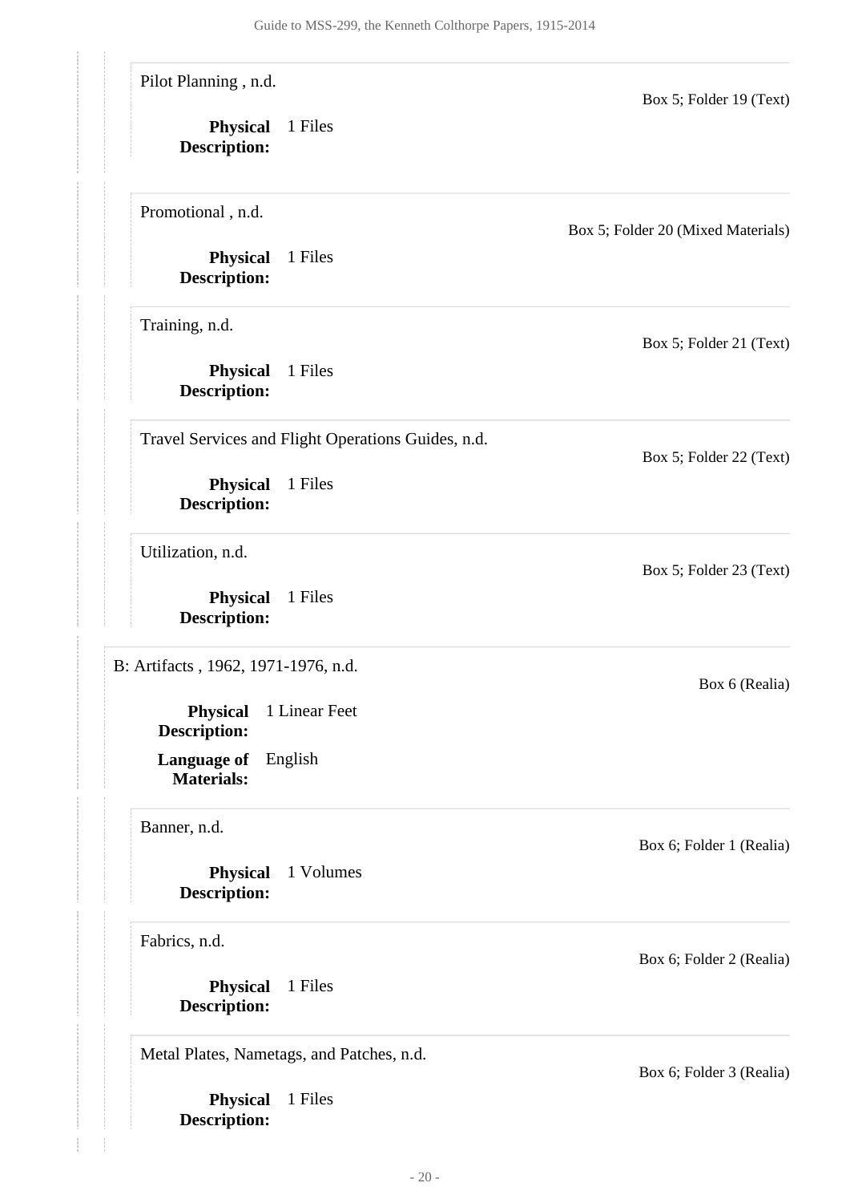Pilot Planning , n.d.

Box 5; Folder 19 (Text)

**Physical Description:** 1 Files

Promotional , n.d.

Box 5; Folder 20 (Mixed Materials)

**Physical Description:** 1 Files

Training, n.d.

Box 5; Folder 21 (Text)

**Physical Description:** 1 Files

Travel Services and Flight Operations Guides, n.d.

Box 5; Folder 22 (Text)

**Physical Description:** 1 Files

Utilization, n.d.

Box 5; Folder 23 (Text)

**Physical Description:** 1 Files

B: Artifacts , 1962, 1971-1976, n.d.

Box 6 (Realia)

**Physical Description:** 1 Linear Feet

**Language of Materials:** English

Banner, n.d.

Box 6; Folder 1 (Realia)

**Physical Description:** 1 Volumes

Fabrics, n.d.

Box 6; Folder 2 (Realia)

**Physical Description:** 1 Files

Metal Plates, Nametags, and Patches, n.d.

Box 6; Folder 3 (Realia)

**Physical Description:** 1 Files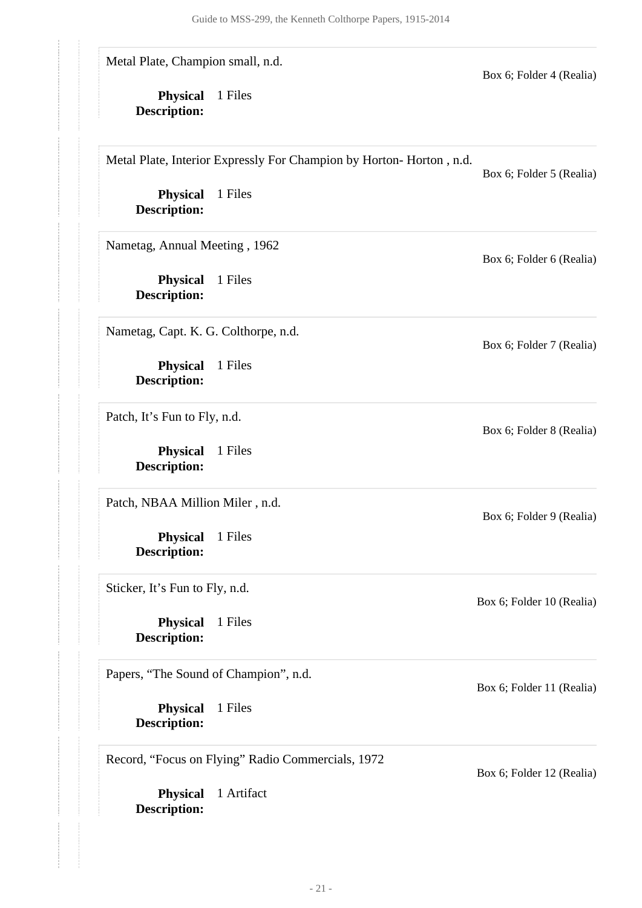Metal Plate, Champion small, n.d.

Box 6; Folder 4 (Realia)

**Physical Description:** 1 Files

Metal Plate, Interior Expressly For Champion by Horton- Horton , n.d.

Box 6; Folder 5 (Realia)

**Physical Description:** 1 Files

Nametag, Annual Meeting , 1962

Box 6; Folder 6 (Realia)

**Physical Description:** 1 Files

Nametag, Capt. K. G. Colthorpe, n.d.

Box 6; Folder 7 (Realia)

**Physical Description:** 1 Files

Patch, It's Fun to Fly, n.d.

Box 6; Folder 8 (Realia)

**Physical Description:** 1 Files

Patch, NBAA Million Miler , n.d.

Box 6; Folder 9 (Realia)

**Physical Description:** 1 Files

Sticker, It's Fun to Fly, n.d.

Box 6; Folder 10 (Realia)

**Physical Description:** 1 Files

Papers, "The Sound of Champion", n.d.

Box 6; Folder 11 (Realia)

**Physical Description:** 1 Files

Record, "Focus on Flying" Radio Commercials, 1972

Box 6; Folder 12 (Realia)

**Physical Description:** 1 Artifact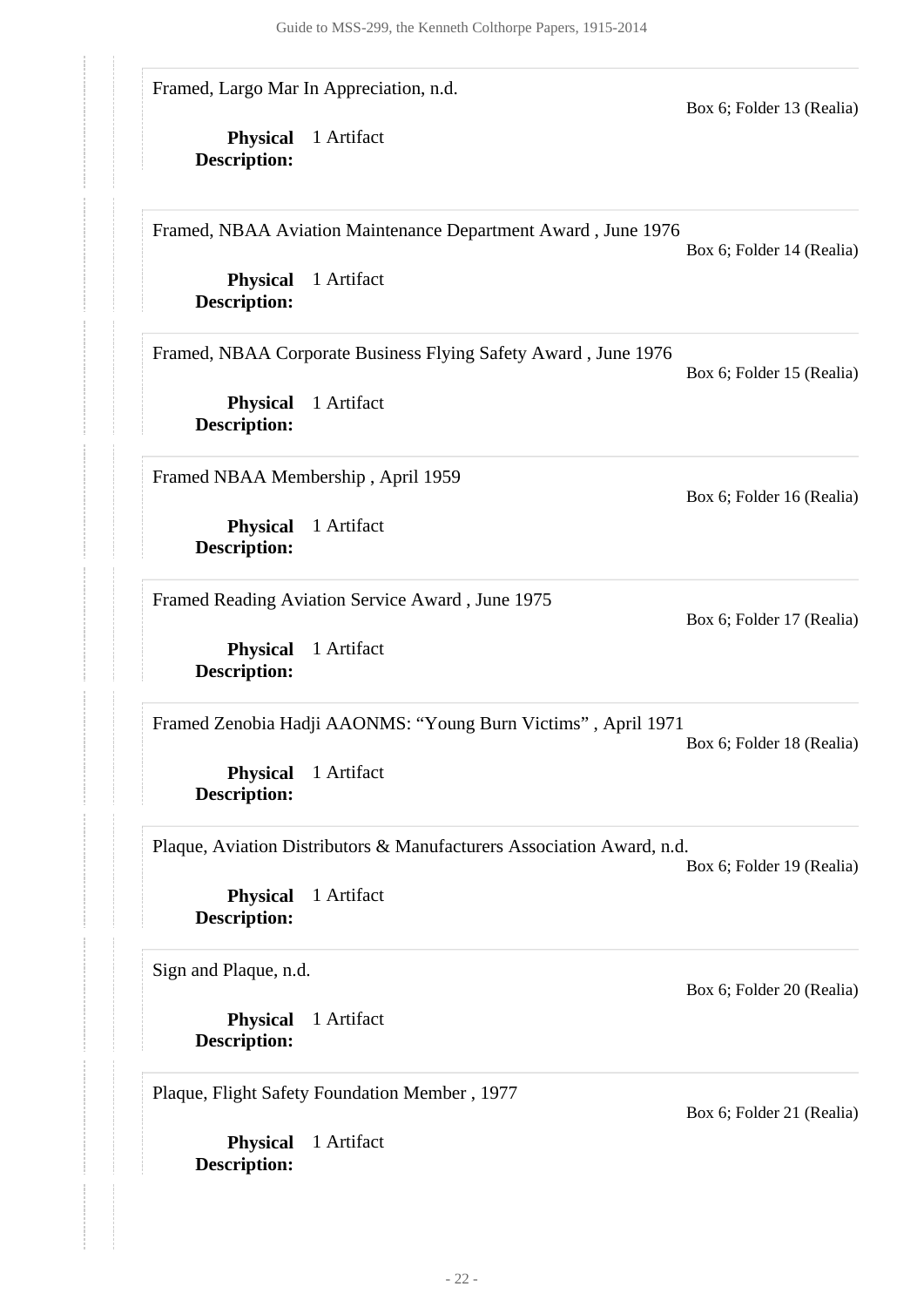Framed, Largo Mar In Appreciation, n.d.

Box 6; Folder 13 (Realia)

**Physical Description:** 1 Artifact

Framed, NBAA Aviation Maintenance Department Award , June 1976

Box 6; Folder 14 (Realia)

**Physical Description:** 1 Artifact

Framed, NBAA Corporate Business Flying Safety Award , June 1976

Box 6; Folder 15 (Realia)

**Physical Description:** 1 Artifact

Framed NBAA Membership , April 1959

Box 6; Folder 16 (Realia)

**Physical Description:** 1 Artifact

Framed Reading Aviation Service Award , June 1975

Box 6; Folder 17 (Realia)

**Physical Description:** 1 Artifact

Framed Zenobia Hadji AAONMS: “Young Burn Victims” , April 1971

Box 6; Folder 18 (Realia)

**Physical Description:** 1 Artifact

Plaque, Aviation Distributors & Manufacturers Association Award, n.d.

Box 6; Folder 19 (Realia)

**Physical Description:** 1 Artifact

Sign and Plaque, n.d.

Box 6; Folder 20 (Realia)

**Physical Description:** 1 Artifact

Plaque, Flight Safety Foundation Member , 1977

Box 6; Folder 21 (Realia)

**Physical Description:** 1 Artifact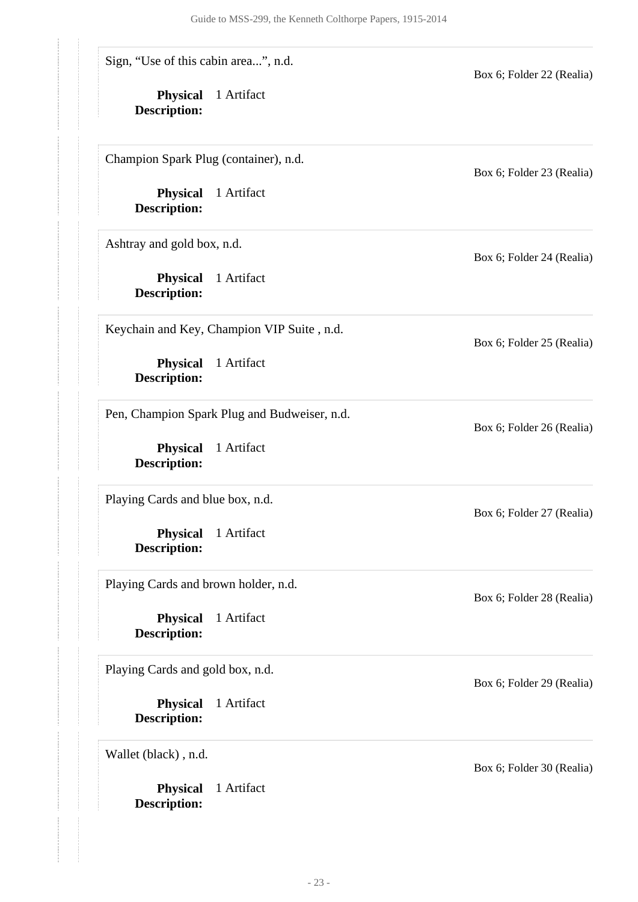Sign, “Use of this cabin area...”, n.d. — Box 6; Folder 22 (Realia)

**Physical Description:** 1 Artifact

Champion Spark Plug (container), n.d. — Box 6; Folder 23 (Realia)

**Physical Description:** 1 Artifact

Ashtray and gold box, n.d. — Box 6; Folder 24 (Realia)

**Physical Description:** 1 Artifact

Keychain and Key, Champion VIP Suite , n.d. — Box 6; Folder 25 (Realia)

**Physical Description:** 1 Artifact

Pen, Champion Spark Plug and Budweiser, n.d. — Box 6; Folder 26 (Realia)

**Physical Description:** 1 Artifact

Playing Cards and blue box, n.d. — Box 6; Folder 27 (Realia)

**Physical Description:** 1 Artifact

Playing Cards and brown holder, n.d. — Box 6; Folder 28 (Realia)

**Physical Description:** 1 Artifact

Playing Cards and gold box, n.d. — Box 6; Folder 29 (Realia)

**Physical Description:** 1 Artifact

Wallet (black) , n.d. — Box 6; Folder 30 (Realia)

**Physical Description:** 1 Artifact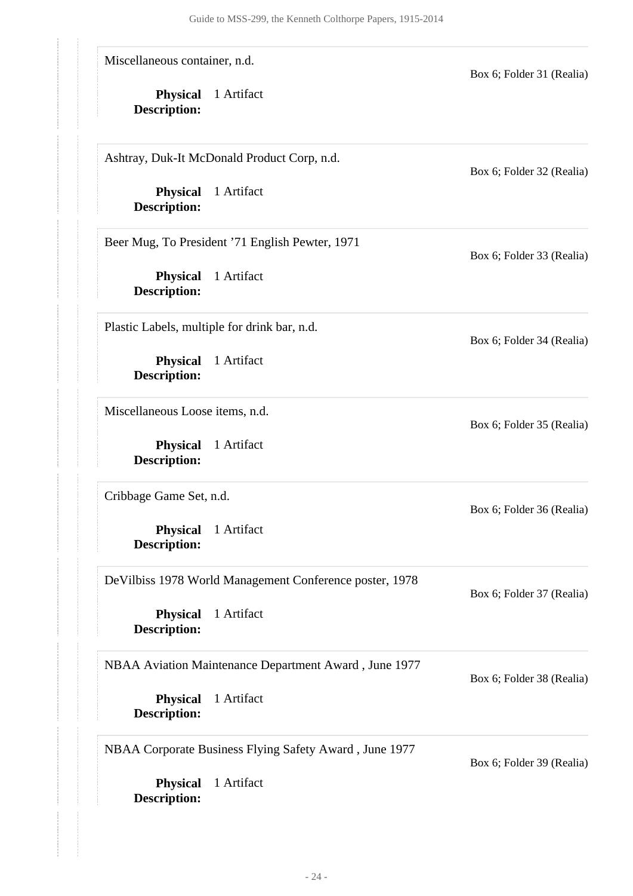Miscellaneous container, n.d.

Box 6; Folder 31 (Realia)

**Physical Description:** 1 Artifact

Ashtray, Duk-It McDonald Product Corp, n.d.

Box 6; Folder 32 (Realia)

**Physical Description:** 1 Artifact

Beer Mug, To President ’71 English Pewter, 1971

Box 6; Folder 33 (Realia)

**Physical Description:** 1 Artifact

Plastic Labels, multiple for drink bar, n.d.

Box 6; Folder 34 (Realia)

**Physical Description:** 1 Artifact

Miscellaneous Loose items, n.d.

Box 6; Folder 35 (Realia)

**Physical Description:** 1 Artifact

Cribbage Game Set, n.d.

Box 6; Folder 36 (Realia)

**Physical Description:** 1 Artifact

DeVilbiss 1978 World Management Conference poster, 1978

Box 6; Folder 37 (Realia)

**Physical Description:** 1 Artifact

NBAA Aviation Maintenance Department Award , June 1977

Box 6; Folder 38 (Realia)

**Physical Description:** 1 Artifact

NBAA Corporate Business Flying Safety Award , June 1977

Box 6; Folder 39 (Realia)

**Physical Description:** 1 Artifact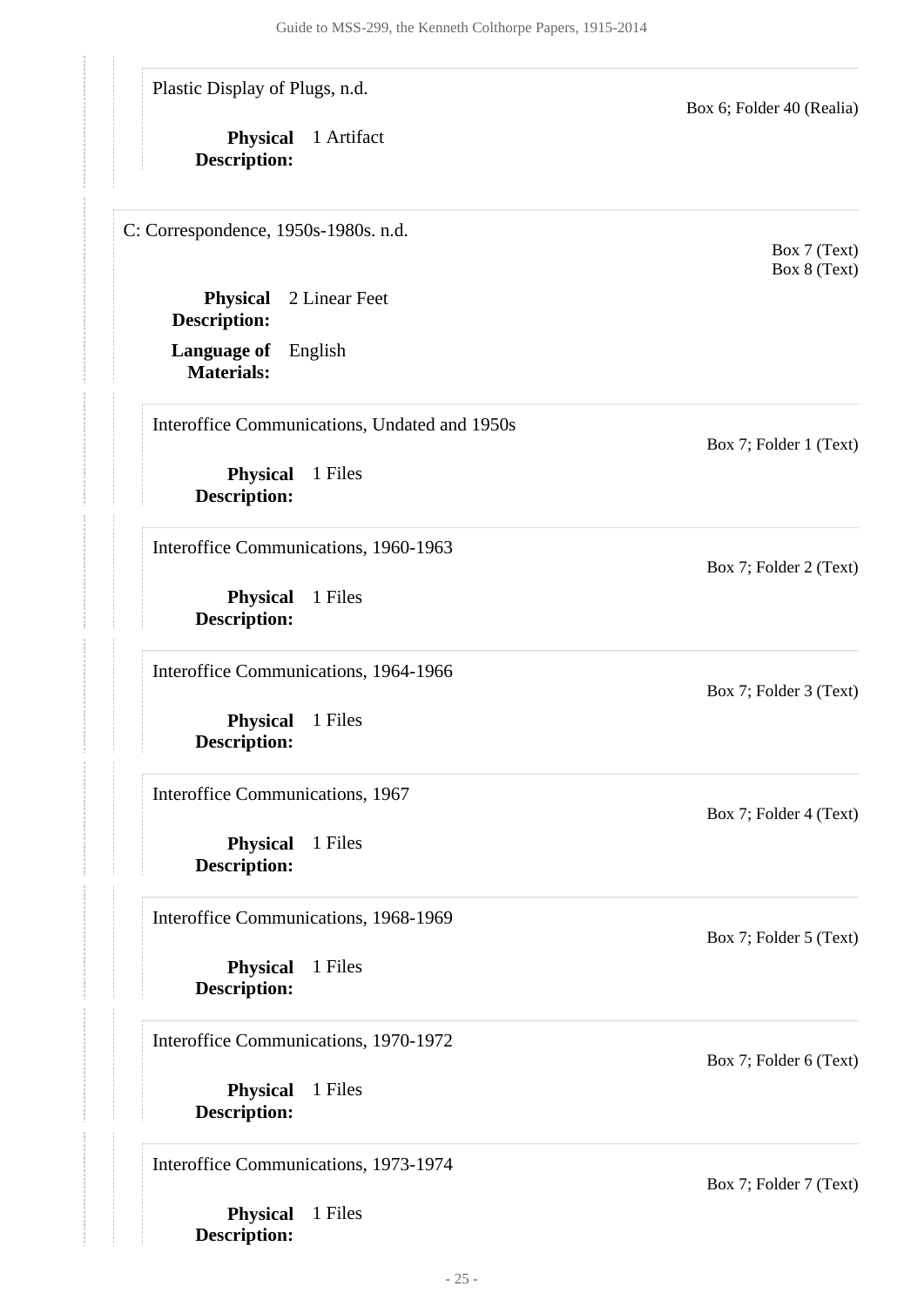Plastic Display of Plugs, n.d.

Box 6; Folder 40 (Realia)

**Physical Description:** 1 Artifact

C: Correspondence, 1950s-1980s. n.d.

Box 7 (Text)
Box 8 (Text)

**Physical Description:** 2 Linear Feet

**Language of Materials:** English

Interoffice Communications, Undated and 1950s

Box 7; Folder 1 (Text)

**Physical Description:** 1 Files

Interoffice Communications, 1960-1963

Box 7; Folder 2 (Text)

**Physical Description:** 1 Files

Interoffice Communications, 1964-1966

Box 7; Folder 3 (Text)

**Physical Description:** 1 Files

Interoffice Communications, 1967

Box 7; Folder 4 (Text)

**Physical Description:** 1 Files

Interoffice Communications, 1968-1969

Box 7; Folder 5 (Text)

**Physical Description:** 1 Files

Interoffice Communications, 1970-1972

Box 7; Folder 6 (Text)

**Physical Description:** 1 Files

Interoffice Communications, 1973-1974

Box 7; Folder 7 (Text)

**Physical Description:** 1 Files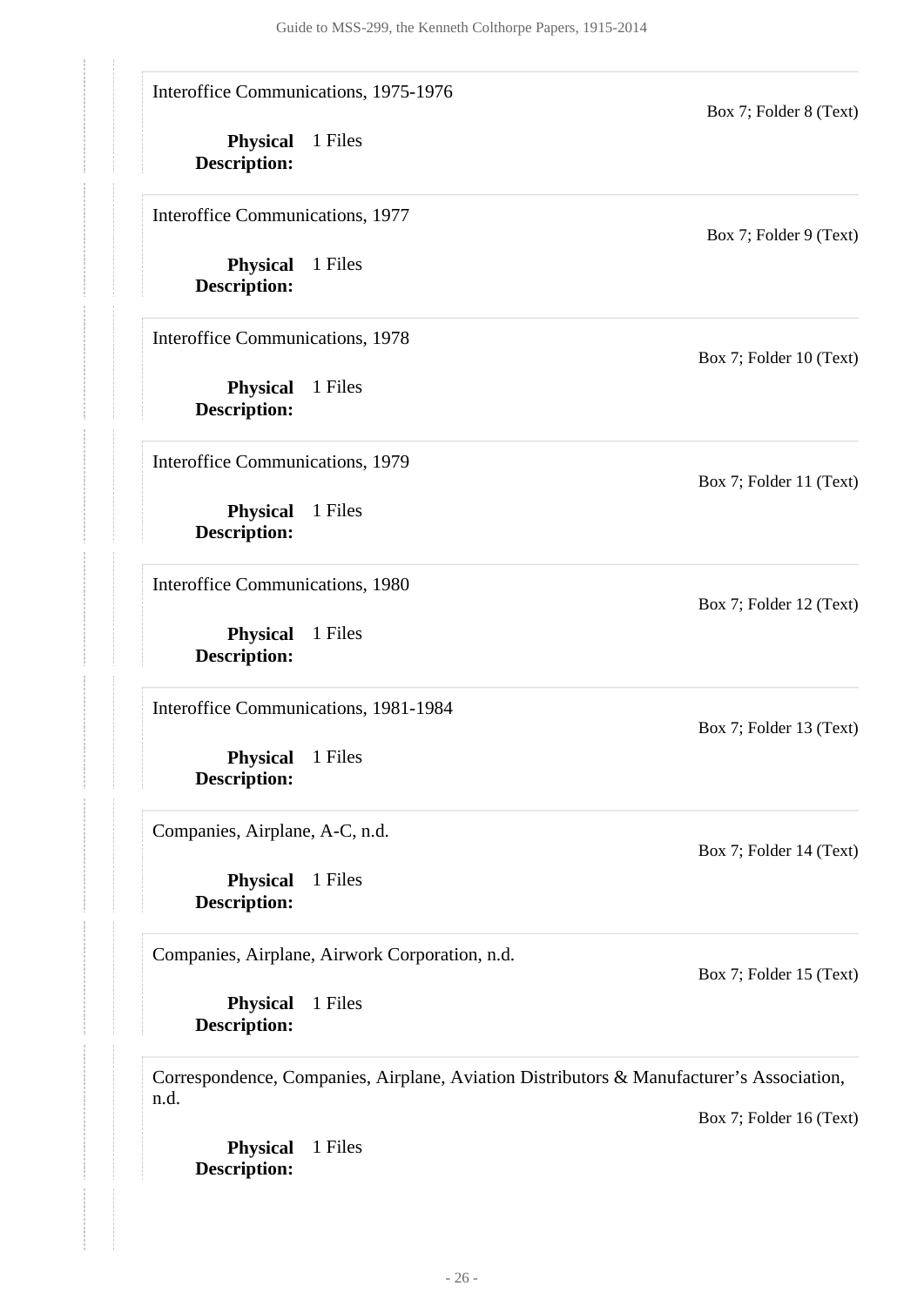Interoffice Communications, 1975-1976

Box 7; Folder 8 (Text)

**Physical Description:** 1 Files

Interoffice Communications, 1977

Box 7; Folder 9 (Text)

**Physical Description:** 1 Files

Interoffice Communications, 1978

Box 7; Folder 10 (Text)

**Physical Description:** 1 Files

Interoffice Communications, 1979

Box 7; Folder 11 (Text)

**Physical Description:** 1 Files

Interoffice Communications, 1980

Box 7; Folder 12 (Text)

**Physical Description:** 1 Files

Interoffice Communications, 1981-1984

Box 7; Folder 13 (Text)

**Physical Description:** 1 Files

Companies, Airplane, A-C, n.d.

Box 7; Folder 14 (Text)

**Physical Description:** 1 Files

Companies, Airplane, Airwork Corporation, n.d.

Box 7; Folder 15 (Text)

**Physical Description:** 1 Files

Correspondence, Companies, Airplane, Aviation Distributors & Manufacturer's Association, n.d.

Box 7; Folder 16 (Text)

**Physical Description:** 1 Files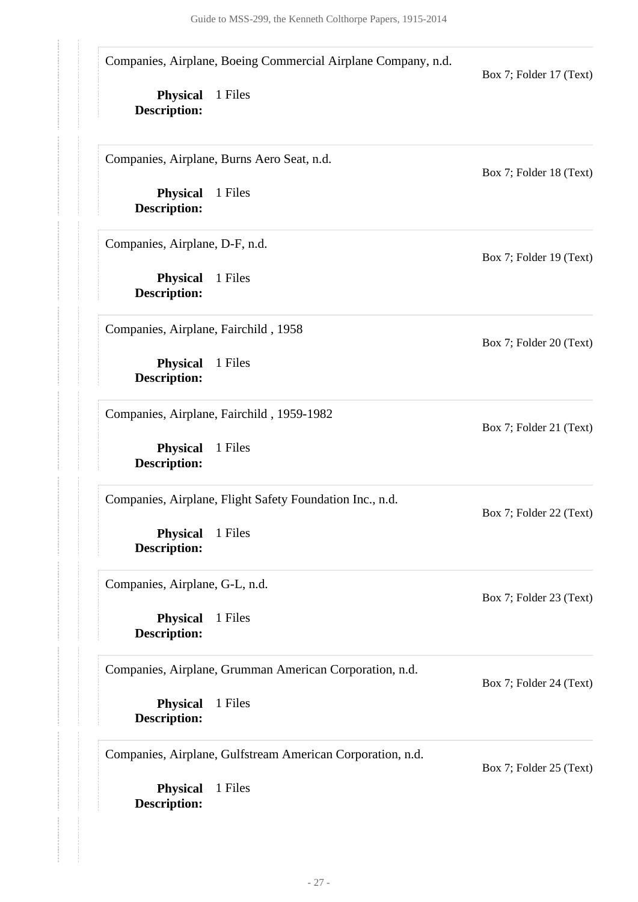Companies, Airplane, Boeing Commercial Airplane Company, n.d.

Box 7; Folder 17 (Text)

**Physical Description:** 1 Files

Companies, Airplane, Burns Aero Seat, n.d.

Box 7; Folder 18 (Text)

**Physical Description:** 1 Files

Companies, Airplane, D-F, n.d.

Box 7; Folder 19 (Text)

**Physical Description:** 1 Files

Companies, Airplane, Fairchild , 1958

Box 7; Folder 20 (Text)

**Physical Description:** 1 Files

Companies, Airplane, Fairchild , 1959-1982

Box 7; Folder 21 (Text)

**Physical Description:** 1 Files

Companies, Airplane, Flight Safety Foundation Inc., n.d.

Box 7; Folder 22 (Text)

**Physical Description:** 1 Files

Companies, Airplane, G-L, n.d.

Box 7; Folder 23 (Text)

**Physical Description:** 1 Files

Companies, Airplane, Grumman American Corporation, n.d.

Box 7; Folder 24 (Text)

**Physical Description:** 1 Files

Companies, Airplane, Gulfstream American Corporation, n.d.

Box 7; Folder 25 (Text)

**Physical Description:** 1 Files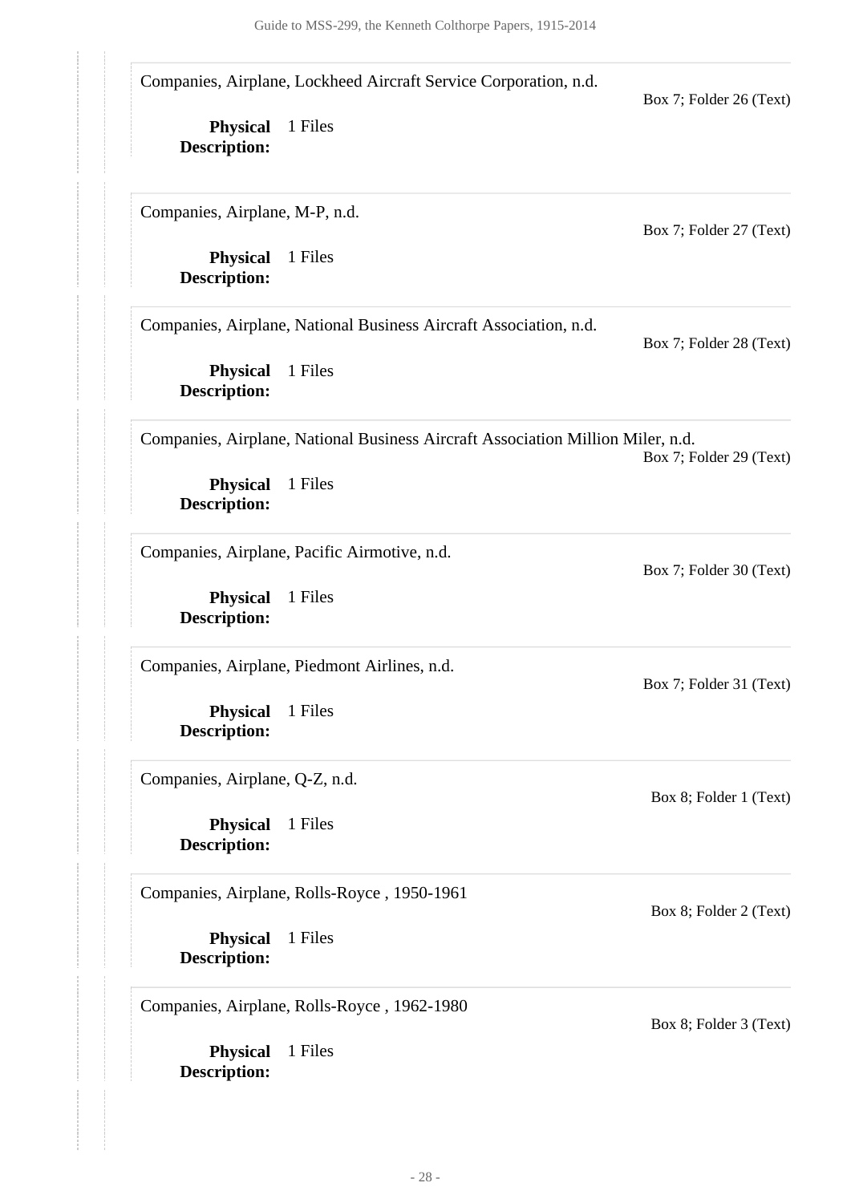Companies, Airplane, Lockheed Aircraft Service Corporation, n.d.

Box 7; Folder 26 (Text)

**Physical Description:** 1 Files

Companies, Airplane, M-P, n.d.

Box 7; Folder 27 (Text)

**Physical Description:** 1 Files

Companies, Airplane, National Business Aircraft Association, n.d.

Box 7; Folder 28 (Text)

**Physical Description:** 1 Files

Companies, Airplane, National Business Aircraft Association Million Miler, n.d.

Box 7; Folder 29 (Text)

**Physical Description:** 1 Files

Companies, Airplane, Pacific Airmotive, n.d.

Box 7; Folder 30 (Text)

**Physical Description:** 1 Files

Companies, Airplane, Piedmont Airlines, n.d.

Box 7; Folder 31 (Text)

**Physical Description:** 1 Files

Companies, Airplane, Q-Z, n.d.

Box 8; Folder 1 (Text)

**Physical Description:** 1 Files

Companies, Airplane, Rolls-Royce , 1950-1961

Box 8; Folder 2 (Text)

**Physical Description:** 1 Files

Companies, Airplane, Rolls-Royce , 1962-1980

Box 8; Folder 3 (Text)

**Physical Description:** 1 Files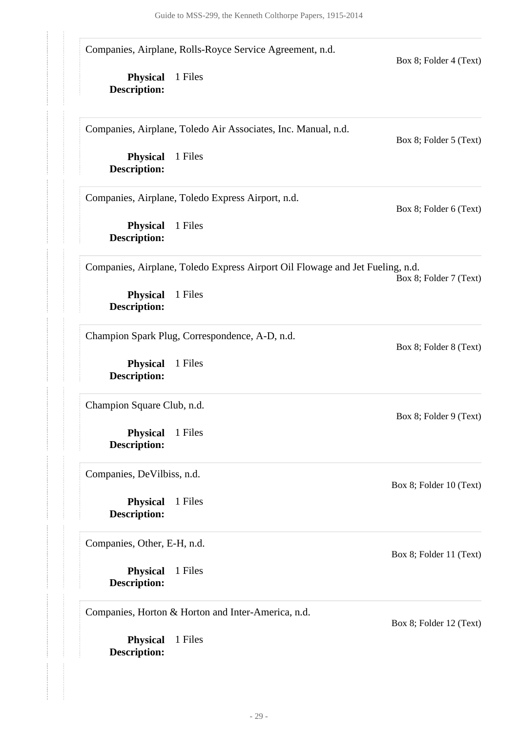Companies, Airplane, Rolls-Royce Service Agreement, n.d.

Box 8; Folder 4 (Text)

**Physical Description:** 1 Files

Companies, Airplane, Toledo Air Associates, Inc. Manual, n.d.

Box 8; Folder 5 (Text)

**Physical Description:** 1 Files

Companies, Airplane, Toledo Express Airport, n.d.

Box 8; Folder 6 (Text)

**Physical Description:** 1 Files

Companies, Airplane, Toledo Express Airport Oil Flowage and Jet Fueling, n.d.

Box 8; Folder 7 (Text)

**Physical Description:** 1 Files

Champion Spark Plug, Correspondence, A-D, n.d.

Box 8; Folder 8 (Text)

**Physical Description:** 1 Files

Champion Square Club, n.d.

Box 8; Folder 9 (Text)

**Physical Description:** 1 Files

Companies, DeVilbiss, n.d.

Box 8; Folder 10 (Text)

**Physical Description:** 1 Files

Companies, Other, E-H, n.d.

Box 8; Folder 11 (Text)

**Physical Description:** 1 Files

Companies, Horton & Horton and Inter-America, n.d.

Box 8; Folder 12 (Text)

**Physical Description:** 1 Files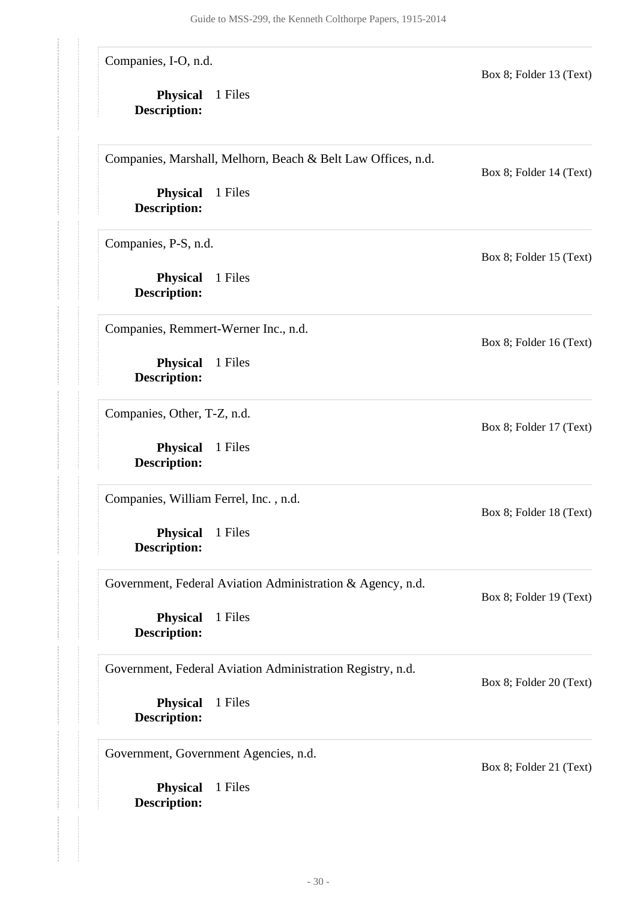Companies, I-O, n.d.

Box 8; Folder 13 (Text)

**Physical Description:** 1 Files

Companies, Marshall, Melhorn, Beach & Belt Law Offices, n.d.

Box 8; Folder 14 (Text)

**Physical Description:** 1 Files

Companies, P-S, n.d.

Box 8; Folder 15 (Text)

**Physical Description:** 1 Files

Companies, Remmert-Werner Inc., n.d.

Box 8; Folder 16 (Text)

**Physical Description:** 1 Files

Companies, Other, T-Z, n.d.

Box 8; Folder 17 (Text)

**Physical Description:** 1 Files

Companies, William Ferrel, Inc. , n.d.

Box 8; Folder 18 (Text)

**Physical Description:** 1 Files

Government, Federal Aviation Administration & Agency, n.d.

Box 8; Folder 19 (Text)

**Physical Description:** 1 Files

Government, Federal Aviation Administration Registry, n.d.

Box 8; Folder 20 (Text)

**Physical Description:** 1 Files

Government, Government Agencies, n.d.

Box 8; Folder 21 (Text)

**Physical Description:** 1 Files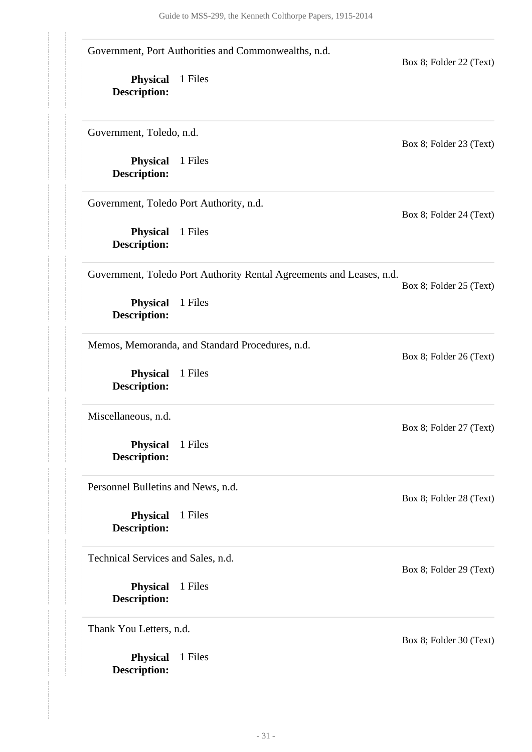Government, Port Authorities and Commonwealths, n.d.

Box 8; Folder 22 (Text)

**Physical Description:** 1 Files

Government, Toledo, n.d.

Box 8; Folder 23 (Text)

**Physical Description:** 1 Files

Government, Toledo Port Authority, n.d.

Box 8; Folder 24 (Text)

**Physical Description:** 1 Files

Government, Toledo Port Authority Rental Agreements and Leases, n.d.

Box 8; Folder 25 (Text)

**Physical Description:** 1 Files

Memos, Memoranda, and Standard Procedures, n.d.

Box 8; Folder 26 (Text)

**Physical Description:** 1 Files

Miscellaneous, n.d.

Box 8; Folder 27 (Text)

**Physical Description:** 1 Files

Personnel Bulletins and News, n.d.

Box 8; Folder 28 (Text)

**Physical Description:** 1 Files

Technical Services and Sales, n.d.

Box 8; Folder 29 (Text)

**Physical Description:** 1 Files

Thank You Letters, n.d.

Box 8; Folder 30 (Text)

**Physical Description:** 1 Files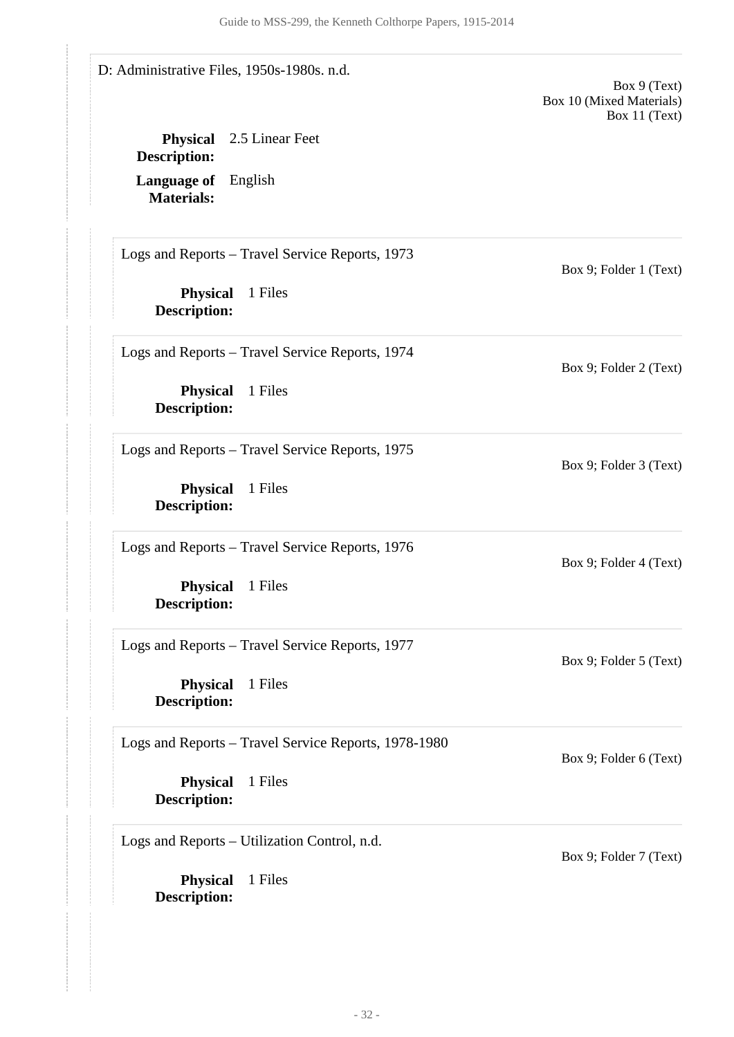D: Administrative Files, 1950s-1980s. n.d.

Box 9 (Text)
Box 10 (Mixed Materials)
Box 11 (Text)

**Physical Description:** 2.5 Linear Feet

**Language of Materials:** English

Logs and Reports – Travel Service Reports, 1973

Box 9; Folder 1 (Text)

**Physical Description:** 1 Files

Logs and Reports – Travel Service Reports, 1974

Box 9; Folder 2 (Text)

**Physical Description:** 1 Files

Logs and Reports – Travel Service Reports, 1975

Box 9; Folder 3 (Text)

**Physical Description:** 1 Files

Logs and Reports – Travel Service Reports, 1976

Box 9; Folder 4 (Text)

**Physical Description:** 1 Files

Logs and Reports – Travel Service Reports, 1977

Box 9; Folder 5 (Text)

**Physical Description:** 1 Files

Logs and Reports – Travel Service Reports, 1978-1980

Box 9; Folder 6 (Text)

**Physical Description:** 1 Files

Logs and Reports – Utilization Control, n.d.

Box 9; Folder 7 (Text)

**Physical Description:** 1 Files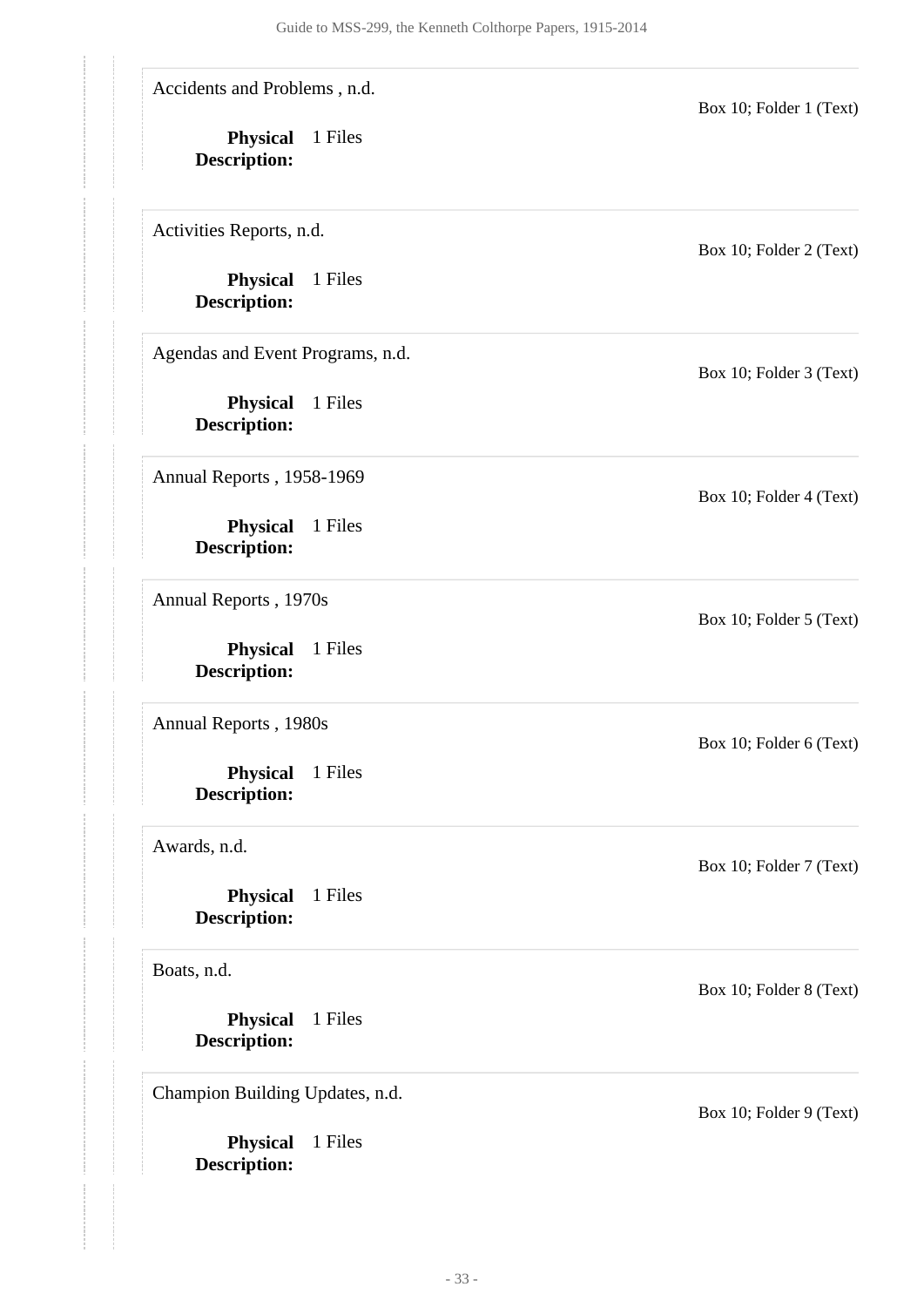Accidents and Problems , n.d.

Box 10; Folder 1 (Text)

**Physical Description:** 1 Files

Activities Reports, n.d.

Box 10; Folder 2 (Text)

**Physical Description:** 1 Files

Agendas and Event Programs, n.d.

Box 10; Folder 3 (Text)

**Physical Description:** 1 Files

Annual Reports , 1958-1969

Box 10; Folder 4 (Text)

**Physical Description:** 1 Files

Annual Reports , 1970s

Box 10; Folder 5 (Text)

**Physical Description:** 1 Files

Annual Reports , 1980s

Box 10; Folder 6 (Text)

**Physical Description:** 1 Files

Awards, n.d.

Box 10; Folder 7 (Text)

**Physical Description:** 1 Files

Boats, n.d.

Box 10; Folder 8 (Text)

**Physical Description:** 1 Files

Champion Building Updates, n.d.

Box 10; Folder 9 (Text)

**Physical Description:** 1 Files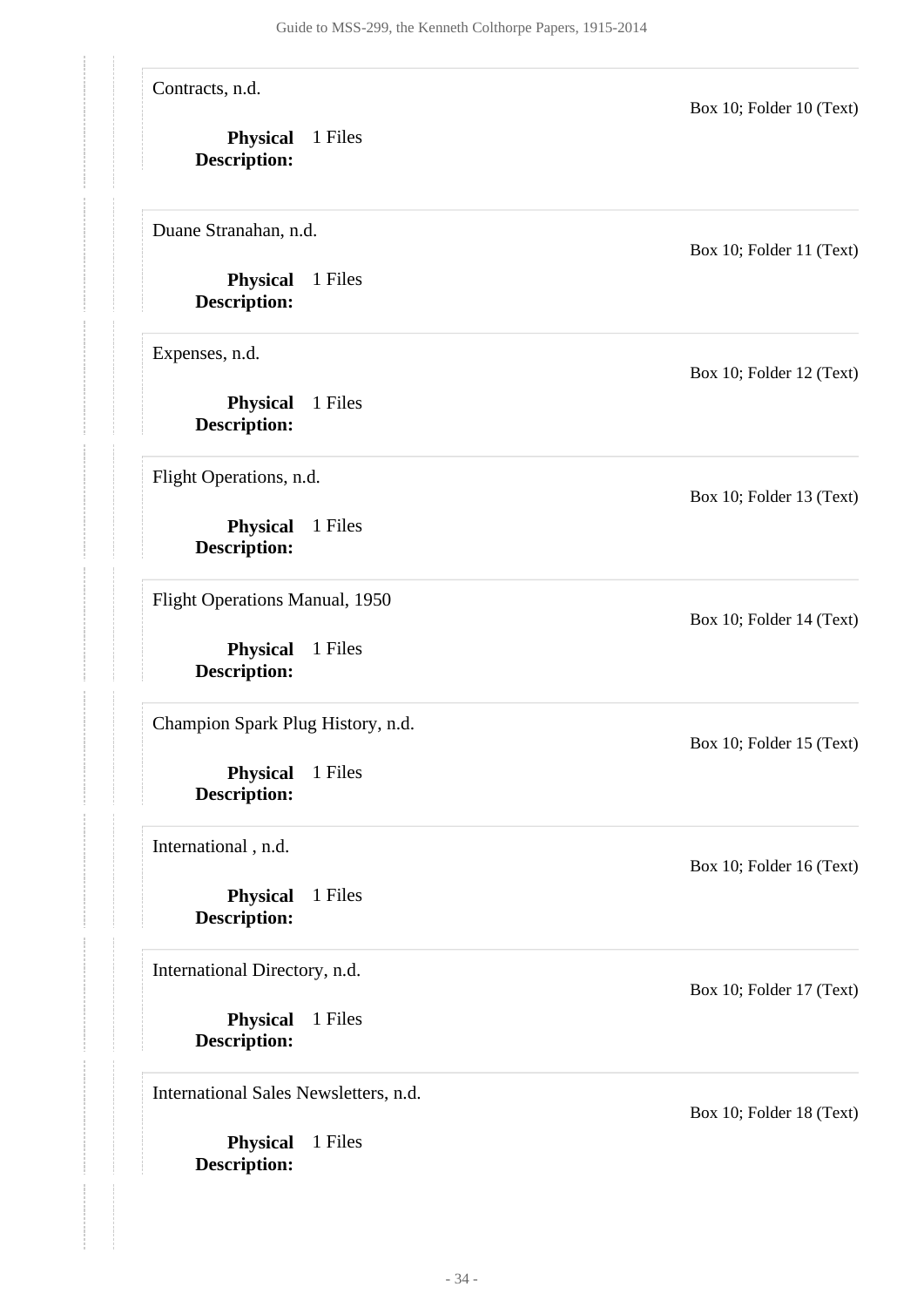Contracts, n.d.

Box 10; Folder 10 (Text)

**Physical Description:** 1 Files

Duane Stranahan, n.d.

Box 10; Folder 11 (Text)

**Physical Description:** 1 Files

Expenses, n.d.

Box 10; Folder 12 (Text)

**Physical Description:** 1 Files

Flight Operations, n.d.

Box 10; Folder 13 (Text)

**Physical Description:** 1 Files

Flight Operations Manual, 1950

Box 10; Folder 14 (Text)

**Physical Description:** 1 Files

Champion Spark Plug History, n.d.

Box 10; Folder 15 (Text)

**Physical Description:** 1 Files

International , n.d.

Box 10; Folder 16 (Text)

**Physical Description:** 1 Files

International Directory, n.d.

Box 10; Folder 17 (Text)

**Physical Description:** 1 Files

International Sales Newsletters, n.d.

Box 10; Folder 18 (Text)

**Physical Description:** 1 Files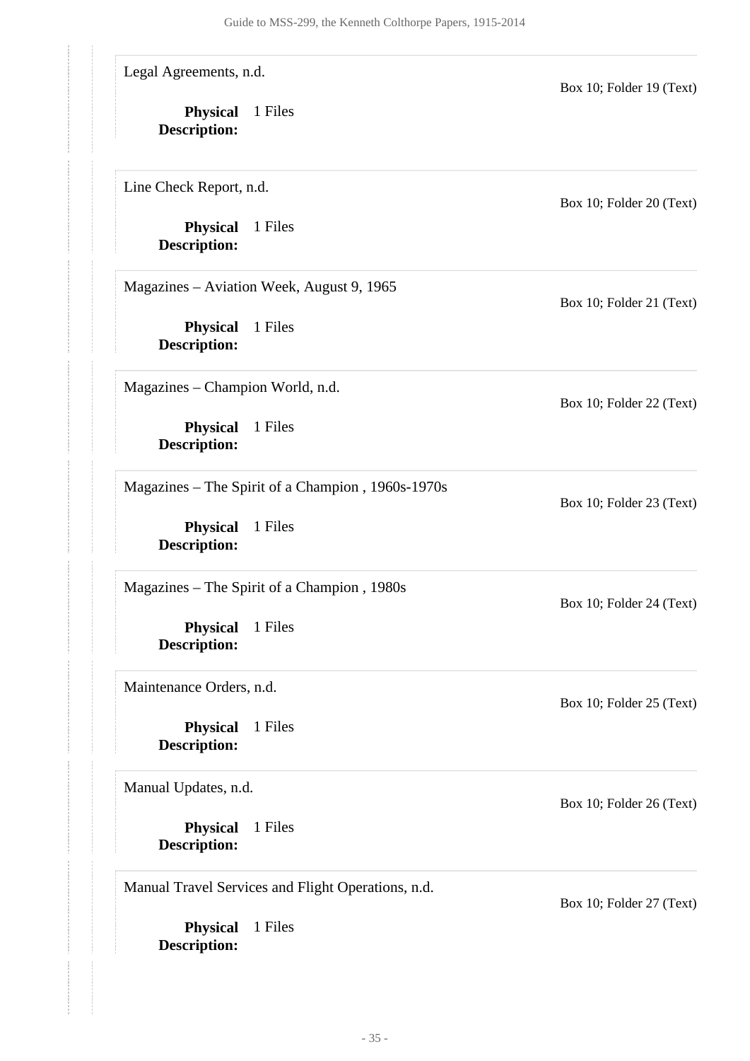Legal Agreements, n.d.

Box 10; Folder 19 (Text)

**Physical Description:** 1 Files

Line Check Report, n.d.

Box 10; Folder 20 (Text)

**Physical Description:** 1 Files

Magazines – Aviation Week, August 9, 1965

Box 10; Folder 21 (Text)

**Physical Description:** 1 Files

Magazines – Champion World, n.d.

Box 10; Folder 22 (Text)

**Physical Description:** 1 Files

Magazines – The Spirit of a Champion , 1960s-1970s

Box 10; Folder 23 (Text)

**Physical Description:** 1 Files

Magazines – The Spirit of a Champion , 1980s

Box 10; Folder 24 (Text)

**Physical Description:** 1 Files

Maintenance Orders, n.d.

Box 10; Folder 25 (Text)

**Physical Description:** 1 Files

Manual Updates, n.d.

Box 10; Folder 26 (Text)

**Physical Description:** 1 Files

Manual Travel Services and Flight Operations, n.d.

Box 10; Folder 27 (Text)

**Physical Description:** 1 Files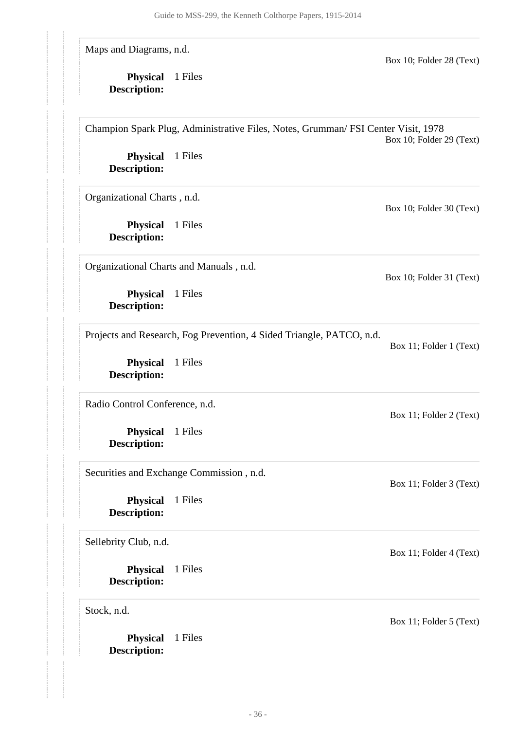Maps and Diagrams, n.d.

Box 10; Folder 28 (Text)

**Physical Description:** 1 Files

Champion Spark Plug, Administrative Files, Notes, Grumman/ FSI Center Visit, 1978

Box 10; Folder 29 (Text)

**Physical Description:** 1 Files

Organizational Charts , n.d.

Box 10; Folder 30 (Text)

**Physical Description:** 1 Files

Organizational Charts and Manuals , n.d.

Box 10; Folder 31 (Text)

**Physical Description:** 1 Files

Projects and Research, Fog Prevention, 4 Sided Triangle, PATCO, n.d.

Box 11; Folder 1 (Text)

**Physical Description:** 1 Files

Radio Control Conference, n.d.

Box 11; Folder 2 (Text)

**Physical Description:** 1 Files

Securities and Exchange Commission , n.d.

Box 11; Folder 3 (Text)

**Physical Description:** 1 Files

Sellebrity Club, n.d.

Box 11; Folder 4 (Text)

**Physical Description:** 1 Files

Stock, n.d.

Box 11; Folder 5 (Text)

**Physical Description:** 1 Files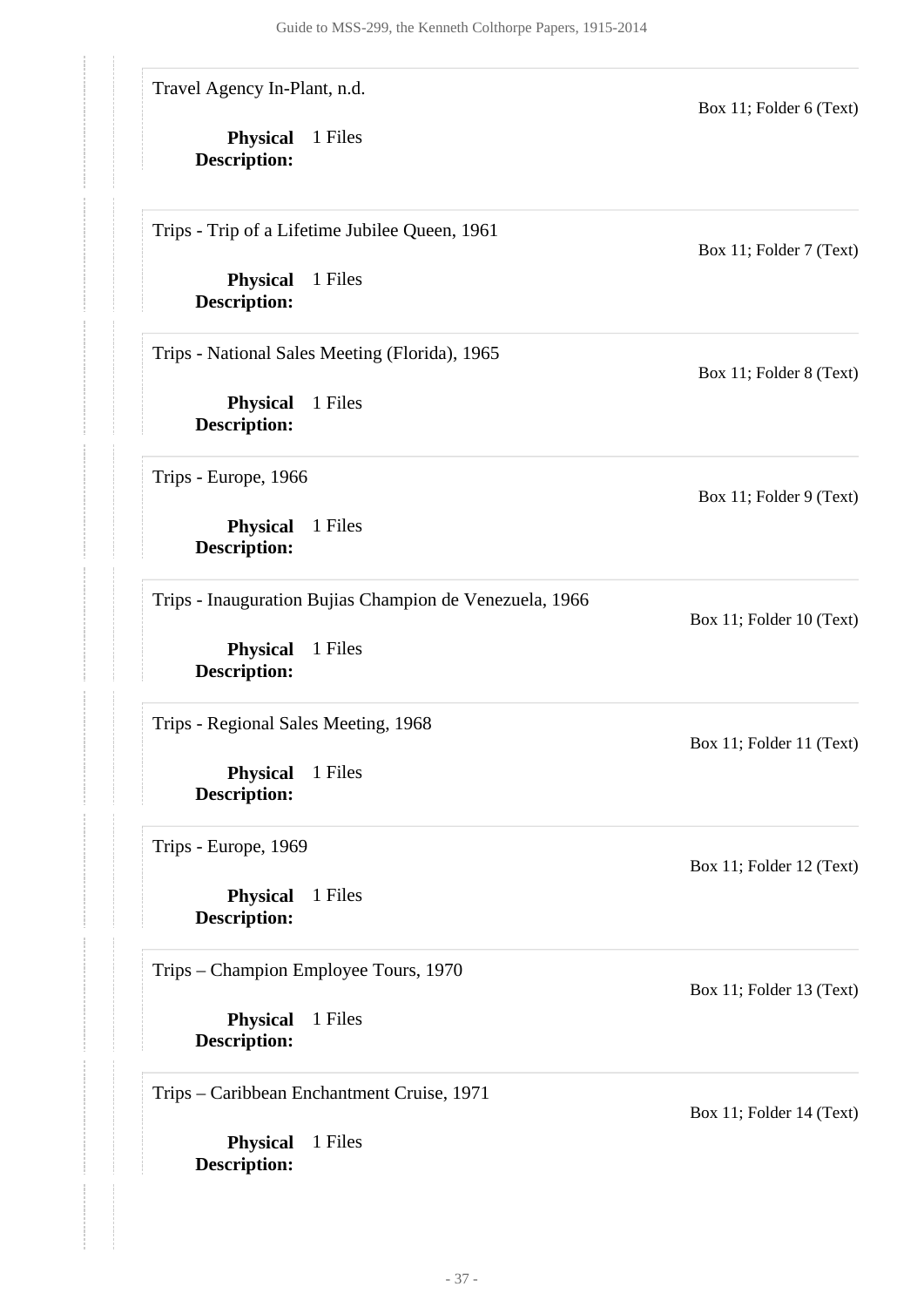Travel Agency In-Plant, n.d.

Box 11; Folder 6 (Text)

**Physical Description:** 1 Files

Trips - Trip of a Lifetime Jubilee Queen, 1961

Box 11; Folder 7 (Text)

**Physical Description:** 1 Files

Trips - National Sales Meeting (Florida), 1965

Box 11; Folder 8 (Text)

**Physical Description:** 1 Files

Trips - Europe, 1966

Box 11; Folder 9 (Text)

**Physical Description:** 1 Files

Trips - Inauguration Bujias Champion de Venezuela, 1966

Box 11; Folder 10 (Text)

**Physical Description:** 1 Files

Trips - Regional Sales Meeting, 1968

Box 11; Folder 11 (Text)

**Physical Description:** 1 Files

Trips - Europe, 1969

Box 11; Folder 12 (Text)

**Physical Description:** 1 Files

Trips – Champion Employee Tours, 1970

Box 11; Folder 13 (Text)

**Physical Description:** 1 Files

Trips – Caribbean Enchantment Cruise, 1971

Box 11; Folder 14 (Text)

**Physical Description:** 1 Files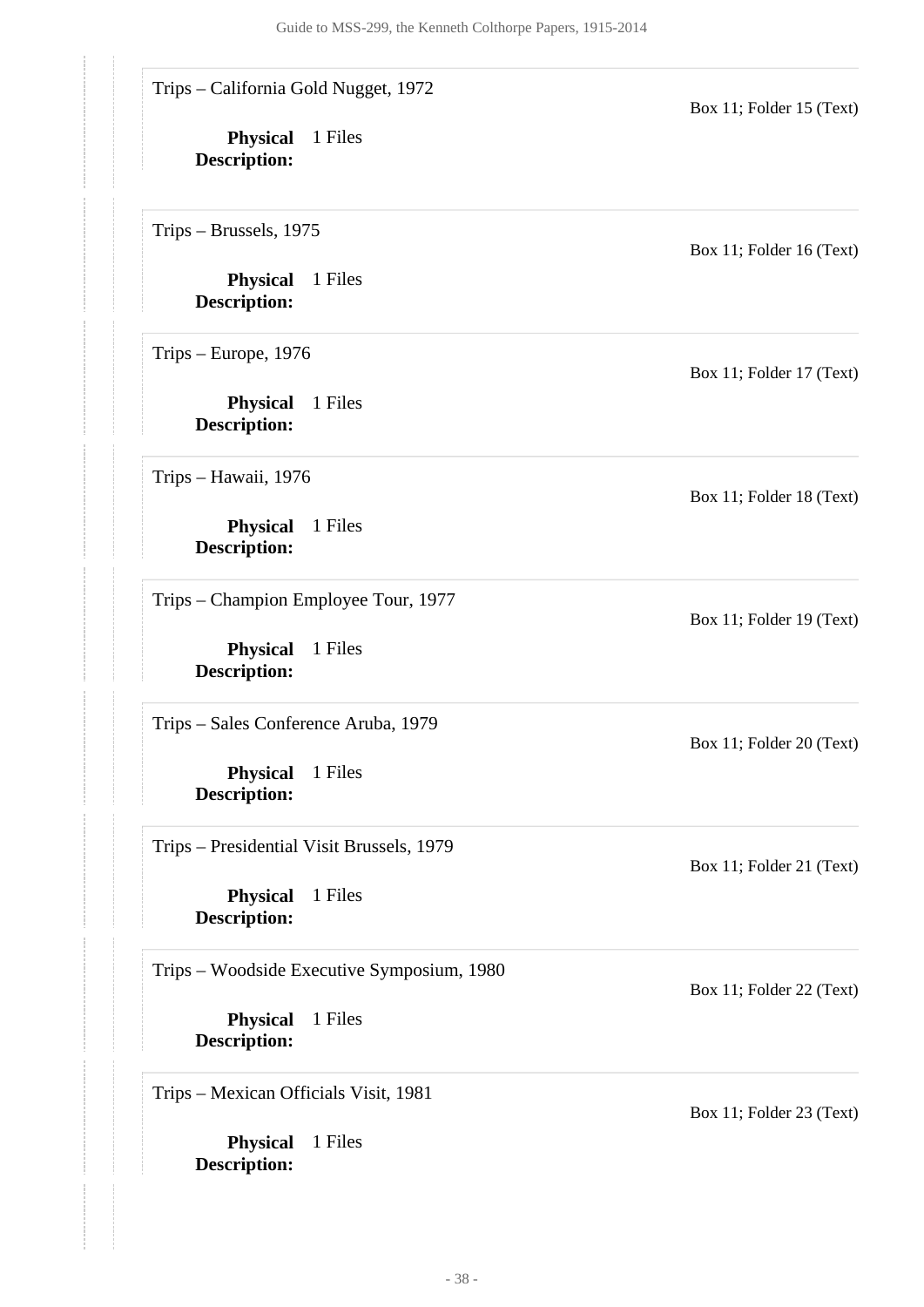Trips – California Gold Nugget, 1972

Box 11; Folder 15 (Text)

**Physical Description:** 1 Files

Trips – Brussels, 1975

Box 11; Folder 16 (Text)

**Physical Description:** 1 Files

Trips – Europe, 1976

Box 11; Folder 17 (Text)

**Physical Description:** 1 Files

Trips – Hawaii, 1976

Box 11; Folder 18 (Text)

**Physical Description:** 1 Files

Trips – Champion Employee Tour, 1977

Box 11; Folder 19 (Text)

**Physical Description:** 1 Files

Trips – Sales Conference Aruba, 1979

Box 11; Folder 20 (Text)

**Physical Description:** 1 Files

Trips – Presidential Visit Brussels, 1979

Box 11; Folder 21 (Text)

**Physical Description:** 1 Files

Trips – Woodside Executive Symposium, 1980

Box 11; Folder 22 (Text)

**Physical Description:** 1 Files

Trips – Mexican Officials Visit, 1981

Box 11; Folder 23 (Text)

**Physical Description:** 1 Files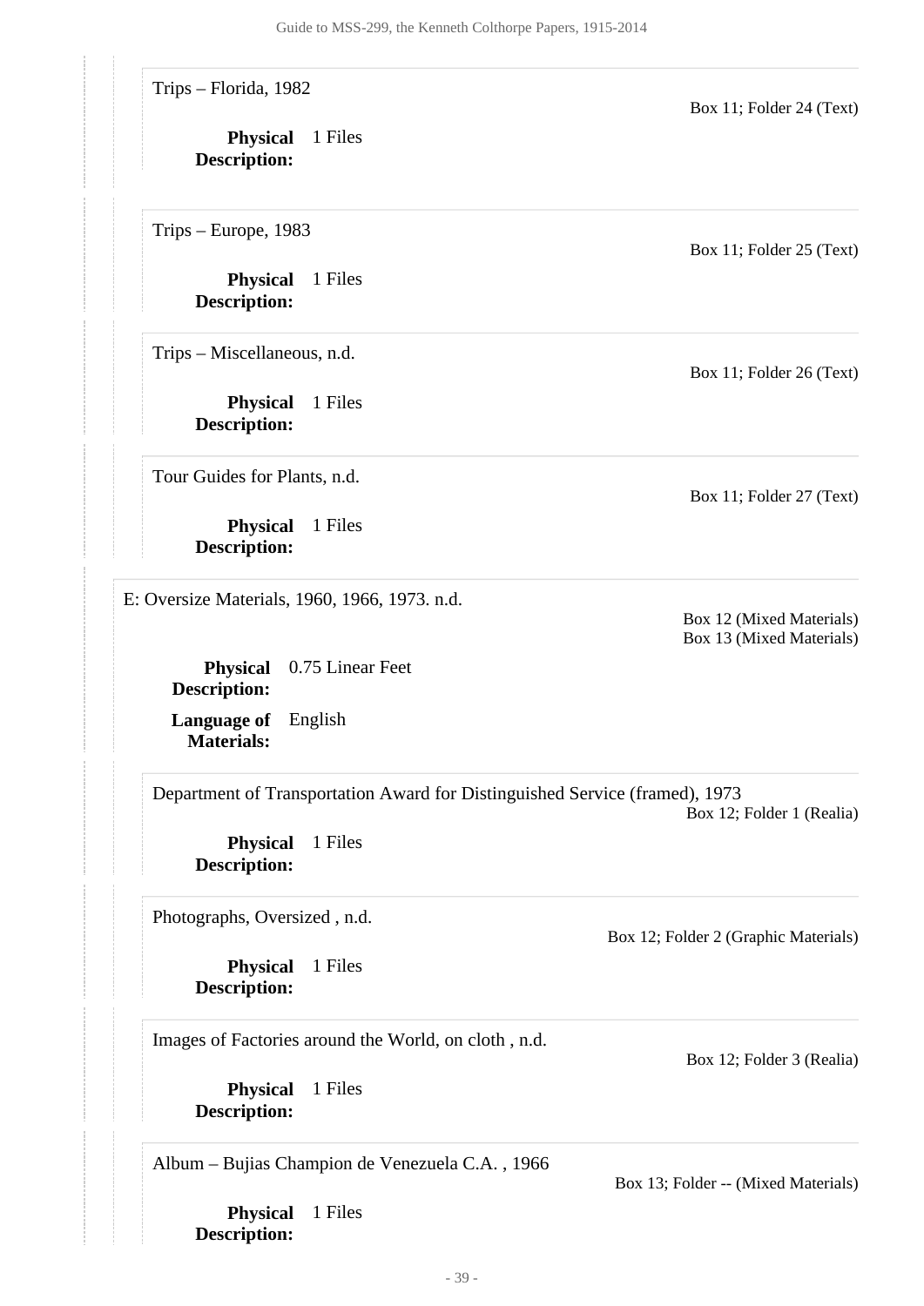Trips – Florida, 1982

Box 11; Folder 24 (Text)

**Physical Description:** 1 Files

Trips – Europe, 1983

Box 11; Folder 25 (Text)

**Physical Description:** 1 Files

Trips – Miscellaneous, n.d.

Box 11; Folder 26 (Text)

**Physical Description:** 1 Files

Tour Guides for Plants, n.d.

Box 11; Folder 27 (Text)

**Physical Description:** 1 Files

E: Oversize Materials, 1960, 1966, 1973. n.d.

Box 12 (Mixed Materials)
Box 13 (Mixed Materials)

**Physical Description:** 0.75 Linear Feet

**Language of Materials:** English

Department of Transportation Award for Distinguished Service (framed), 1973

Box 12; Folder 1 (Realia)

**Physical Description:** 1 Files

Photographs, Oversized , n.d.

Box 12; Folder 2 (Graphic Materials)

**Physical Description:** 1 Files

Images of Factories around the World, on cloth , n.d.

Box 12; Folder 3 (Realia)

**Physical Description:** 1 Files

Album – Bujias Champion de Venezuela C.A. , 1966

Box 13; Folder -- (Mixed Materials)

**Physical Description:** 1 Files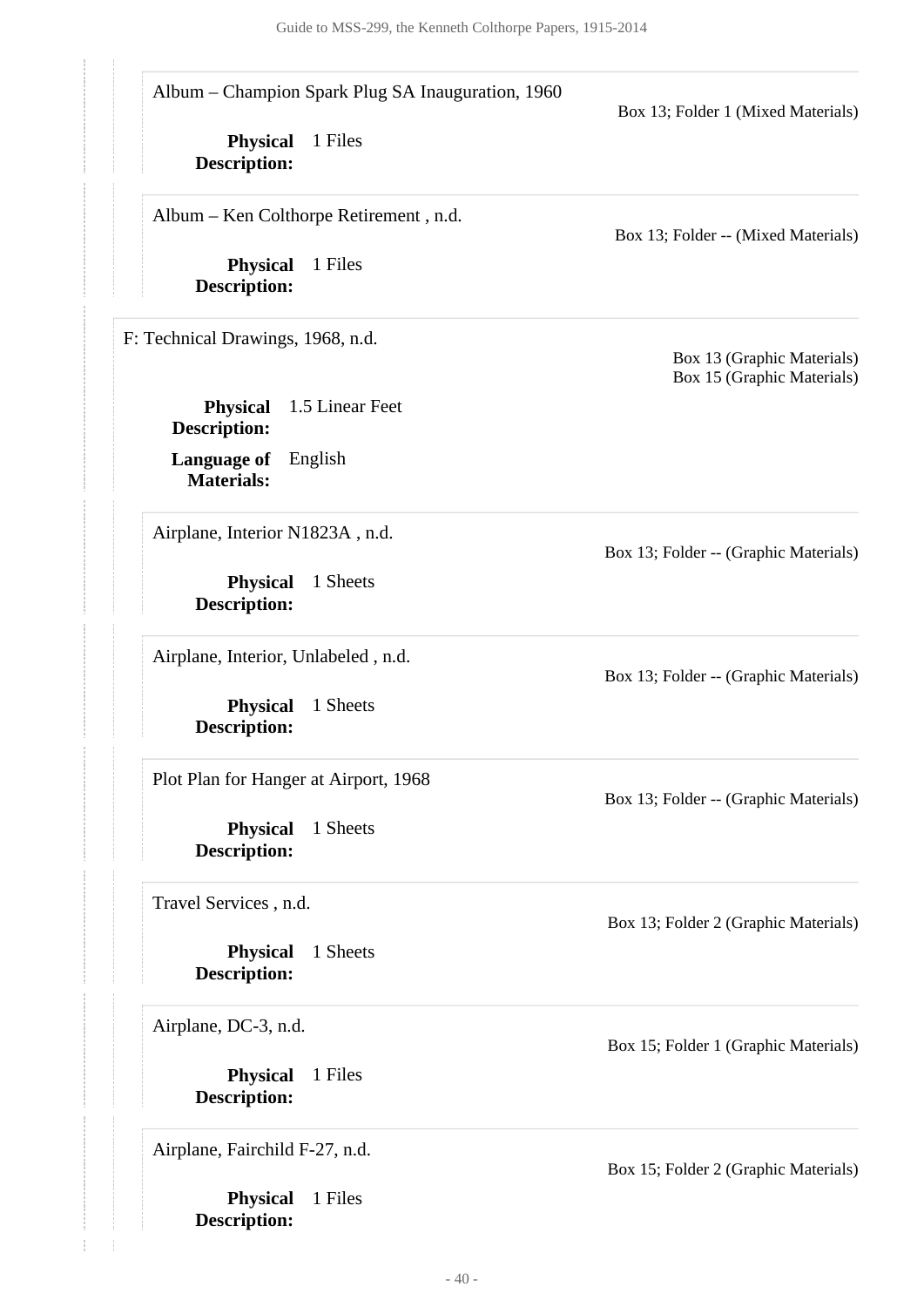Album – Champion Spark Plug SA Inauguration, 1960

Box 13; Folder 1 (Mixed Materials)

**Physical Description:** 1 Files

Album – Ken Colthorpe Retirement , n.d.

Box 13; Folder -- (Mixed Materials)

**Physical Description:** 1 Files

F: Technical Drawings, 1968, n.d.

Box 13 (Graphic Materials)
Box 15 (Graphic Materials)

**Physical Description:** 1.5 Linear Feet

**Language of Materials:** English

Airplane, Interior N1823A , n.d.

Box 13; Folder -- (Graphic Materials)

**Physical Description:** 1 Sheets

Airplane, Interior, Unlabeled , n.d.

Box 13; Folder -- (Graphic Materials)

**Physical Description:** 1 Sheets

Plot Plan for Hanger at Airport, 1968

Box 13; Folder -- (Graphic Materials)

**Physical Description:** 1 Sheets

Travel Services , n.d.

Box 13; Folder 2 (Graphic Materials)

**Physical Description:** 1 Sheets

Airplane, DC-3, n.d.

Box 15; Folder 1 (Graphic Materials)

**Physical Description:** 1 Files

Airplane, Fairchild F-27, n.d.

Box 15; Folder 2 (Graphic Materials)

**Physical Description:** 1 Files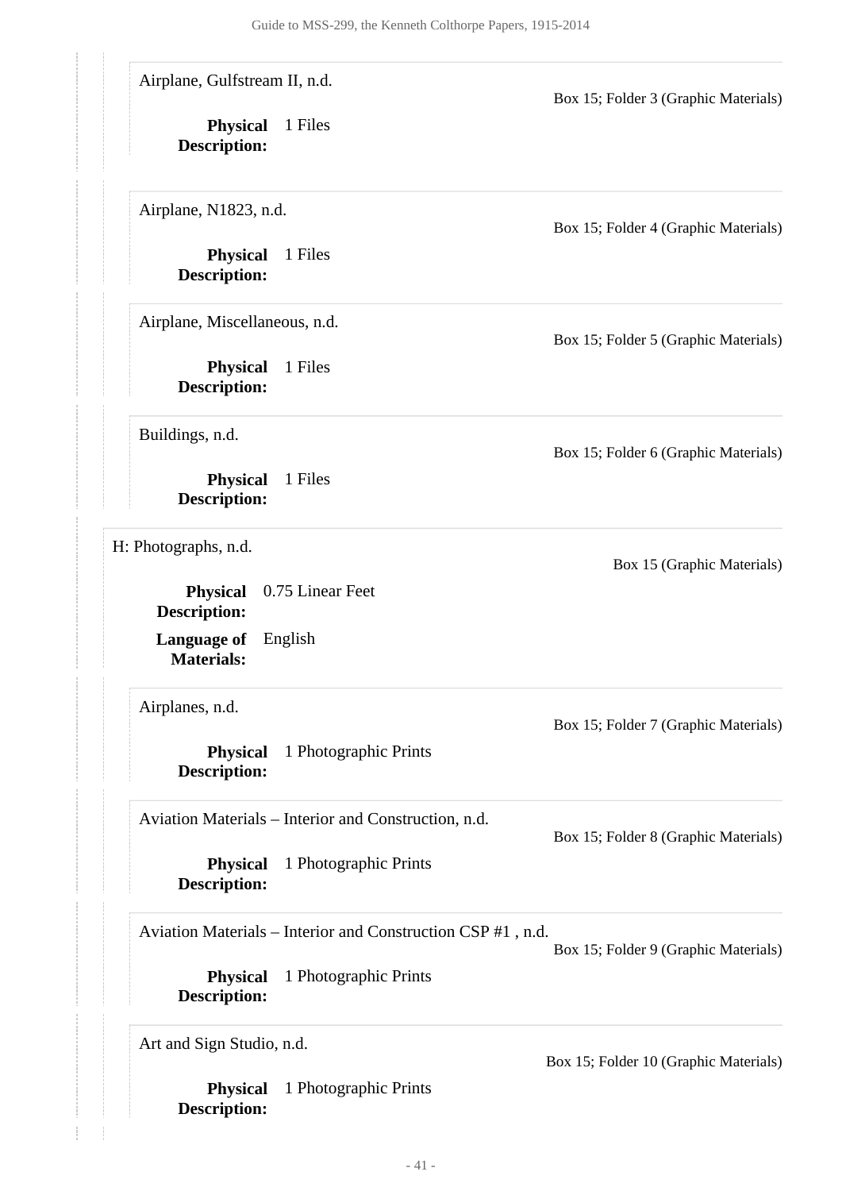Airplane, Gulfstream II, n.d.

Box 15; Folder 3 (Graphic Materials)

**Physical Description:** 1 Files

Airplane, N1823, n.d.

Box 15; Folder 4 (Graphic Materials)

**Physical Description:** 1 Files

Airplane, Miscellaneous, n.d.

Box 15; Folder 5 (Graphic Materials)

**Physical Description:** 1 Files

Buildings, n.d.

Box 15; Folder 6 (Graphic Materials)

**Physical Description:** 1 Files

H: Photographs, n.d.

Box 15 (Graphic Materials)

**Physical Description:** 0.75 Linear Feet

**Language of Materials:** English

Airplanes, n.d.

Box 15; Folder 7 (Graphic Materials)

**Physical Description:** 1 Photographic Prints

Aviation Materials – Interior and Construction, n.d.

Box 15; Folder 8 (Graphic Materials)

**Physical Description:** 1 Photographic Prints

Aviation Materials – Interior and Construction CSP #1 , n.d.

Box 15; Folder 9 (Graphic Materials)

**Physical Description:** 1 Photographic Prints

Art and Sign Studio, n.d.

Box 15; Folder 10 (Graphic Materials)

**Physical Description:** 1 Photographic Prints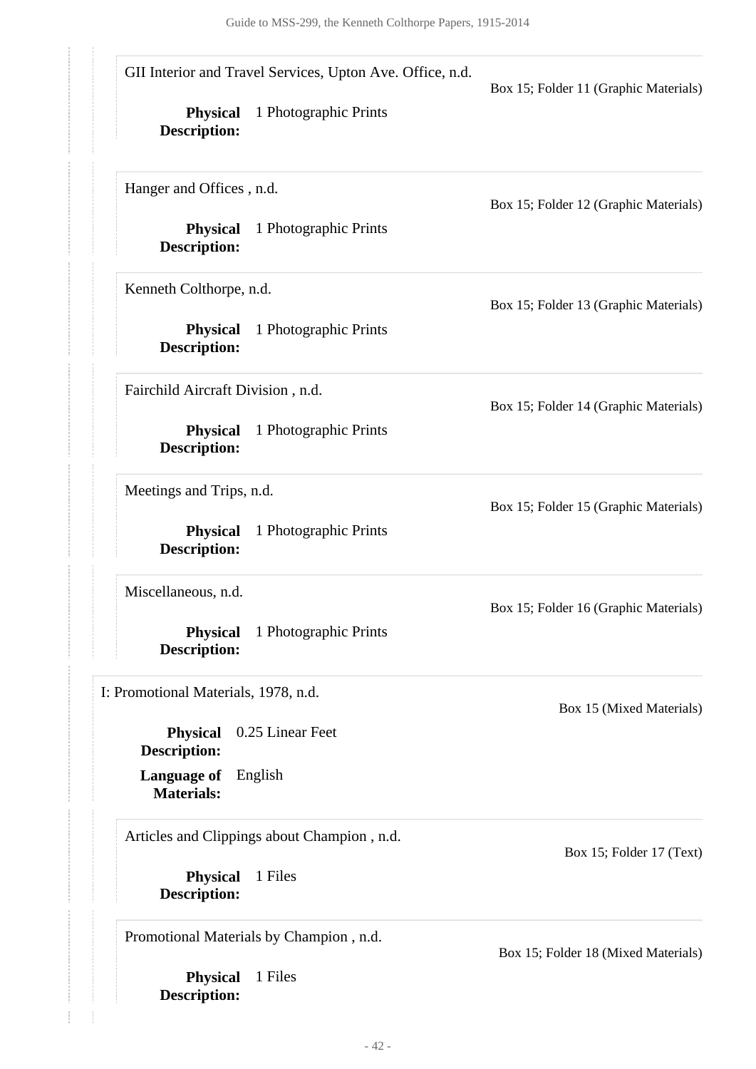GII Interior and Travel Services, Upton Ave. Office, n.d.

Box 15; Folder 11 (Graphic Materials)

**Physical Description:** 1 Photographic Prints

Hanger and Offices , n.d.

Box 15; Folder 12 (Graphic Materials)

**Physical Description:** 1 Photographic Prints

Kenneth Colthorpe, n.d.

Box 15; Folder 13 (Graphic Materials)

**Physical Description:** 1 Photographic Prints

Fairchild Aircraft Division , n.d.

Box 15; Folder 14 (Graphic Materials)

**Physical Description:** 1 Photographic Prints

Meetings and Trips, n.d.

Box 15; Folder 15 (Graphic Materials)

**Physical Description:** 1 Photographic Prints

Miscellaneous, n.d.

Box 15; Folder 16 (Graphic Materials)

**Physical Description:** 1 Photographic Prints

I: Promotional Materials, 1978, n.d.

Box 15 (Mixed Materials)

**Physical Description:** 0.25 Linear Feet

**Language of Materials:** English

Articles and Clippings about Champion , n.d.

Box 15; Folder 17 (Text)

**Physical Description:** 1 Files

Promotional Materials by Champion , n.d.

Box 15; Folder 18 (Mixed Materials)

**Physical Description:** 1 Files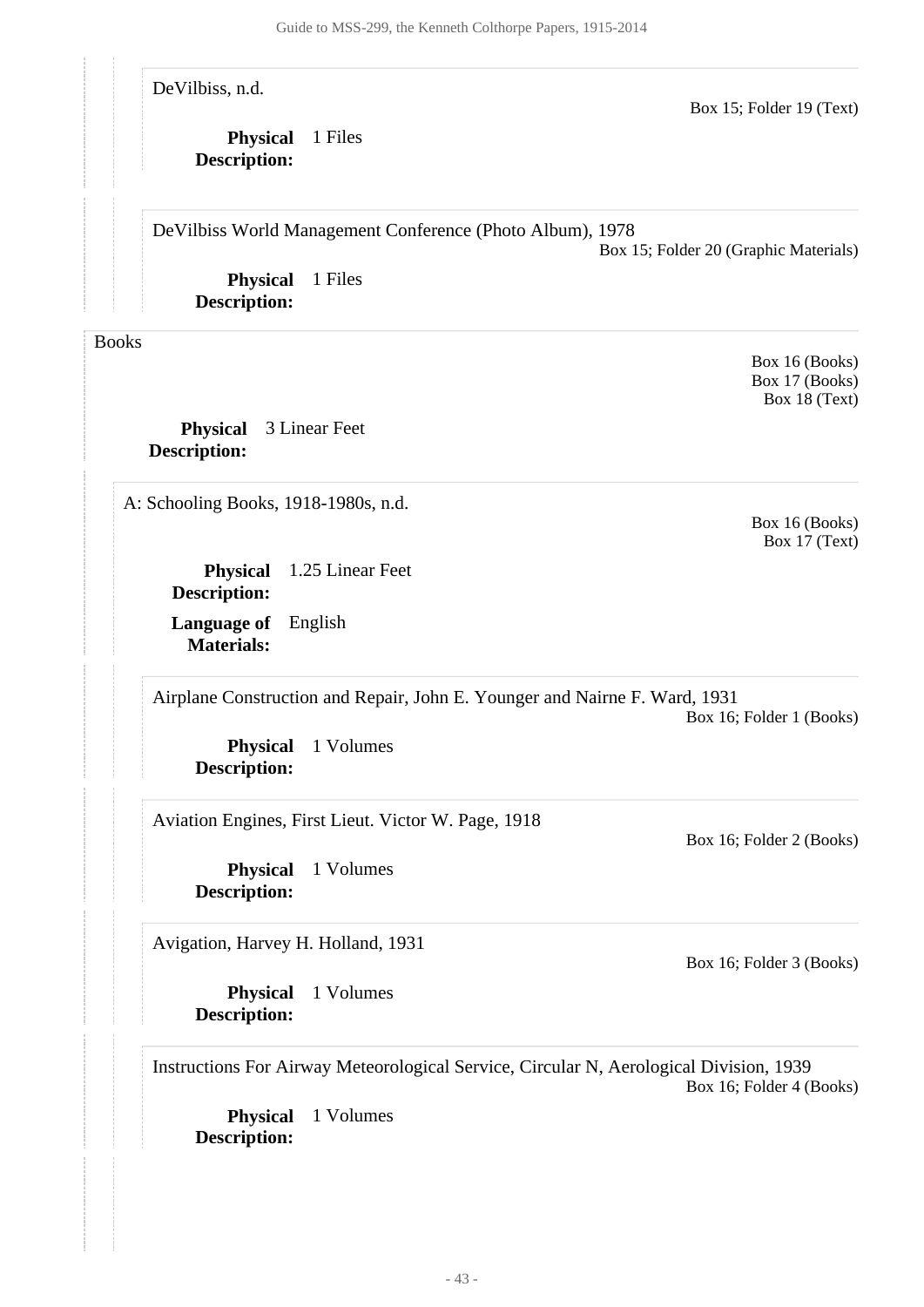DeVilbiss, n.d.

Box 15; Folder 19 (Text)

**Physical Description:** 1 Files

DeVilbiss World Management Conference (Photo Album), 1978

Box 15; Folder 20 (Graphic Materials)

**Physical Description:** 1 Files

## Books

Box 16 (Books)
Box 17 (Books)
Box 18 (Text)

**Physical Description:** 3 Linear Feet

### A: Schooling Books, 1918-1980s, n.d.

Box 16 (Books)
Box 17 (Text)

**Physical Description:** 1.25 Linear Feet

**Language of Materials:** English

Airplane Construction and Repair, John E. Younger and Nairne F. Ward, 1931

Box 16; Folder 1 (Books)

**Physical Description:** 1 Volumes

Aviation Engines, First Lieut. Victor W. Page, 1918

Box 16; Folder 2 (Books)

**Physical Description:** 1 Volumes

Avigation, Harvey H. Holland, 1931

Box 16; Folder 3 (Books)

**Physical Description:** 1 Volumes

Instructions For Airway Meteorological Service, Circular N, Aerological Division, 1939

Box 16; Folder 4 (Books)

**Physical Description:** 1 Volumes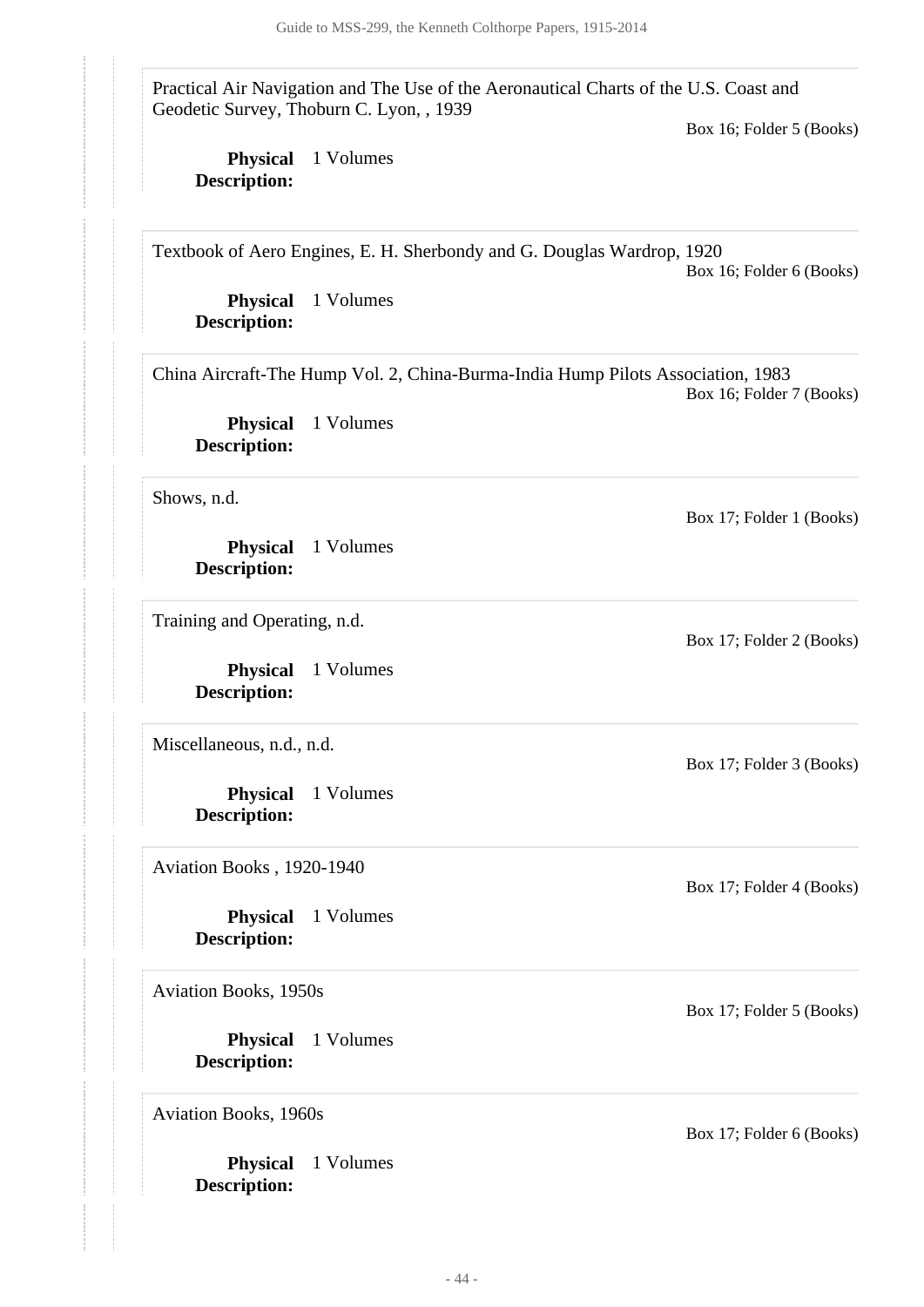Practical Air Navigation and The Use of the Aeronautical Charts of the U.S. Coast and Geodetic Survey, Thoburn C. Lyon, , 1939

Box 16; Folder 5 (Books)

**Physical Description:** 1 Volumes

Textbook of Aero Engines, E. H. Sherbondy and G. Douglas Wardrop, 1920

Box 16; Folder 6 (Books)

**Physical Description:** 1 Volumes

China Aircraft-The Hump Vol. 2, China-Burma-India Hump Pilots Association, 1983

Box 16; Folder 7 (Books)

**Physical Description:** 1 Volumes

Shows, n.d.

Box 17; Folder 1 (Books)

**Physical Description:** 1 Volumes

Training and Operating, n.d.

Box 17; Folder 2 (Books)

**Physical Description:** 1 Volumes

Miscellaneous, n.d., n.d.

Box 17; Folder 3 (Books)

**Physical Description:** 1 Volumes

Aviation Books , 1920-1940

Box 17; Folder 4 (Books)

**Physical Description:** 1 Volumes

Aviation Books, 1950s

Box 17; Folder 5 (Books)

**Physical Description:** 1 Volumes

Aviation Books, 1960s

Box 17; Folder 6 (Books)

**Physical Description:** 1 Volumes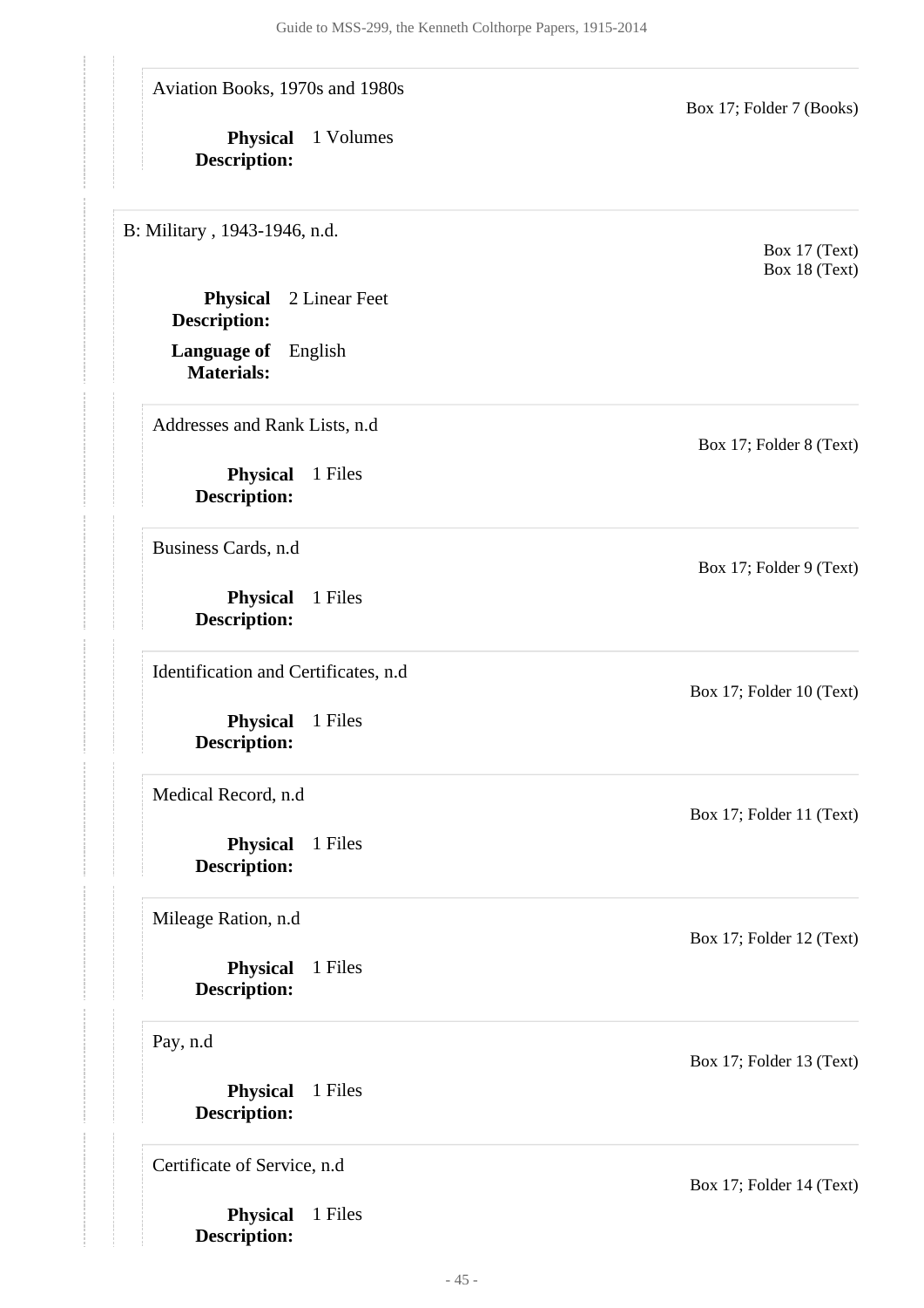Aviation Books, 1970s and 1980s

Box 17; Folder 7 (Books)

**Physical Description:** 1 Volumes

B: Military , 1943-1946, n.d.

Box 17 (Text)
Box 18 (Text)

**Physical Description:** 2 Linear Feet

**Language of Materials:** English

Addresses and Rank Lists, n.d

Box 17; Folder 8 (Text)

**Physical Description:** 1 Files

Business Cards, n.d

Box 17; Folder 9 (Text)

**Physical Description:** 1 Files

Identification and Certificates, n.d

Box 17; Folder 10 (Text)

**Physical Description:** 1 Files

Medical Record, n.d

Box 17; Folder 11 (Text)

**Physical Description:** 1 Files

Mileage Ration, n.d

Box 17; Folder 12 (Text)

**Physical Description:** 1 Files

Pay, n.d

Box 17; Folder 13 (Text)

**Physical Description:** 1 Files

Certificate of Service, n.d

Box 17; Folder 14 (Text)

**Physical Description:** 1 Files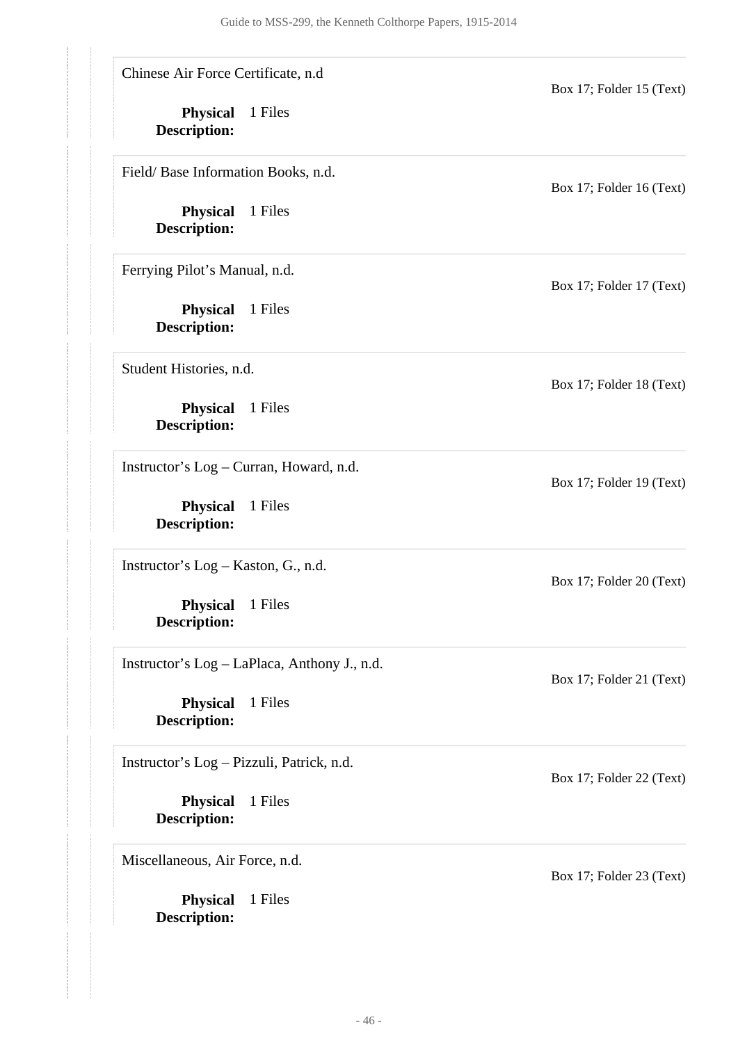Chinese Air Force Certificate, n.d

Box 17; Folder 15 (Text)

**Physical Description:** 1 Files

Field/ Base Information Books, n.d.

Box 17; Folder 16 (Text)

**Physical Description:** 1 Files

Ferrying Pilot's Manual, n.d.

Box 17; Folder 17 (Text)

**Physical Description:** 1 Files

Student Histories, n.d.

Box 17; Folder 18 (Text)

**Physical Description:** 1 Files

Instructor's Log – Curran, Howard, n.d.

Box 17; Folder 19 (Text)

**Physical Description:** 1 Files

Instructor's Log – Kaston, G., n.d.

Box 17; Folder 20 (Text)

**Physical Description:** 1 Files

Instructor's Log – LaPlaca, Anthony J., n.d.

Box 17; Folder 21 (Text)

**Physical Description:** 1 Files

Instructor's Log – Pizzuli, Patrick, n.d.

Box 17; Folder 22 (Text)

**Physical Description:** 1 Files

Miscellaneous, Air Force, n.d.

Box 17; Folder 23 (Text)

**Physical Description:** 1 Files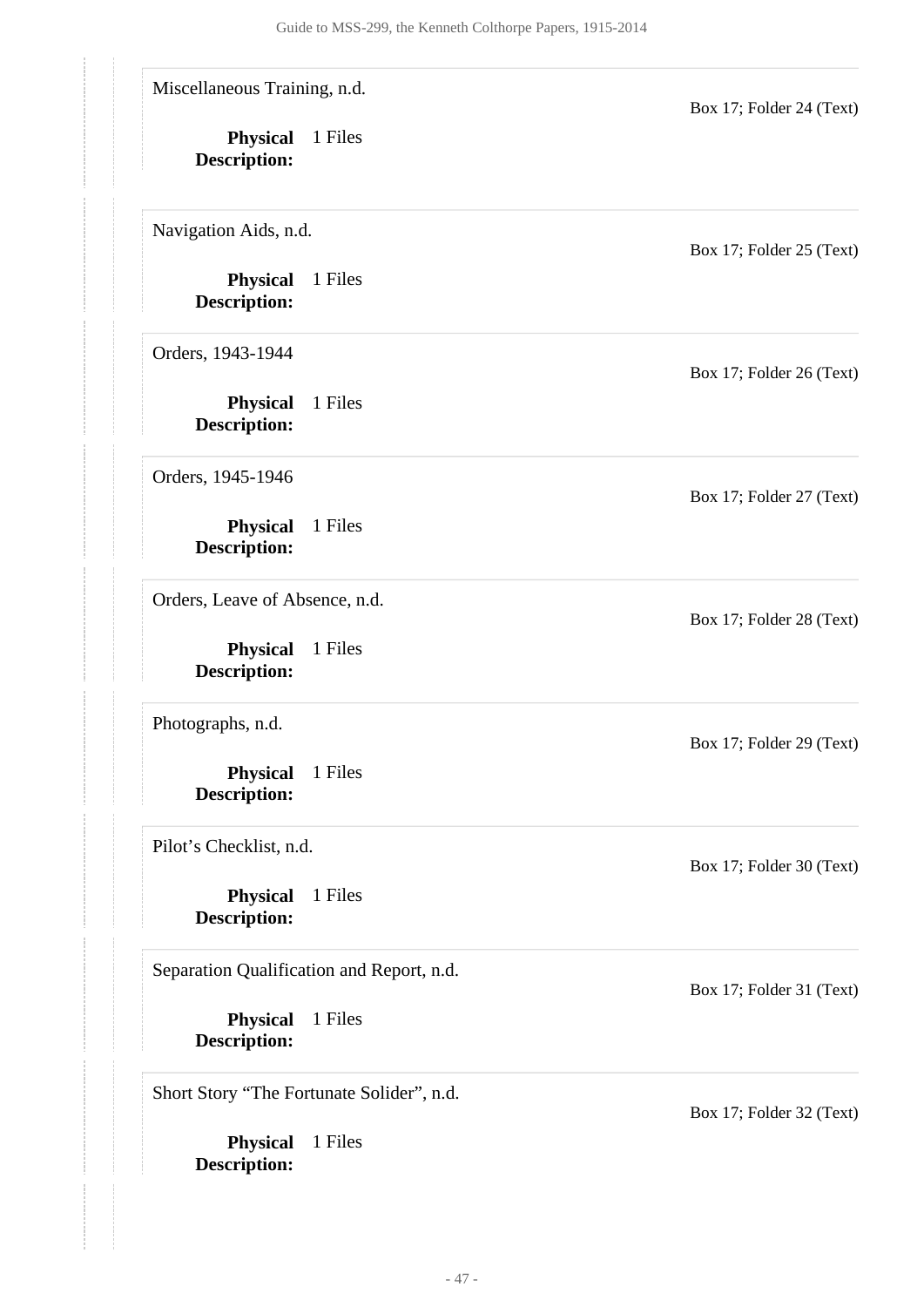Miscellaneous Training, n.d.

Box 17; Folder 24 (Text)

**Physical Description:** 1 Files

Navigation Aids, n.d.

Box 17; Folder 25 (Text)

**Physical Description:** 1 Files

Orders, 1943-1944

Box 17; Folder 26 (Text)

**Physical Description:** 1 Files

Orders, 1945-1946

Box 17; Folder 27 (Text)

**Physical Description:** 1 Files

Orders, Leave of Absence, n.d.

Box 17; Folder 28 (Text)

**Physical Description:** 1 Files

Photographs, n.d.

Box 17; Folder 29 (Text)

**Physical Description:** 1 Files

Pilot's Checklist, n.d.

Box 17; Folder 30 (Text)

**Physical Description:** 1 Files

Separation Qualification and Report, n.d.

Box 17; Folder 31 (Text)

**Physical Description:** 1 Files

Short Story "The Fortunate Solider", n.d.

Box 17; Folder 32 (Text)

**Physical Description:** 1 Files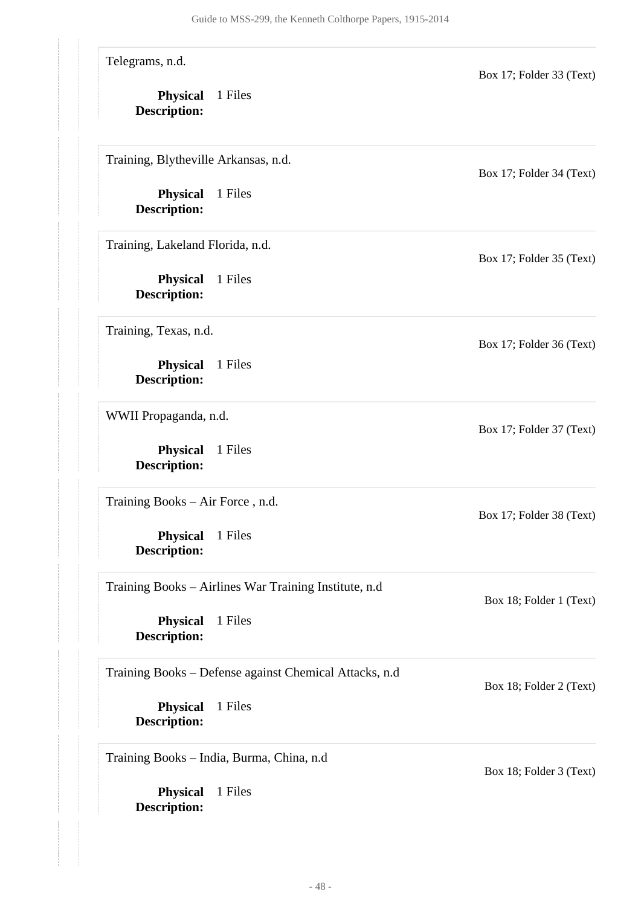Telegrams, n.d.

Box 17; Folder 33 (Text)

**Physical Description:** 1 Files

Training, Blytheville Arkansas, n.d.

Box 17; Folder 34 (Text)

**Physical Description:** 1 Files

Training, Lakeland Florida, n.d.

Box 17; Folder 35 (Text)

**Physical Description:** 1 Files

Training, Texas, n.d.

Box 17; Folder 36 (Text)

**Physical Description:** 1 Files

WWII Propaganda, n.d.

Box 17; Folder 37 (Text)

**Physical Description:** 1 Files

Training Books – Air Force , n.d.

Box 17; Folder 38 (Text)

**Physical Description:** 1 Files

Training Books – Airlines War Training Institute, n.d

Box 18; Folder 1 (Text)

**Physical Description:** 1 Files

Training Books – Defense against Chemical Attacks, n.d

Box 18; Folder 2 (Text)

**Physical Description:** 1 Files

Training Books – India, Burma, China, n.d

Box 18; Folder 3 (Text)

**Physical Description:** 1 Files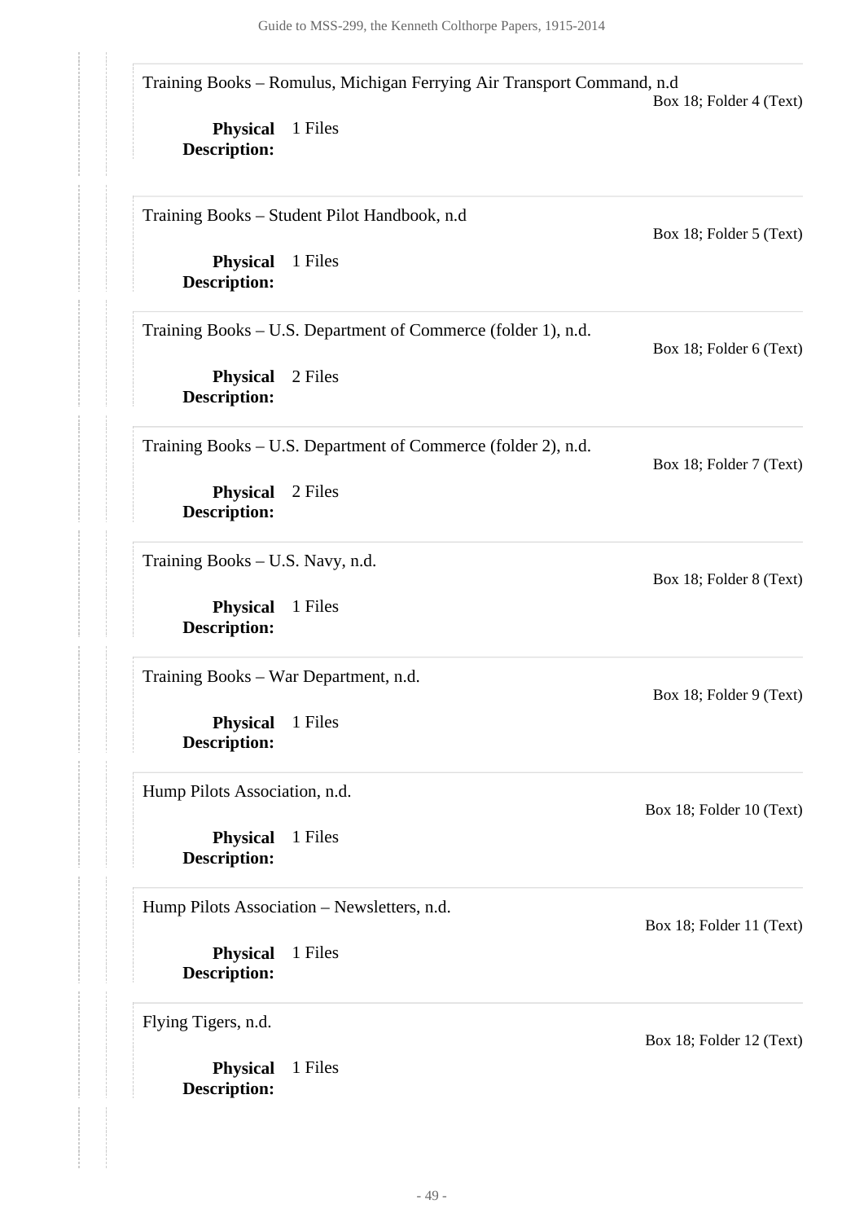Training Books – Romulus, Michigan Ferrying Air Transport Command, n.d

Box 18; Folder 4 (Text)

**Physical Description:** 1 Files

Training Books – Student Pilot Handbook, n.d

Box 18; Folder 5 (Text)

**Physical Description:** 1 Files

Training Books – U.S. Department of Commerce (folder 1), n.d.

Box 18; Folder 6 (Text)

**Physical Description:** 2 Files

Training Books – U.S. Department of Commerce (folder 2), n.d.

Box 18; Folder 7 (Text)

**Physical Description:** 2 Files

Training Books – U.S. Navy, n.d.

Box 18; Folder 8 (Text)

**Physical Description:** 1 Files

Training Books – War Department, n.d.

Box 18; Folder 9 (Text)

**Physical Description:** 1 Files

Hump Pilots Association, n.d.

Box 18; Folder 10 (Text)

**Physical Description:** 1 Files

Hump Pilots Association – Newsletters, n.d.

Box 18; Folder 11 (Text)

**Physical Description:** 1 Files

Flying Tigers, n.d.

Box 18; Folder 12 (Text)

**Physical Description:** 1 Files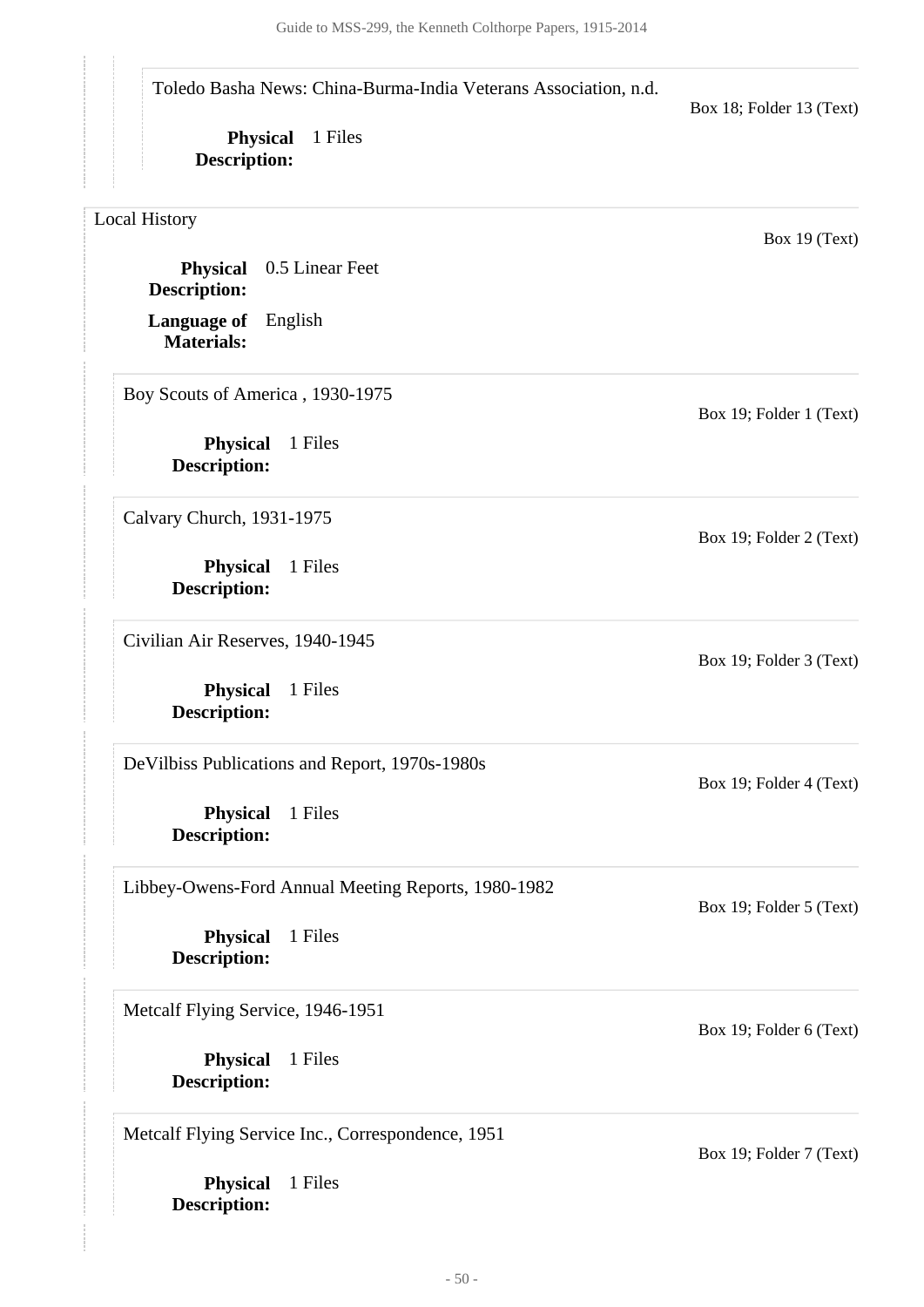Toledo Basha News: China-Burma-India Veterans Association, n.d.

Box 18; Folder 13 (Text)

**Physical Description:** 1 Files

## Local History

Box 19 (Text)

**Physical Description:** 0.5 Linear Feet

**Language of Materials:** English

Boy Scouts of America , 1930-1975

Box 19; Folder 1 (Text)

**Physical Description:** 1 Files

Calvary Church, 1931-1975

Box 19; Folder 2 (Text)

**Physical Description:** 1 Files

Civilian Air Reserves, 1940-1945

Box 19; Folder 3 (Text)

**Physical Description:** 1 Files

DeVilbiss Publications and Report, 1970s-1980s

Box 19; Folder 4 (Text)

**Physical Description:** 1 Files

Libbey-Owens-Ford Annual Meeting Reports, 1980-1982

Box 19; Folder 5 (Text)

**Physical Description:** 1 Files

Metcalf Flying Service, 1946-1951

Box 19; Folder 6 (Text)

**Physical Description:** 1 Files

Metcalf Flying Service Inc., Correspondence, 1951

Box 19; Folder 7 (Text)

**Physical Description:** 1 Files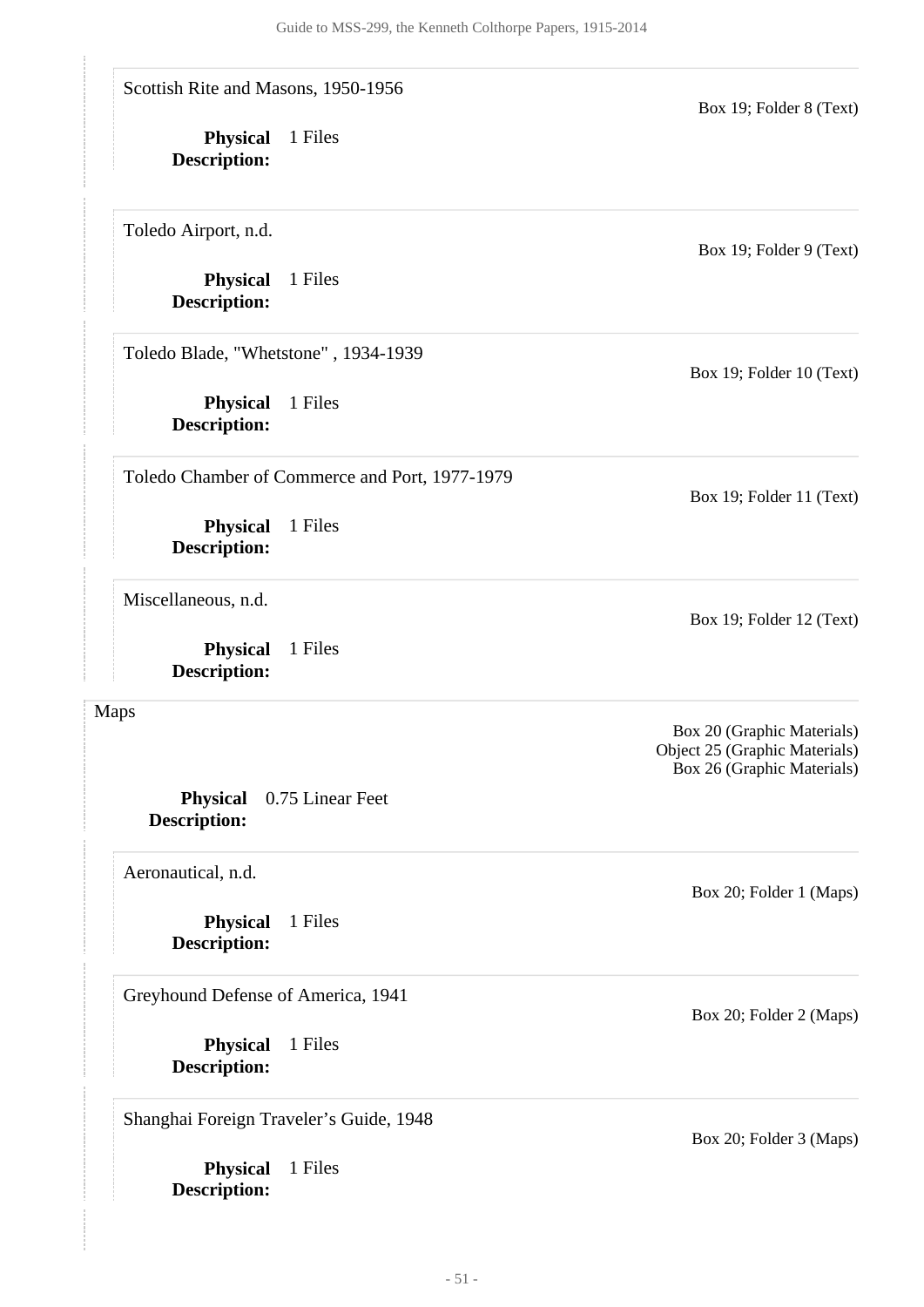Scottish Rite and Masons, 1950-1956

Box 19; Folder 8 (Text)

**Physical Description:** 1 Files

Toledo Airport, n.d.

Box 19; Folder 9 (Text)

**Physical Description:** 1 Files

Toledo Blade, "Whetstone" , 1934-1939

Box 19; Folder 10 (Text)

**Physical Description:** 1 Files

Toledo Chamber of Commerce and Port, 1977-1979

Box 19; Folder 11 (Text)

**Physical Description:** 1 Files

Miscellaneous, n.d.

Box 19; Folder 12 (Text)

**Physical Description:** 1 Files

Maps

Box 20 (Graphic Materials)
Object 25 (Graphic Materials)
Box 26 (Graphic Materials)

**Physical Description:** 0.75 Linear Feet

Aeronautical, n.d.

Box 20; Folder 1 (Maps)

**Physical Description:** 1 Files

Greyhound Defense of America, 1941

Box 20; Folder 2 (Maps)

**Physical Description:** 1 Files

Shanghai Foreign Traveler's Guide, 1948

Box 20; Folder 3 (Maps)

**Physical Description:** 1 Files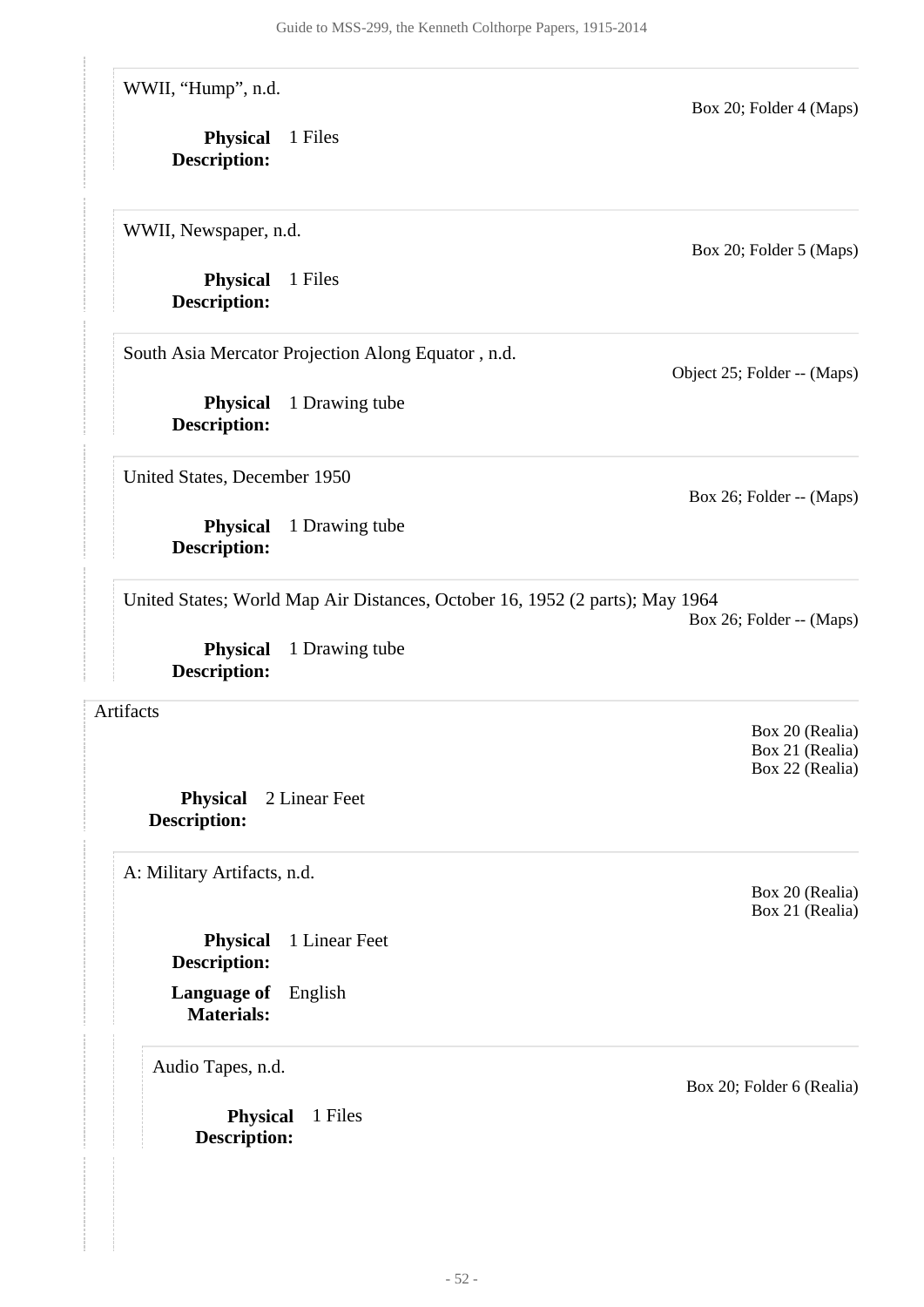WWII, "Hump", n.d.

Box 20; Folder 4 (Maps)

**Physical Description:** 1 Files

WWII, Newspaper, n.d.

Box 20; Folder 5 (Maps)

**Physical Description:** 1 Files

South Asia Mercator Projection Along Equator , n.d.

Object 25; Folder -- (Maps)

**Physical Description:** 1 Drawing tube

United States, December 1950

Box 26; Folder -- (Maps)

**Physical Description:** 1 Drawing tube

United States; World Map Air Distances, October 16, 1952 (2 parts); May 1964

Box 26; Folder -- (Maps)

**Physical Description:** 1 Drawing tube

Artifacts

Box 20 (Realia)
Box 21 (Realia)
Box 22 (Realia)

**Physical Description:** 2 Linear Feet

A: Military Artifacts, n.d.

Box 20 (Realia)
Box 21 (Realia)

**Physical Description:** 1 Linear Feet

**Language of Materials:** English

Audio Tapes, n.d.

Box 20; Folder 6 (Realia)

**Physical Description:** 1 Files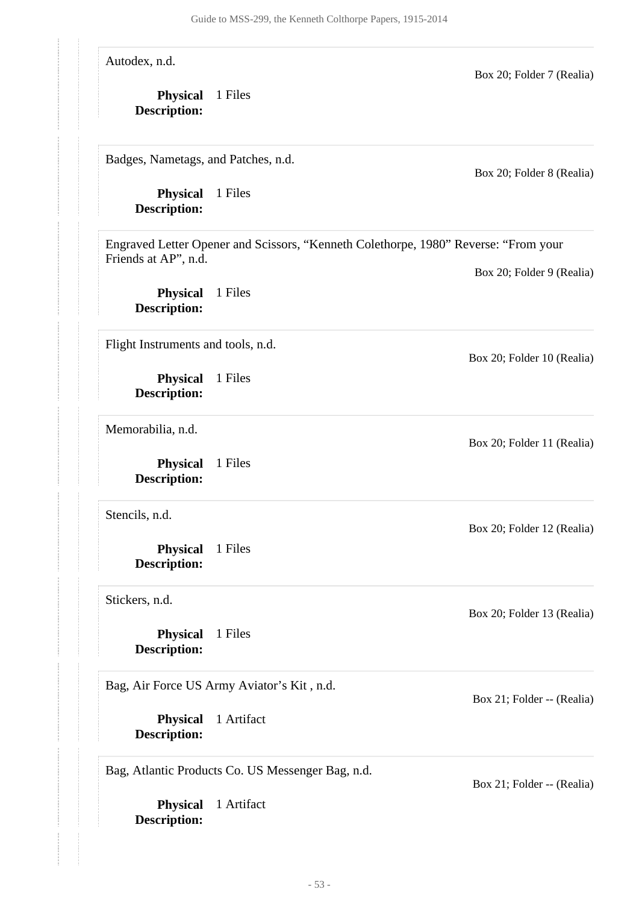Autodex, n.d.

Box 20; Folder 7 (Realia)

**Physical Description:** 1 Files

Badges, Nametags, and Patches, n.d.

Box 20; Folder 8 (Realia)

**Physical Description:** 1 Files

Engraved Letter Opener and Scissors, "Kenneth Colethorpe, 1980" Reverse: "From your Friends at AP", n.d.

Box 20; Folder 9 (Realia)

**Physical Description:** 1 Files

Flight Instruments and tools, n.d.

Box 20; Folder 10 (Realia)

**Physical Description:** 1 Files

Memorabilia, n.d.

Box 20; Folder 11 (Realia)

**Physical Description:** 1 Files

Stencils, n.d.

Box 20; Folder 12 (Realia)

**Physical Description:** 1 Files

Stickers, n.d.

Box 20; Folder 13 (Realia)

**Physical Description:** 1 Files

Bag, Air Force US Army Aviator's Kit , n.d.

Box 21; Folder -- (Realia)

**Physical Description:** 1 Artifact

Bag, Atlantic Products Co. US Messenger Bag, n.d.

Box 21; Folder -- (Realia)

**Physical Description:** 1 Artifact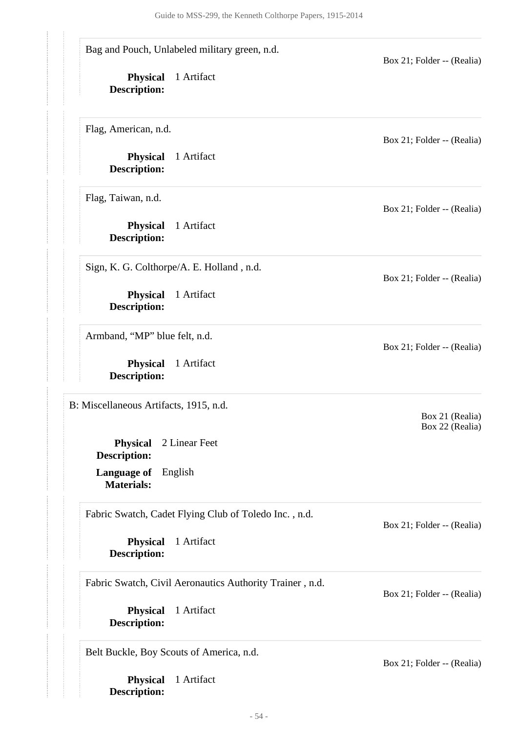Bag and Pouch, Unlabeled military green, n.d.

Box 21; Folder -- (Realia)

**Physical Description:** 1 Artifact

Flag, American, n.d.

Box 21; Folder -- (Realia)

**Physical Description:** 1 Artifact

Flag, Taiwan, n.d.

Box 21; Folder -- (Realia)

**Physical Description:** 1 Artifact

Sign, K. G. Colthorpe/A. E. Holland , n.d.

Box 21; Folder -- (Realia)

**Physical Description:** 1 Artifact

Armband, “MP” blue felt, n.d.

Box 21; Folder -- (Realia)

**Physical Description:** 1 Artifact

B: Miscellaneous Artifacts, 1915, n.d.

Box 21 (Realia)
Box 22 (Realia)

**Physical Description:** 2 Linear Feet

**Language of Materials:** English

Fabric Swatch, Cadet Flying Club of Toledo Inc. , n.d.

Box 21; Folder -- (Realia)

**Physical Description:** 1 Artifact

Fabric Swatch, Civil Aeronautics Authority Trainer , n.d.

Box 21; Folder -- (Realia)

**Physical Description:** 1 Artifact

Belt Buckle, Boy Scouts of America, n.d.

Box 21; Folder -- (Realia)

**Physical Description:** 1 Artifact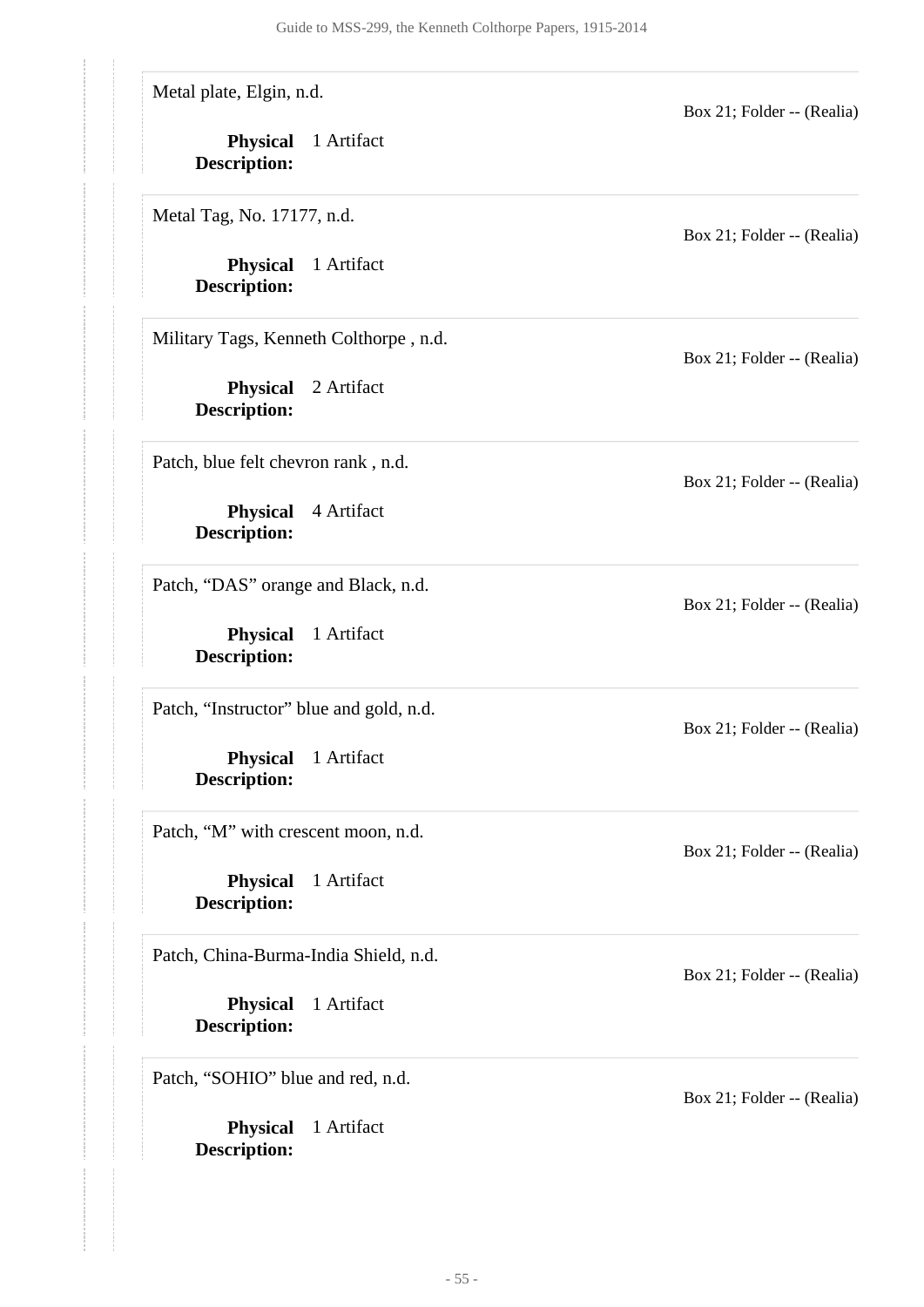Metal plate, Elgin, n.d.

Box 21; Folder -- (Realia)

**Physical Description:** 1 Artifact

Metal Tag, No. 17177, n.d.

Box 21; Folder -- (Realia)

**Physical Description:** 1 Artifact

Military Tags, Kenneth Colthorpe , n.d.

Box 21; Folder -- (Realia)

**Physical Description:** 2 Artifact

Patch, blue felt chevron rank , n.d.

Box 21; Folder -- (Realia)

**Physical Description:** 4 Artifact

Patch, "DAS" orange and Black, n.d.

Box 21; Folder -- (Realia)

**Physical Description:** 1 Artifact

Patch, "Instructor" blue and gold, n.d.

Box 21; Folder -- (Realia)

**Physical Description:** 1 Artifact

Patch, "M" with crescent moon, n.d.

Box 21; Folder -- (Realia)

**Physical Description:** 1 Artifact

Patch, China-Burma-India Shield, n.d.

Box 21; Folder -- (Realia)

**Physical Description:** 1 Artifact

Patch, "SOHIO" blue and red, n.d.

Box 21; Folder -- (Realia)

**Physical Description:** 1 Artifact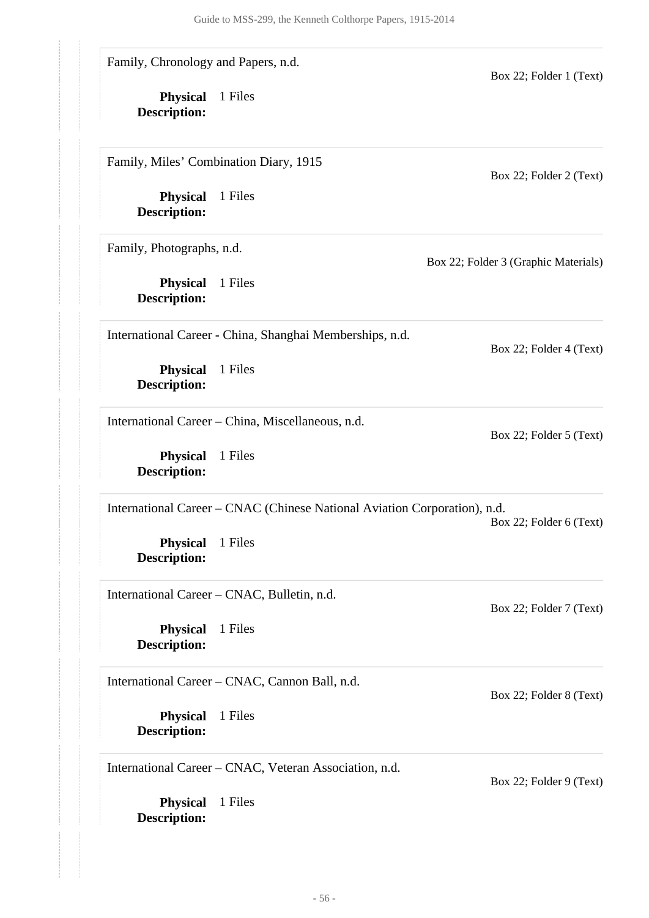Family, Chronology and Papers, n.d.

Box 22; Folder 1 (Text)

**Physical Description:** 1 Files

Family, Miles' Combination Diary, 1915

Box 22; Folder 2 (Text)

**Physical Description:** 1 Files

Family, Photographs, n.d.

Box 22; Folder 3 (Graphic Materials)

**Physical Description:** 1 Files

International Career - China, Shanghai Memberships, n.d.

Box 22; Folder 4 (Text)

**Physical Description:** 1 Files

International Career – China, Miscellaneous, n.d.

Box 22; Folder 5 (Text)

**Physical Description:** 1 Files

International Career – CNAC (Chinese National Aviation Corporation), n.d.

Box 22; Folder 6 (Text)

**Physical Description:** 1 Files

International Career – CNAC, Bulletin, n.d.

Box 22; Folder 7 (Text)

**Physical Description:** 1 Files

International Career – CNAC, Cannon Ball, n.d.

Box 22; Folder 8 (Text)

**Physical Description:** 1 Files

International Career – CNAC, Veteran Association, n.d.

Box 22; Folder 9 (Text)

**Physical Description:** 1 Files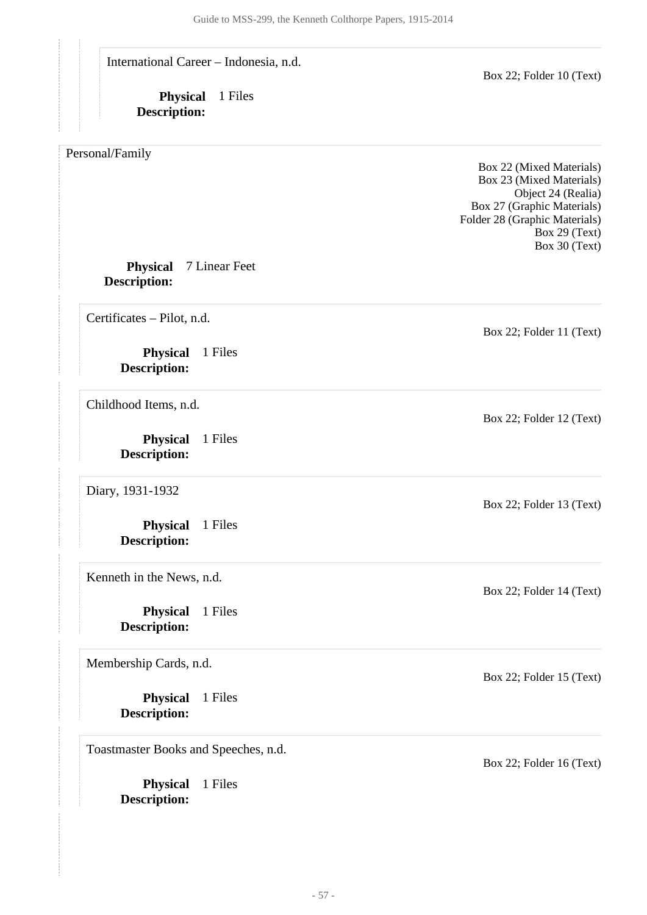International Career – Indonesia, n.d.

Box 22; Folder 10 (Text)

**Physical Description:** 1 Files

Personal/Family

Box 22 (Mixed Materials)
Box 23 (Mixed Materials)
Object 24 (Realia)
Box 27 (Graphic Materials)
Folder 28 (Graphic Materials)
Box 29 (Text)
Box 30 (Text)

**Physical Description:** 7 Linear Feet

Certificates – Pilot, n.d.

Box 22; Folder 11 (Text)

**Physical Description:** 1 Files

Childhood Items, n.d.

Box 22; Folder 12 (Text)

**Physical Description:** 1 Files

Diary, 1931-1932

Box 22; Folder 13 (Text)

**Physical Description:** 1 Files

Kenneth in the News, n.d.

Box 22; Folder 14 (Text)

**Physical Description:** 1 Files

Membership Cards, n.d.

Box 22; Folder 15 (Text)

**Physical Description:** 1 Files

Toastmaster Books and Speeches, n.d.

Box 22; Folder 16 (Text)

**Physical Description:** 1 Files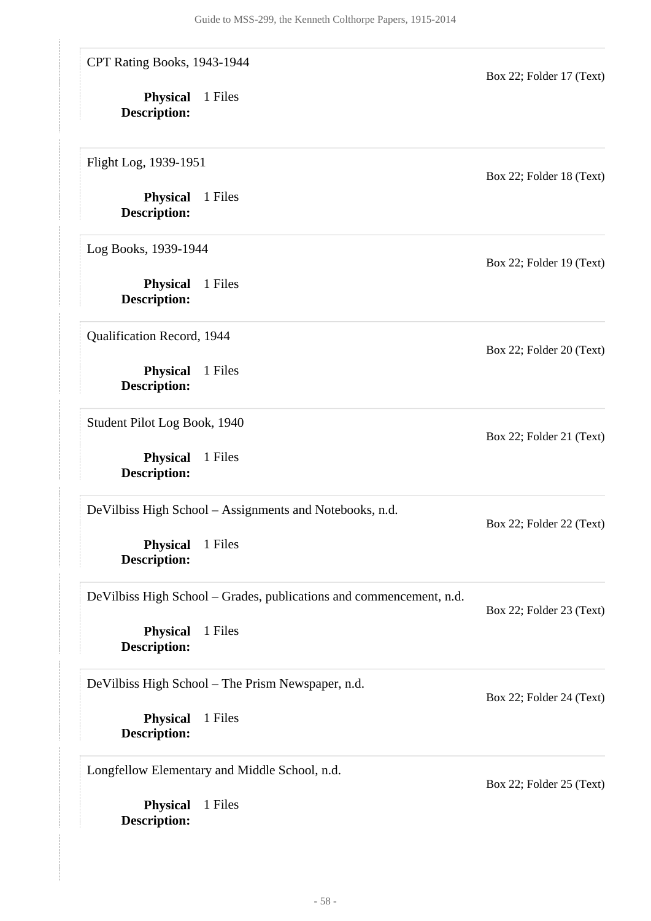CPT Rating Books, 1943-1944

Box 22; Folder 17 (Text)

**Physical Description:** 1 Files

Flight Log, 1939-1951

Box 22; Folder 18 (Text)

**Physical Description:** 1 Files

Log Books, 1939-1944

Box 22; Folder 19 (Text)

**Physical Description:** 1 Files

Qualification Record, 1944

Box 22; Folder 20 (Text)

**Physical Description:** 1 Files

Student Pilot Log Book, 1940

Box 22; Folder 21 (Text)

**Physical Description:** 1 Files

DeVilbiss High School – Assignments and Notebooks, n.d.

Box 22; Folder 22 (Text)

**Physical Description:** 1 Files

DeVilbiss High School – Grades, publications and commencement, n.d.

Box 22; Folder 23 (Text)

**Physical Description:** 1 Files

DeVilbiss High School – The Prism Newspaper, n.d.

Box 22; Folder 24 (Text)

**Physical Description:** 1 Files

Longfellow Elementary and Middle School, n.d.

Box 22; Folder 25 (Text)

**Physical Description:** 1 Files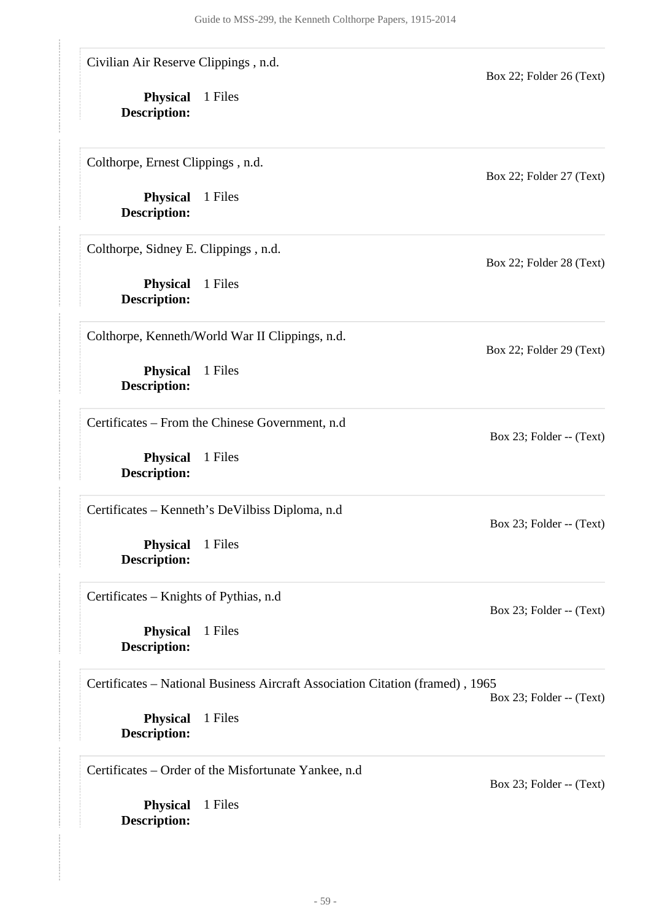Civilian Air Reserve Clippings , n.d.

Box 22; Folder 26 (Text)

**Physical Description:** 1 Files

Colthorpe, Ernest Clippings , n.d.

Box 22; Folder 27 (Text)

**Physical Description:** 1 Files

Colthorpe, Sidney E. Clippings , n.d.

Box 22; Folder 28 (Text)

**Physical Description:** 1 Files

Colthorpe, Kenneth/World War II Clippings, n.d.

Box 22; Folder 29 (Text)

**Physical Description:** 1 Files

Certificates – From the Chinese Government, n.d

Box 23; Folder -- (Text)

**Physical Description:** 1 Files

Certificates – Kenneth's DeVilbiss Diploma, n.d

Box 23; Folder -- (Text)

**Physical Description:** 1 Files

Certificates – Knights of Pythias, n.d

Box 23; Folder -- (Text)

**Physical Description:** 1 Files

Certificates – National Business Aircraft Association Citation (framed) , 1965

Box 23; Folder -- (Text)

**Physical Description:** 1 Files

Certificates – Order of the Misfortunate Yankee, n.d

Box 23; Folder -- (Text)

**Physical Description:** 1 Files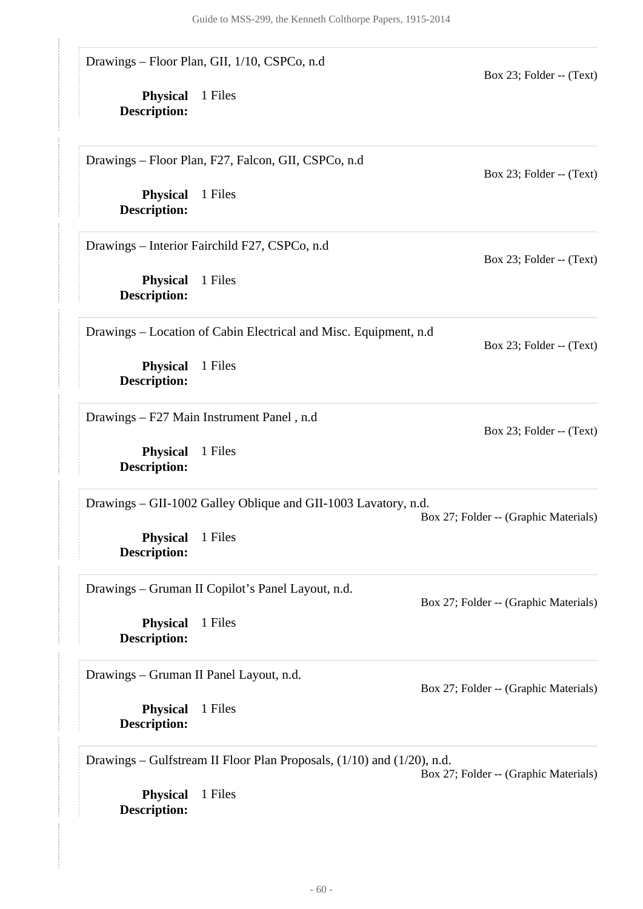Drawings – Floor Plan, GII, 1/10, CSPCo, n.d

Box 23; Folder -- (Text)

**Physical Description:** 1 Files

Drawings – Floor Plan, F27, Falcon, GII, CSPCo, n.d

Box 23; Folder -- (Text)

**Physical Description:** 1 Files

Drawings – Interior Fairchild F27, CSPCo, n.d

Box 23; Folder -- (Text)

**Physical Description:** 1 Files

Drawings – Location of Cabin Electrical and Misc. Equipment, n.d

Box 23; Folder -- (Text)

**Physical Description:** 1 Files

Drawings – F27 Main Instrument Panel , n.d

Box 23; Folder -- (Text)

**Physical Description:** 1 Files

Drawings – GII-1002 Galley Oblique and GII-1003 Lavatory, n.d.

Box 27; Folder -- (Graphic Materials)

**Physical Description:** 1 Files

Drawings – Gruman II Copilot's Panel Layout, n.d.

Box 27; Folder -- (Graphic Materials)

**Physical Description:** 1 Files

Drawings – Gruman II Panel Layout, n.d.

Box 27; Folder -- (Graphic Materials)

**Physical Description:** 1 Files

Drawings – Gulfstream II Floor Plan Proposals, (1/10) and (1/20), n.d.

Box 27; Folder -- (Graphic Materials)

**Physical Description:** 1 Files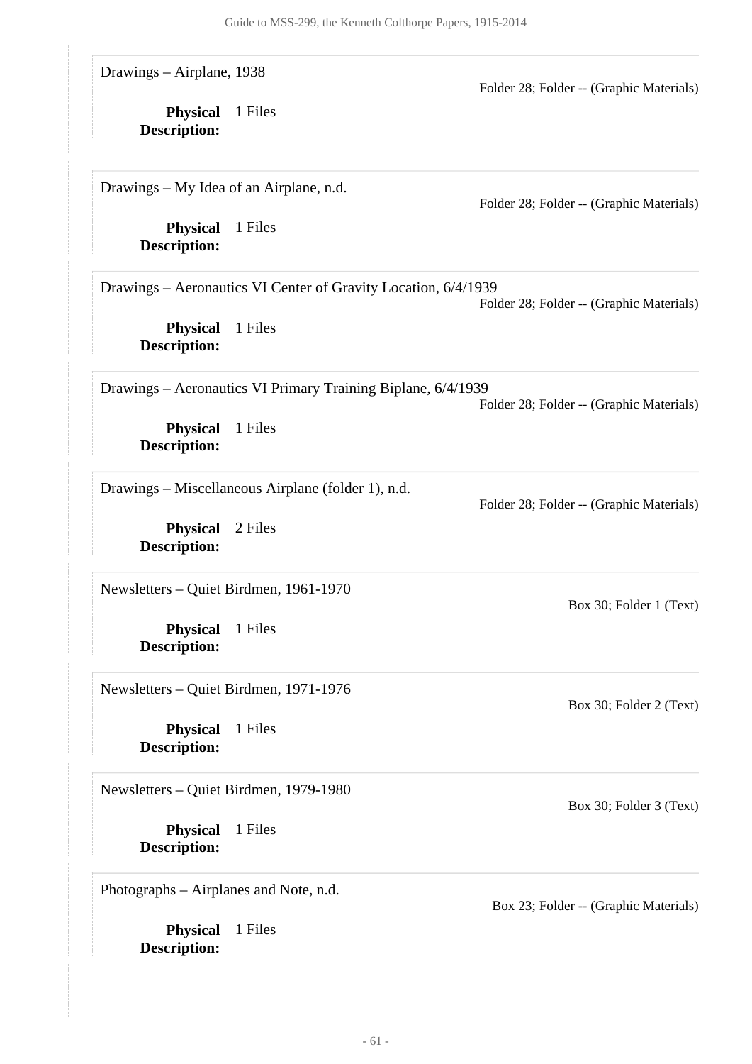Drawings – Airplane, 1938

Folder 28; Folder -- (Graphic Materials)

**Physical Description:** 1 Files

Drawings – My Idea of an Airplane, n.d.

Folder 28; Folder -- (Graphic Materials)

**Physical Description:** 1 Files

Drawings – Aeronautics VI Center of Gravity Location, 6/4/1939

Folder 28; Folder -- (Graphic Materials)

**Physical Description:** 1 Files

Drawings – Aeronautics VI Primary Training Biplane, 6/4/1939

Folder 28; Folder -- (Graphic Materials)

**Physical Description:** 1 Files

Drawings – Miscellaneous Airplane (folder 1), n.d.

Folder 28; Folder -- (Graphic Materials)

**Physical Description:** 2 Files

Newsletters – Quiet Birdmen, 1961-1970

Box 30; Folder 1 (Text)

**Physical Description:** 1 Files

Newsletters – Quiet Birdmen, 1971-1976

Box 30; Folder 2 (Text)

**Physical Description:** 1 Files

Newsletters – Quiet Birdmen, 1979-1980

Box 30; Folder 3 (Text)

**Physical Description:** 1 Files

Photographs – Airplanes and Note, n.d.

Box 23; Folder -- (Graphic Materials)

**Physical Description:** 1 Files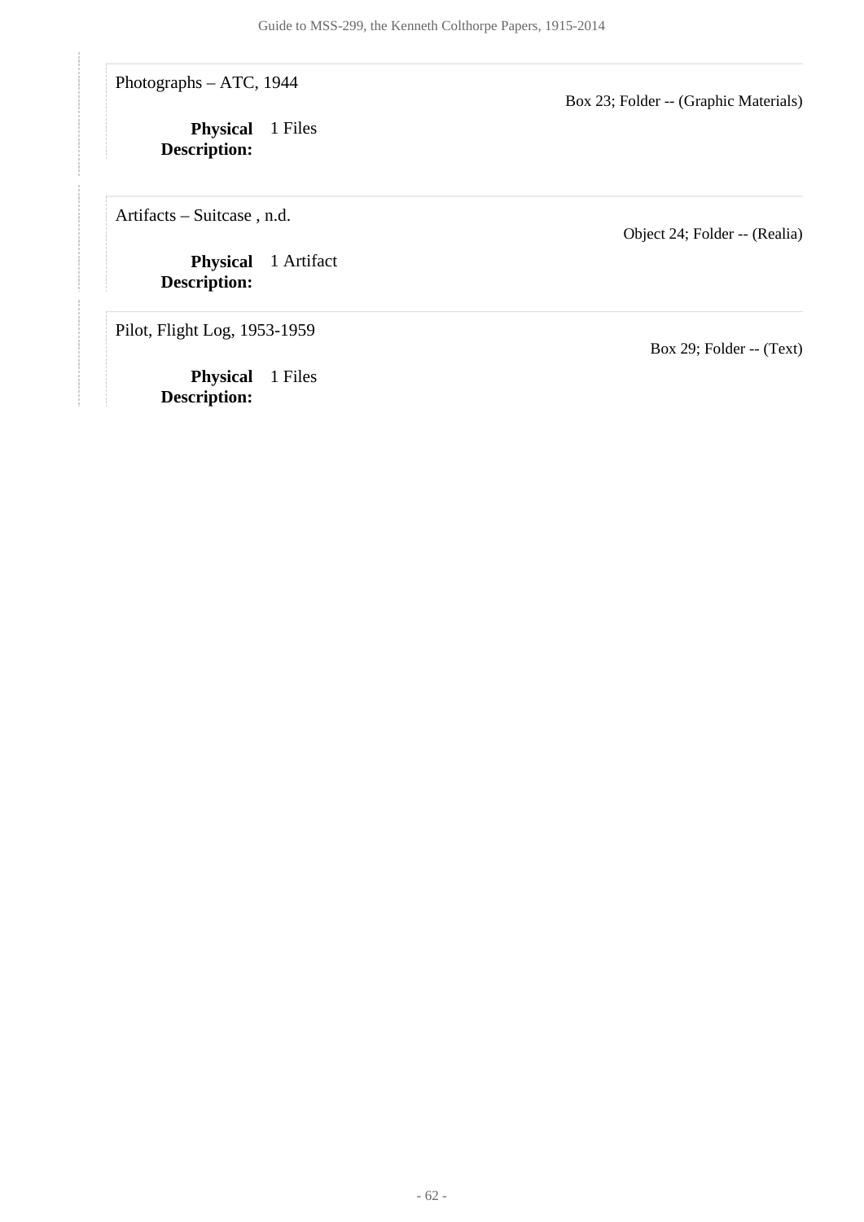Photographs – ATC, 1944

Box 23; Folder -- (Graphic Materials)

**Physical Description:** 1 Files

Artifacts – Suitcase , n.d.

Object 24; Folder -- (Realia)

**Physical Description:** 1 Artifact

Pilot, Flight Log, 1953-1959

Box 29; Folder -- (Text)

**Physical Description:** 1 Files